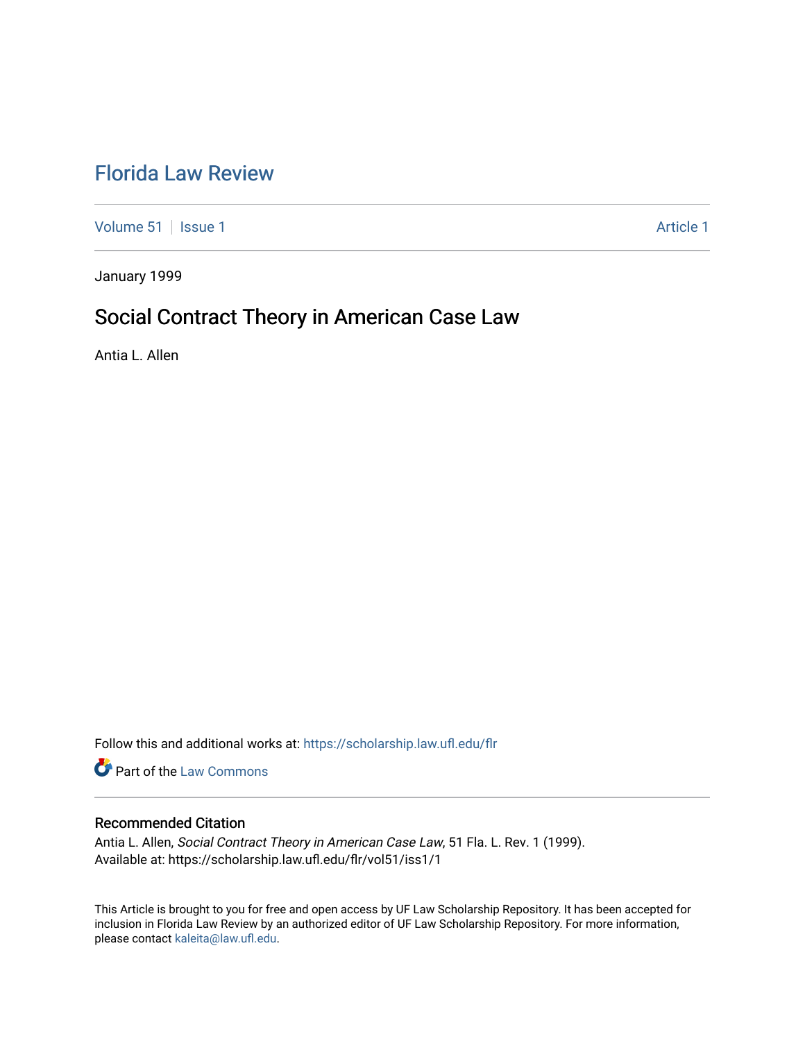# Florida Law Review

Volume 51 | Issue 1 | Article 1

January 1999

## Social Contract Theory in American Case Law

Antia L. Allen

Follow this and additional works at: https://scholarship.law.ufl.edu/flr

Part of the Law Commons

### Recommended Citation

Antia L. Allen, *Social Contract Theory in American Case Law*, 51 Fla. L. Rev. 1 (1999).
Available at: https://scholarship.law.ufl.edu/flr/vol51/iss1/1

This Article is brought to you for free and open access by UF Law Scholarship Repository. It has been accepted for inclusion in Florida Law Review by an authorized editor of UF Law Scholarship Repository. For more information, please contact kaleita@law.ufl.edu.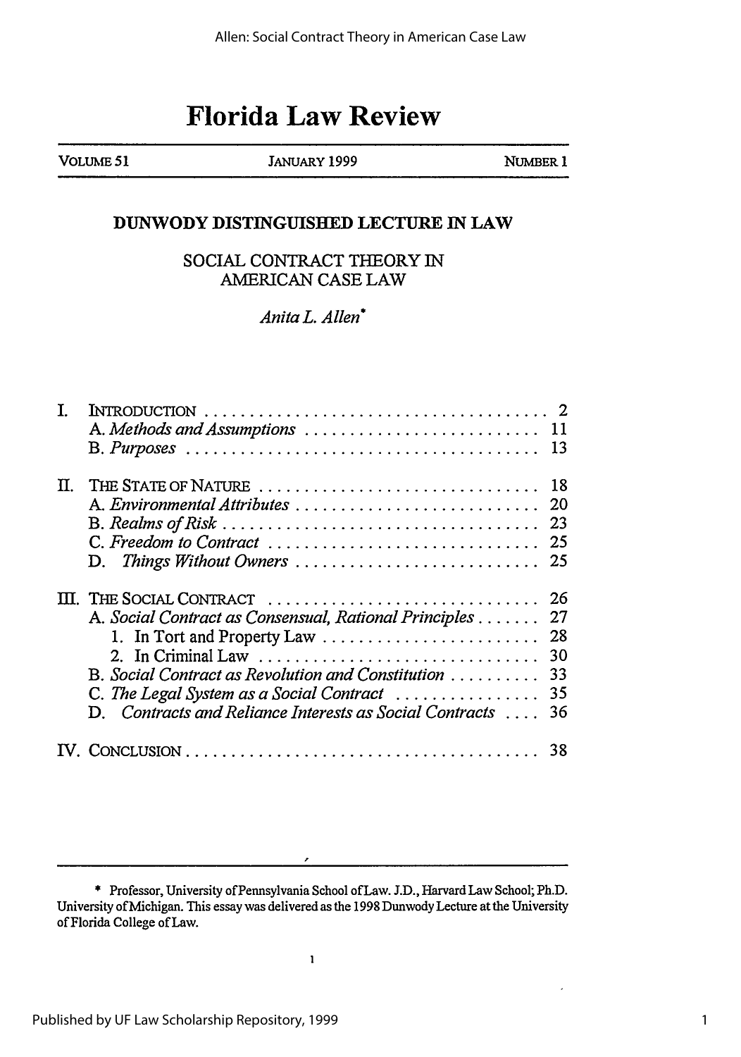# Florida Law Review

VOLUME 51 | JANUARY 1999 | NUMBER 1

## DUNWODY DISTINGUISHED LECTURE IN LAW

## SOCIAL CONTRACT THEORY IN AMERICAN CASE LAW

*Anita L. Allen*\*

I. INTRODUCTION . . . . . . . . . . 2
   A. *Methods and Assumptions* . . . . . . . . . . 11
   B. *Purposes* . . . . . . . . . . 13

II. THE STATE OF NATURE . . . . . . . . . . 18
   A. *Environmental Attributes* . . . . . . . . . . 20
   B. *Realms of Risk* . . . . . . . . . . 23
   C. *Freedom to Contract* . . . . . . . . . . 25
   D. *Things Without Owners* . . . . . . . . . . 25

III. THE SOCIAL CONTRACT . . . . . . . . . . 26
   A. *Social Contract as Consensual, Rational Principles* . . . . . . . 27
      1. In Tort and Property Law . . . . . . . . . . 28
      2. In Criminal Law . . . . . . . . . . 30
   B. *Social Contract as Revolution and Constitution* . . . . . . . . . . 33
   C. *The Legal System as a Social Contract* . . . . . . . . . . 35
   D. *Contracts and Reliance Interests as Social Contracts* . . . . 36

IV. CONCLUSION . . . . . . . . . . 38

---

\* Professor, University of Pennsylvania School of Law. J.D., Harvard Law School; Ph.D. University of Michigan. This essay was delivered as the 1998 Dunwody Lecture at the University of Florida College of Law.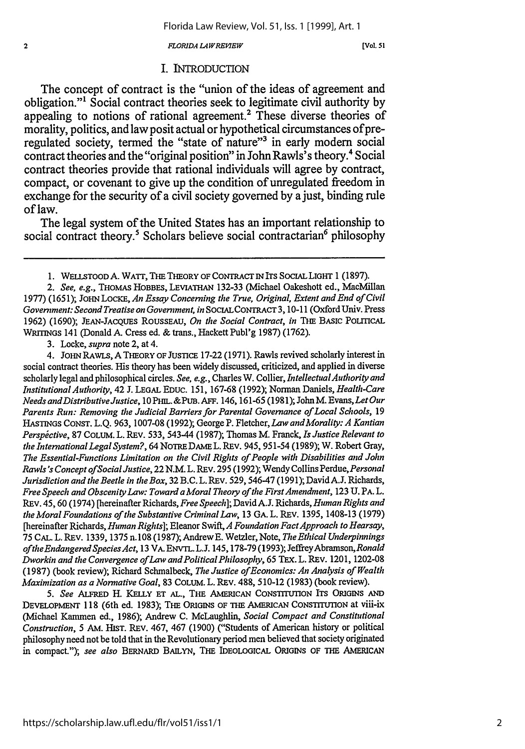## I. INTRODUCTION

The concept of contract is the "union of the ideas of agreement and obligation."[1] Social contract theories seek to legitimate civil authority by appealing to notions of rational agreement.[2] These diverse theories of morality, politics, and law posit actual or hypothetical circumstances of pre-regulated society, termed the "state of nature"[3] in early modern social contract theories and the "original position" in John Rawls's theory.[4] Social contract theories provide that rational individuals will agree by contract, compact, or covenant to give up the condition of unregulated freedom in exchange for the security of a civil society governed by a just, binding rule of law.

The legal system of the United States has an important relationship to social contract theory.[5] Scholars believe social contractarian[6] philosophy

---

1. WELLSTOOD A. WATT, THE THEORY OF CONTRACT IN ITS SOCIAL LIGHT 1 (1897).

2. *See, e.g.*, THOMAS HOBBES, LEVIATHAN 132-33 (Michael Oakeshott ed., MacMillan 1977) (1651); JOHN LOCKE, *An Essay Concerning the True, Original, Extent and End of Civil Government: Second Treatise on Government*, *in* SOCIAL CONTRACT 3, 10-11 (Oxford Univ. Press 1962) (1690); JEAN-JACQUES ROUSSEAU, *On the Social Contract*, *in* THE BASIC POLITICAL WRITINGS 141 (Donald A. Cress ed. & trans., Hackett Publ'g 1987) (1762).

3. Locke, *supra* note 2, at 4.

4. JOHN RAWLS, A THEORY OF JUSTICE 17-22 (1971). Rawls revived scholarly interest in social contract theories. His theory has been widely discussed, criticized, and applied in diverse scholarly legal and philosophical circles. *See, e.g.*, Charles W. Collier, *Intellectual Authority and Institutional Authority*, 42 J. LEGAL EDUC. 151, 167-68 (1992); Norman Daniels, *Health-Care Needs and Distributive Justice*, 10 PHIL. & PUB. AFF. 146, 161-65 (1981); John M. Evans, *Let Our Parents Run: Removing the Judicial Barriers for Parental Governance of Local Schools*, 19 HASTINGS CONST. L.Q. 963, 1007-08 (1992); George P. Fletcher, *Law and Morality: A Kantian Perspective*, 87 COLUM. L. REV. 533, 543-44 (1987); Thomas M. Franck, *Is Justice Relevant to the International Legal System?*, 64 NOTRE DAME L. REV. 945, 951-54 (1989); W. Robert Gray, *The Essential-Functions Limitation on the Civil Rights of People with Disabilities and John Rawls's Concept of Social Justice*, 22 N.M. L. REV. 295 (1992); Wendy Collins Perdue, *Personal Jurisdiction and the Beetle in the Box*, 32 B.C. L. REV. 529, 546-47 (1991); David A.J. Richards, *Free Speech and Obscenity Law: Toward a Moral Theory of the First Amendment*, 123 U. PA. L. REV. 45, 60 (1974) [hereinafter Richards, *Free Speech*]; David A.J. Richards, *Human Rights and the Moral Foundations of the Substantive Criminal Law*, 13 GA. L. REV. 1395, 1408-13 (1979) [hereinafter Richards, *Human Rights*]; Eleanor Swift, *A Foundation Fact Approach to Hearsay*, 75 CAL. L. REV. 1339, 1375 n.108 (1987); Andrew E. Wetzler, Note, *The Ethical Underpinnings of the Endangered Species Act*, 13 VA. ENVTL. L.J. 145, 178-79 (1993); Jeffrey Abramson, *Ronald Dworkin and the Convergence of Law and Political Philosophy*, 65 TEX. L. REV. 1201, 1202-08 (1987) (book review); Richard Schmalbeck, *The Justice of Economics: An Analysis of Wealth Maximization as a Normative Goal*, 83 COLUM. L. REV. 488, 510-12 (1983) (book review).

5. *See* ALFRED H. KELLY ET AL., THE AMERICAN CONSTITUTION ITS ORIGINS AND DEVELOPMENT 118 (6th ed. 1983); THE ORIGINS OF THE AMERICAN CONSTITUTION at viii-ix (Michael Kammen ed., 1986); Andrew C. McLaughlin, *Social Compact and Constitutional Construction*, 5 AM. HIST. REV. 467, 467 (1900) ("Students of American history or political philosophy need not be told that in the Revolutionary period men believed that society originated in compact."); *see also* BERNARD BAILYN, THE IDEOLOGICAL ORIGINS OF THE AMERICAN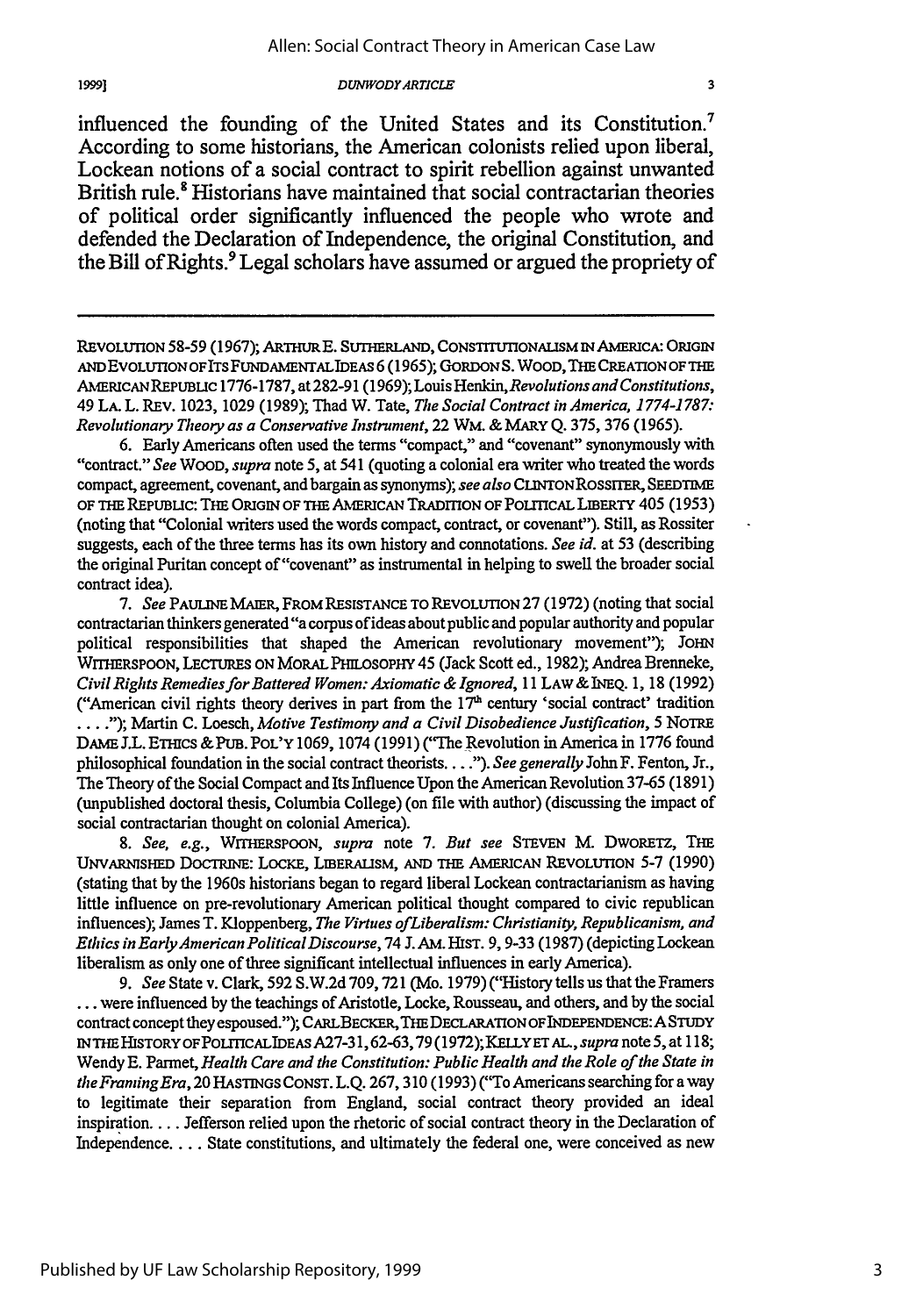influenced the founding of the United States and its Constitution.[7] According to some historians, the American colonists relied upon liberal, Lockean notions of a social contract to spirit rebellion against unwanted British rule.[8] Historians have maintained that social contractarian theories of political order significantly influenced the people who wrote and defended the Declaration of Independence, the original Constitution, and the Bill of Rights.[9] Legal scholars have assumed or argued the propriety of

---

REVOLUTION 58-59 (1967); ARTHUR E. SUTHERLAND, CONSTITUTIONALISM IN AMERICA: ORIGIN AND EVOLUTION OF ITS FUNDAMENTAL IDEAS 6 (1965); GORDON S. WOOD, THE CREATION OF THE AMERICAN REPUBLIC 1776-1787, at 282-91 (1969); Louis Henkin, *Revolutions and Constitutions*, 49 LA. L. REV. 1023, 1029 (1989); Thad W. Tate, *The Social Contract in America, 1774-1787: Revolutionary Theory as a Conservative Instrument*, 22 WM. & MARY Q. 375, 376 (1965).

6. Early Americans often used the terms "compact," and "covenant" synonymously with "contract." *See* WOOD, *supra* note 5, at 541 (quoting a colonial era writer who treated the words compact, agreement, covenant, and bargain as synonyms); *see also* CLINTON ROSSITER, SEEDTIME OF THE REPUBLIC: THE ORIGIN OF THE AMERICAN TRADITION OF POLITICAL LIBERTY 405 (1953) (noting that "Colonial writers used the words compact, contract, or covenant"). Still, as Rossiter suggests, each of the three terms has its own history and connotations. *See id.* at 53 (describing the original Puritan concept of "covenant" as instrumental in helping to swell the broader social contract idea).

7. *See* PAULINE MAIER, FROM RESISTANCE TO REVOLUTION 27 (1972) (noting that social contractarian thinkers generated "a corpus of ideas about public and popular authority and popular political responsibilities that shaped the American revolutionary movement"); JOHN WITHERSPOON, LECTURES ON MORAL PHILOSOPHY 45 (Jack Scott ed., 1982); Andrea Brenneke, *Civil Rights Remedies for Battered Women: Axiomatic & Ignored*, 11 LAW & INEQ. 1, 18 (1992) ("American civil rights theory derives in part from the 17th century 'social contract' tradition . . . ."); Martin C. Loesch, *Motive Testimony and a Civil Disobedience Justification*, 5 NOTRE DAME J.L. ETHICS & PUB. POL'Y 1069, 1074 (1991) ("The Revolution in America in 1776 found philosophical foundation in the social contract theorists. . . ."). *See generally* John F. Fenton, Jr., The Theory of the Social Compact and Its Influence Upon the American Revolution 37-65 (1891) (unpublished doctoral thesis, Columbia College) (on file with author) (discussing the impact of social contractarian thought on colonial America).

8. *See, e.g.*, WITHERSPOON, *supra* note 7. *But see* STEVEN M. DWORETZ, THE UNVARNISHED DOCTRINE: LOCKE, LIBERALISM, AND THE AMERICAN REVOLUTION 5-7 (1990) (stating that by the 1960s historians began to regard liberal Lockean contractarianism as having little influence on pre-revolutionary American political thought compared to civic republican influences); James T. Kloppenberg, *The Virtues of Liberalism: Christianity, Republicanism, and Ethics in Early American Political Discourse*, 74 J. AM. HIST. 9, 9-33 (1987) (depicting Lockean liberalism as only one of three significant intellectual influences in early America).

9. *See* State v. Clark, 592 S.W.2d 709, 721 (Mo. 1979) ("History tells us that the Framers . . . were influenced by the teachings of Aristotle, Locke, Rousseau, and others, and by the social contract concept they espoused."); CARL BECKER, THE DECLARATION OF INDEPENDENCE: A STUDY IN THE HISTORY OF POLITICAL IDEAS A27-31, 62-63, 79 (1972); KELLY ET AL., *supra* note 5, at 118; Wendy E. Parmet, *Health Care and the Constitution: Public Health and the Role of the State in the Framing Era*, 20 HASTINGS CONST. L.Q. 267, 310 (1993) ("To Americans searching for a way to legitimate their separation from England, social contract theory provided an ideal inspiration. . . . Jefferson relied upon the rhetoric of social contract theory in the Declaration of Independence. . . . State constitutions, and ultimately the federal one, were conceived as new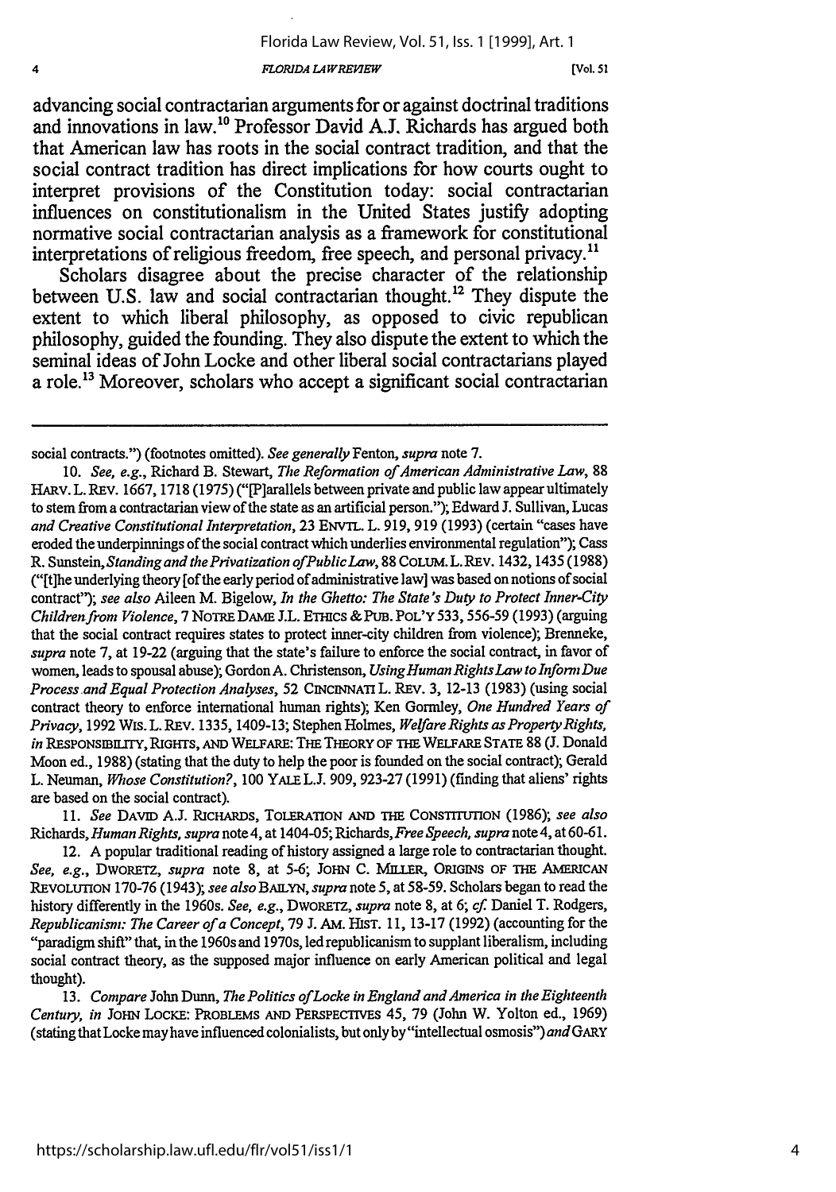advancing social contractarian arguments for or against doctrinal traditions and innovations in law.[10] Professor David A.J. Richards has argued both that American law has roots in the social contract tradition, and that the social contract tradition has direct implications for how courts ought to interpret provisions of the Constitution today: social contractarian influences on constitutionalism in the United States justify adopting normative social contractarian analysis as a framework for constitutional interpretations of religious freedom, free speech, and personal privacy.[11]

Scholars disagree about the precise character of the relationship between U.S. law and social contractarian thought.[12] They dispute the extent to which liberal philosophy, as opposed to civic republican philosophy, guided the founding. They also dispute the extent to which the seminal ideas of John Locke and other liberal social contractarians played a role.[13] Moreover, scholars who accept a significant social contractarian

---

social contracts.") (footnotes omitted). *See generally* Fenton, *supra* note 7.

10. *See, e.g.*, Richard B. Stewart, *The Reformation of American Administrative Law*, 88 HARV. L. REV. 1667, 1718 (1975) ("[P]arallels between private and public law appear ultimately to stem from a contractarian view of the state as an artificial person."); Edward J. Sullivan, Lucas *and Creative Constitutional Interpretation*, 23 ENVTL. L. 919, 919 (1993) (certain "cases have eroded the underpinnings of the social contract which underlies environmental regulation"); Cass R. Sunstein, *Standing and the Privatization of Public Law*, 88 COLUM. L. REV. 1432, 1435 (1988) ("[t]he underlying theory [of the early period of administrative law] was based on notions of social contract"); *see also* Aileen M. Bigelow, *In the Ghetto: The State's Duty to Protect Inner-City Children from Violence*, 7 NOTRE DAME J.L. ETHICS & PUB. POL'Y 533, 556-59 (1993) (arguing that the social contract requires states to protect inner-city children from violence); Brenneke, *supra* note 7, at 19-22 (arguing that the state's failure to enforce the social contract, in favor of women, leads to spousal abuse); Gordon A. Christenson, *Using Human Rights Law to Inform Due Process and Equal Protection Analyses*, 52 CINCINNATI L. REV. 3, 12-13 (1983) (using social contract theory to enforce international human rights); Ken Gormley, *One Hundred Years of Privacy*, 1992 WIS. L. REV. 1335, 1409-13; Stephen Holmes, *Welfare Rights as Property Rights*, *in* RESPONSIBILITY, RIGHTS, AND WELFARE: THE THEORY OF THE WELFARE STATE 88 (J. Donald Moon ed., 1988) (stating that the duty to help the poor is founded on the social contract); Gerald L. Neuman, *Whose Constitution?*, 100 YALE L.J. 909, 923-27 (1991) (finding that aliens' rights are based on the social contract).

11. *See* DAVID A.J. RICHARDS, TOLERATION AND THE CONSTITUTION (1986); *see also* Richards, *Human Rights*, *supra* note 4, at 1404-05; Richards, *Free Speech*, *supra* note 4, at 60-61.

12. A popular traditional reading of history assigned a large role to contractarian thought. *See, e.g.*, DWORETZ, *supra* note 8, at 5-6; JOHN C. MILLER, ORIGINS OF THE AMERICAN REVOLUTION 170-76 (1943); *see also* BAILYN, *supra* note 5, at 58-59. Scholars began to read the history differently in the 1960s. *See, e.g.*, DWORETZ, *supra* note 8, at 6; *cf.* Daniel T. Rodgers, *Republicanism: The Career of a Concept*, 79 J. AM. HIST. 11, 13-17 (1992) (accounting for the "paradigm shift" that, in the 1960s and 1970s, led republicanism to supplant liberalism, including social contract theory, as the supposed major influence on early American political and legal thought).

13. *Compare* John Dunn, *The Politics of Locke in England and America in the Eighteenth Century*, *in* JOHN LOCKE: PROBLEMS AND PERSPECTIVES 45, 79 (John W. Yolton ed., 1969) (stating that Locke may have influenced colonialists, but only by "intellectual osmosis") *and* GARY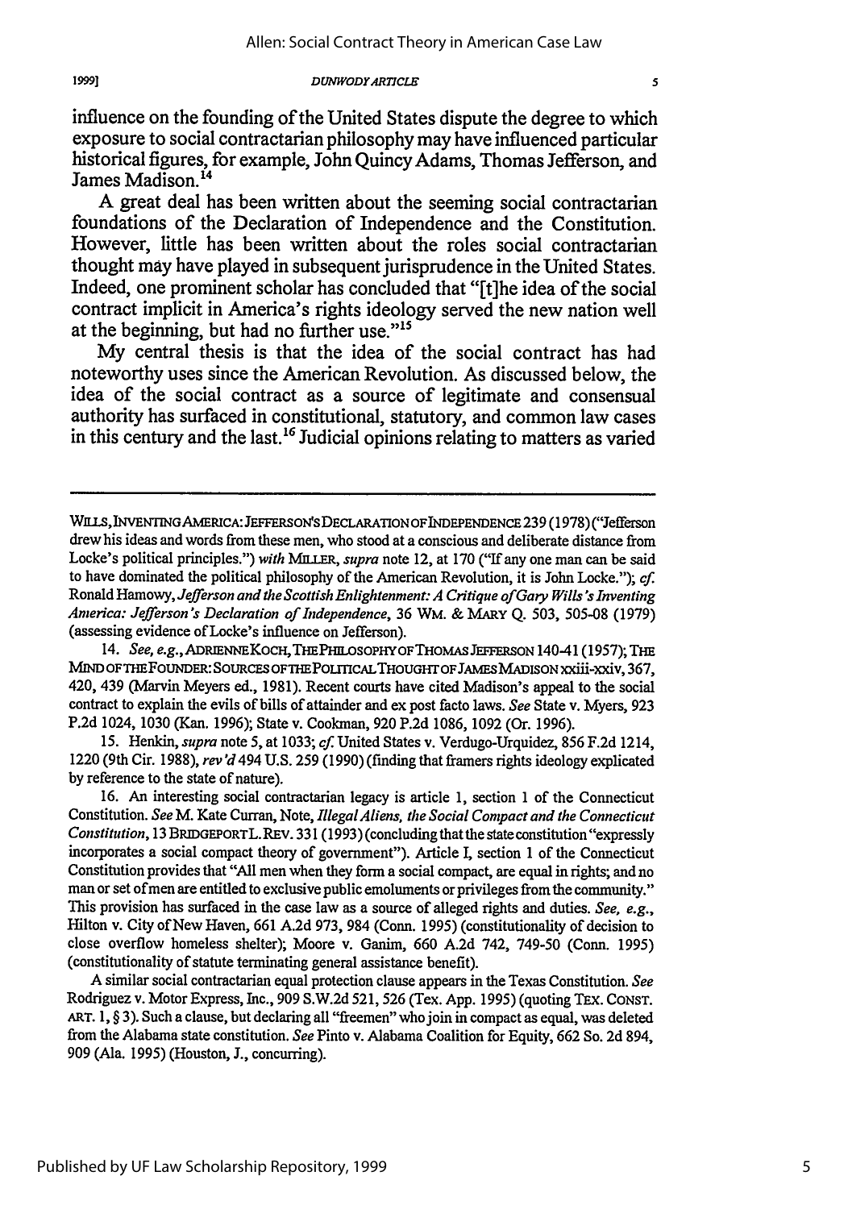influence on the founding of the United States dispute the degree to which exposure to social contractarian philosophy may have influenced particular historical figures, for example, John Quincy Adams, Thomas Jefferson, and James Madison.[14]

A great deal has been written about the seeming social contractarian foundations of the Declaration of Independence and the Constitution. However, little has been written about the roles social contractarian thought may have played in subsequent jurisprudence in the United States. Indeed, one prominent scholar has concluded that "[t]he idea of the social contract implicit in America's rights ideology served the new nation well at the beginning, but had no further use."[15]

My central thesis is that the idea of the social contract has had noteworthy uses since the American Revolution. As discussed below, the idea of the social contract as a source of legitimate and consensual authority has surfaced in constitutional, statutory, and common law cases in this century and the last.[16] Judicial opinions relating to matters as varied

---

WILLS, INVENTING AMERICA: JEFFERSON'S DECLARATION OF INDEPENDENCE 239 (1978) ("Jefferson drew his ideas and words from these men, who stood at a conscious and deliberate distance from Locke's political principles.") *with* MILLER, *supra* note 12, at 170 ("If any one man can be said to have dominated the political philosophy of the American Revolution, it is John Locke."); *cf.* Ronald Hamowy, *Jefferson and the Scottish Enlightenment: A Critique of Gary Wills's Inventing America: Jefferson's Declaration of Independence*, 36 WM. & MARY Q. 503, 505-08 (1979) (assessing evidence of Locke's influence on Jefferson).

14. *See, e.g.*, ADRIENNE KOCH, THE PHILOSOPHY OF THOMAS JEFFERSON 140-41 (1957); THE MIND OF THE FOUNDER: SOURCES OF THE POLITICAL THOUGHT OF JAMES MADISON xxiii-xxiv, 367, 420, 439 (Marvin Meyers ed., 1981). Recent courts have cited Madison's appeal to the social contract to explain the evils of bills of attainder and ex post facto laws. *See* State v. Myers, 923 P.2d 1024, 1030 (Kan. 1996); State v. Cookman, 920 P.2d 1086, 1092 (Or. 1996).

15. Henkin, *supra* note 5, at 1033; *cf.* United States v. Verdugo-Urquidez, 856 F.2d 1214, 1220 (9th Cir. 1988), *rev'd* 494 U.S. 259 (1990) (finding that framers rights ideology explicated by reference to the state of nature).

16. An interesting social contractarian legacy is article 1, section 1 of the Connecticut Constitution. *See* M. Kate Curran, Note, *Illegal Aliens, the Social Compact and the Connecticut Constitution*, 13 BRIDGEPORT L. REV. 331 (1993) (concluding that the state constitution "expressly incorporates a social compact theory of government"). Article I, section 1 of the Connecticut Constitution provides that "All men when they form a social compact, are equal in rights; and no man or set of men are entitled to exclusive public emoluments or privileges from the community." This provision has surfaced in the case law as a source of alleged rights and duties. *See, e.g.*, Hilton v. City of New Haven, 661 A.2d 973, 984 (Conn. 1995) (constitutionality of decision to close overflow homeless shelter); Moore v. Ganim, 660 A.2d 742, 749-50 (Conn. 1995) (constitutionality of statute terminating general assistance benefit).

A similar social contractarian equal protection clause appears in the Texas Constitution. *See* Rodriguez v. Motor Express, Inc., 909 S.W.2d 521, 526 (Tex. App. 1995) (quoting TEX. CONST. ART. 1, § 3). Such a clause, but declaring all "freemen" who join in compact as equal, was deleted from the Alabama state constitution. *See* Pinto v. Alabama Coalition for Equity, 662 So. 2d 894, 909 (Ala. 1995) (Houston, J., concurring).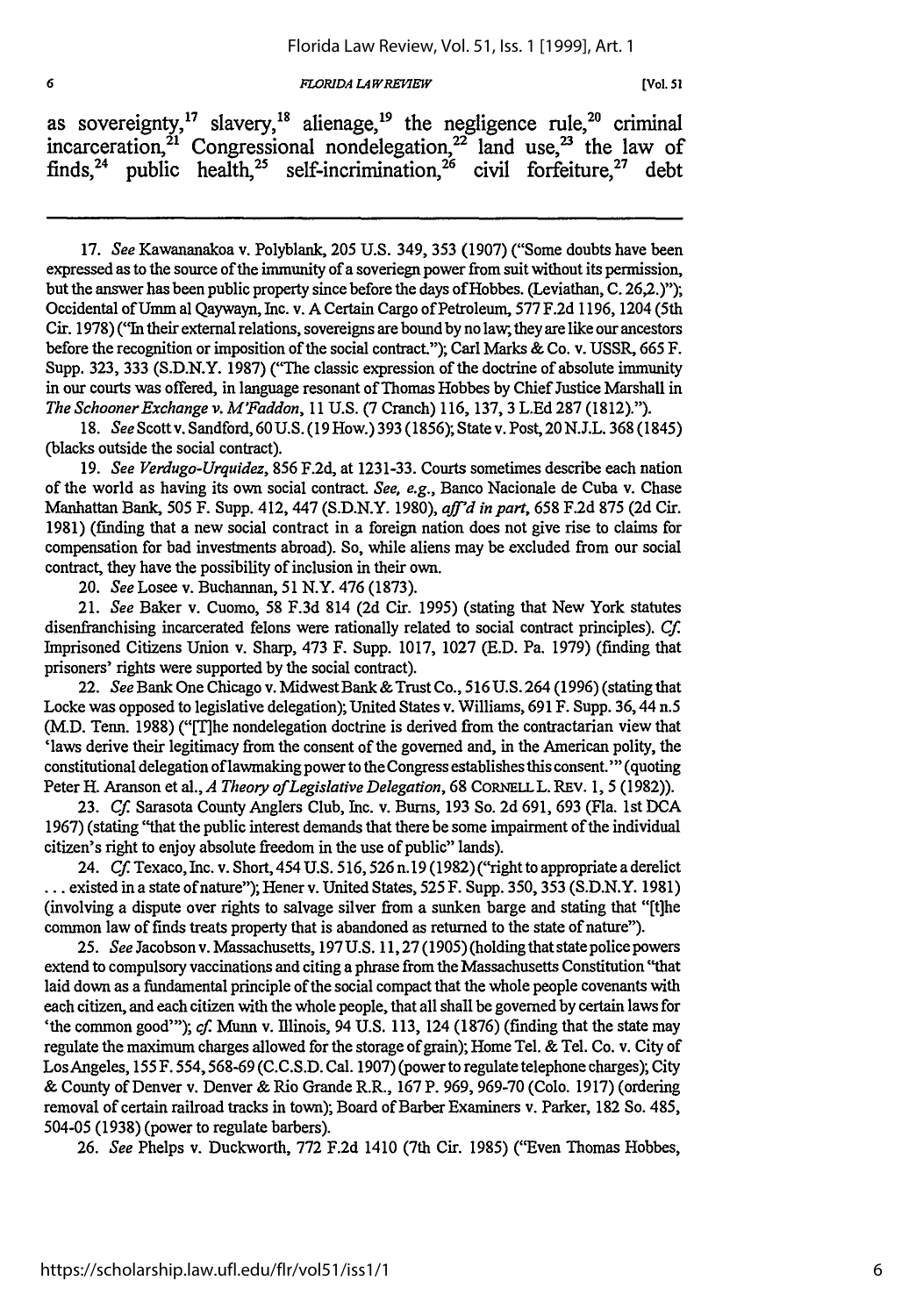as sovereignty,[17] slavery,[18] alienage,[19] the negligence rule,[20] criminal incarceration,[21] Congressional nondelegation,[22] land use,[23] the law of finds,[24] public health,[25] self-incrimination,[26] civil forfeiture,[27] debt

---

17. *See* Kawananakoa v. Polyblank, 205 U.S. 349, 353 (1907) ("Some doubts have been expressed as to the source of the immunity of a soveriegn power from suit without its permission, but the answer has been public property since before the days of Hobbes. (Leviathan, C. 26,2.)"); Occidental of Umm al Qaywayn, Inc. v. A Certain Cargo of Petroleum, 577 F.2d 1196, 1204 (5th Cir. 1978) ("In their external relations, sovereigns are bound by no law; they are like our ancestors before the recognition or imposition of the social contract."); Carl Marks & Co. v. USSR, 665 F. Supp. 323, 333 (S.D.N.Y. 1987) ("The classic expression of the doctrine of absolute immunity in our courts was offered, in language resonant of Thomas Hobbes by Chief Justice Marshall in *The Schooner Exchange v. M'Faddon*, 11 U.S. (7 Cranch) 116, 137, 3 L.Ed 287 (1812).").

18. *See* Scott v. Sandford, 60 U.S. (19 How.) 393 (1856); State v. Post, 20 N.J.L. 368 (1845) (blacks outside the social contract).

19. *See Verdugo-Urquidez*, 856 F.2d, at 1231-33. Courts sometimes describe each nation of the world as having its own social contract. *See, e.g.*, Banco Nacionale de Cuba v. Chase Manhattan Bank, 505 F. Supp. 412, 447 (S.D.N.Y. 1980), *aff'd in part*, 658 F.2d 875 (2d Cir. 1981) (finding that a new social contract in a foreign nation does not give rise to claims for compensation for bad investments abroad). So, while aliens may be excluded from our social contract, they have the possibility of inclusion in their own.

20. *See* Losee v. Buchannan, 51 N.Y. 476 (1873).

21. *See* Baker v. Cuomo, 58 F.3d 814 (2d Cir. 1995) (stating that New York statutes disenfranchising incarcerated felons were rationally related to social contract principles). *Cf.* Imprisoned Citizens Union v. Sharp, 473 F. Supp. 1017, 1027 (E.D. Pa. 1979) (finding that prisoners' rights were supported by the social contract).

22. *See* Bank One Chicago v. Midwest Bank & Trust Co., 516 U.S. 264 (1996) (stating that Locke was opposed to legislative delegation); United States v. Williams, 691 F. Supp. 36, 44 n.5 (M.D. Tenn. 1988) ("[T]he nondelegation doctrine is derived from the contractarian view that 'laws derive their legitimacy from the consent of the governed and, in the American polity, the constitutional delegation of lawmaking power to the Congress establishes this consent.'" (quoting Peter H. Aranson et al., *A Theory of Legislative Delegation*, 68 CORNELL L. REV. 1, 5 (1982)).

23. *Cf.* Sarasota County Anglers Club, Inc. v. Burns, 193 So. 2d 691, 693 (Fla. 1st DCA 1967) (stating "that the public interest demands that there be some impairment of the individual citizen's right to enjoy absolute freedom in the use of public" lands).

24. *Cf.* Texaco, Inc. v. Short, 454 U.S. 516, 526 n.19 (1982) ("right to appropriate a derelict . . . existed in a state of nature"); Hener v. United States, 525 F. Supp. 350, 353 (S.D.N.Y. 1981) (involving a dispute over rights to salvage silver from a sunken barge and stating that "[t]he common law of finds treats property that is abandoned as returned to the state of nature").

25. *See* Jacobson v. Massachusetts, 197 U.S. 11, 27 (1905) (holding that state police powers extend to compulsory vaccinations and citing a phrase from the Massachusetts Constitution "that laid down as a fundamental principle of the social compact that the whole people covenants with each citizen, and each citizen with the whole people, that all shall be governed by certain laws for 'the common good'"); *cf.* Munn v. Illinois, 94 U.S. 113, 124 (1876) (finding that the state may regulate the maximum charges allowed for the storage of grain); Home Tel. & Tel. Co. v. City of Los Angeles, 155 F. 554, 568-69 (C.C.S.D. Cal. 1907) (power to regulate telephone charges); City & County of Denver v. Denver & Rio Grande R.R., 167 P. 969, 969-70 (Colo. 1917) (ordering removal of certain railroad tracks in town); Board of Barber Examiners v. Parker, 182 So. 485, 504-05 (1938) (power to regulate barbers).

26. *See* Phelps v. Duckworth, 772 F.2d 1410 (7th Cir. 1985) ("Even Thomas Hobbes,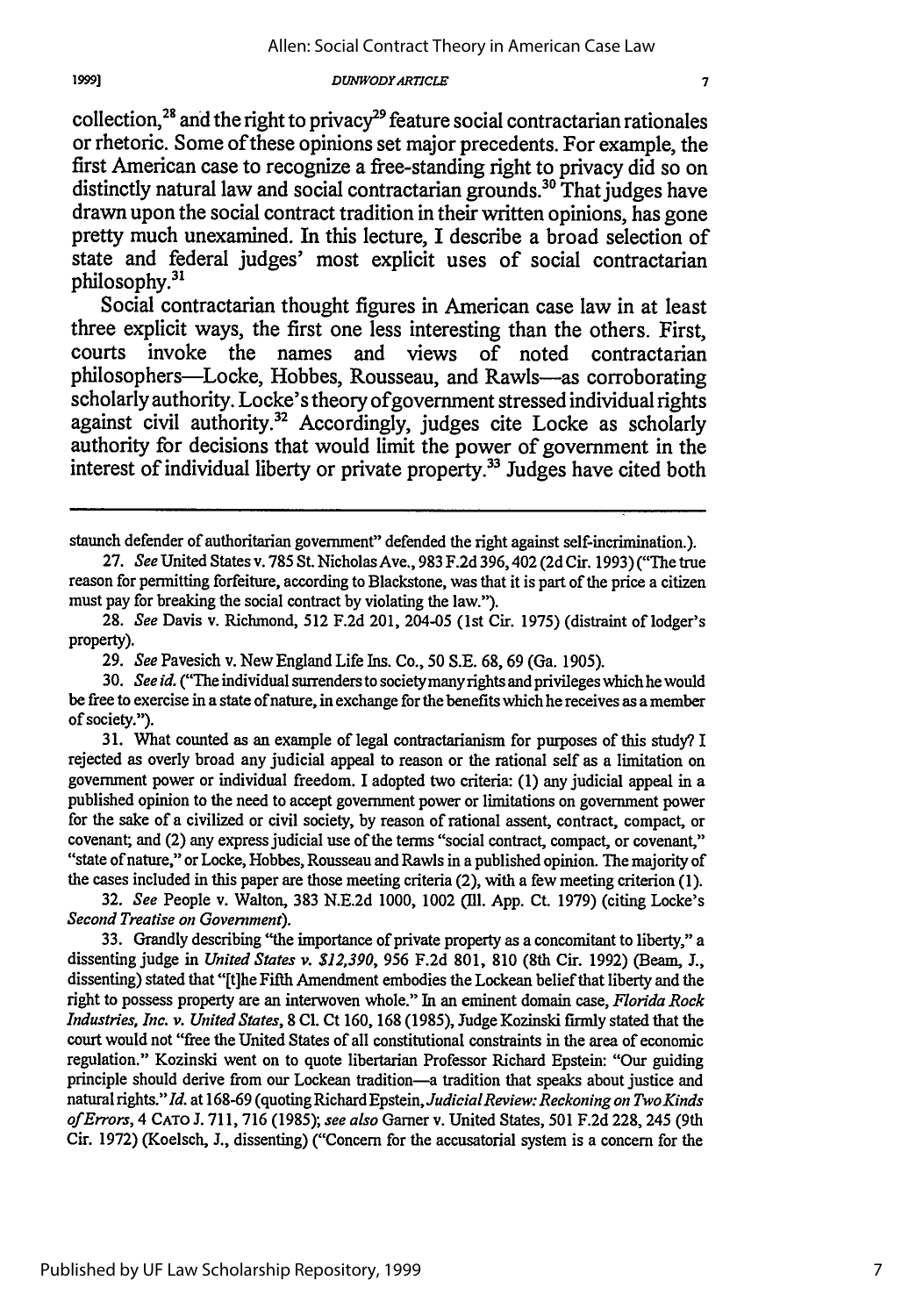collection,[28] and the right to privacy[29] feature social contractarian rationales or rhetoric. Some of these opinions set major precedents. For example, the first American case to recognize a free-standing right to privacy did so on distinctly natural law and social contractarian grounds.[30] That judges have drawn upon the social contract tradition in their written opinions, has gone pretty much unexamined. In this lecture, I describe a broad selection of state and federal judges' most explicit uses of social contractarian philosophy.[31]

Social contractarian thought figures in American case law in at least three explicit ways, the first one less interesting than the others. First, courts invoke the names and views of noted contractarian philosophers—Locke, Hobbes, Rousseau, and Rawls—as corroborating scholarly authority. Locke's theory of government stressed individual rights against civil authority.[32] Accordingly, judges cite Locke as scholarly authority for decisions that would limit the power of government in the interest of individual liberty or private property.[33] Judges have cited both

---

staunch defender of authoritarian government" defended the right against self-incrimination.).

27. *See* United States v. 785 St. Nicholas Ave., 983 F.2d 396, 402 (2d Cir. 1993) ("The true reason for permitting forfeiture, according to Blackstone, was that it is part of the price a citizen must pay for breaking the social contract by violating the law.").

28. *See* Davis v. Richmond, 512 F.2d 201, 204-05 (1st Cir. 1975) (distraint of lodger's property).

29. *See* Pavesich v. New England Life Ins. Co., 50 S.E. 68, 69 (Ga. 1905).

30. *See id.* ("The individual surrenders to society many rights and privileges which he would be free to exercise in a state of nature, in exchange for the benefits which he receives as a member of society.").

31. What counted as an example of legal contractarianism for purposes of this study? I rejected as overly broad any judicial appeal to reason or the rational self as a limitation on government power or individual freedom. I adopted two criteria: (1) any judicial appeal in a published opinion to the need to accept government power or limitations on government power for the sake of a civilized or civil society, by reason of rational assent, contract, compact, or covenant; and (2) any express judicial use of the terms "social contract, compact, or covenant," "state of nature," or Locke, Hobbes, Rousseau and Rawls in a published opinion. The majority of the cases included in this paper are those meeting criteria (2), with a few meeting criterion (1).

32. *See* People v. Walton, 383 N.E.2d 1000, 1002 (Ill. App. Ct. 1979) (citing Locke's *Second Treatise on Government*).

33. Grandly describing "the importance of private property as a concomitant to liberty," a dissenting judge in *United States v. $12,390*, 956 F.2d 801, 810 (8th Cir. 1992) (Beam, J., dissenting) stated that "[t]he Fifth Amendment embodies the Lockean belief that liberty and the right to possess property are an interwoven whole." In an eminent domain case, *Florida Rock Industries, Inc. v. United States*, 8 Cl. Ct 160, 168 (1985), Judge Kozinski firmly stated that the court would not "free the United States of all constitutional constraints in the area of economic regulation." Kozinski went on to quote libertarian Professor Richard Epstein: "Our guiding principle should derive from our Lockean tradition—a tradition that speaks about justice and natural rights." *Id.* at 168-69 (quoting Richard Epstein, *Judicial Review: Reckoning on Two Kinds of Errors*, 4 CATO J. 711, 716 (1985); *see also* Garner v. United States, 501 F.2d 228, 245 (9th Cir. 1972) (Koelsch, J., dissenting) ("Concern for the accusatorial system is a concern for the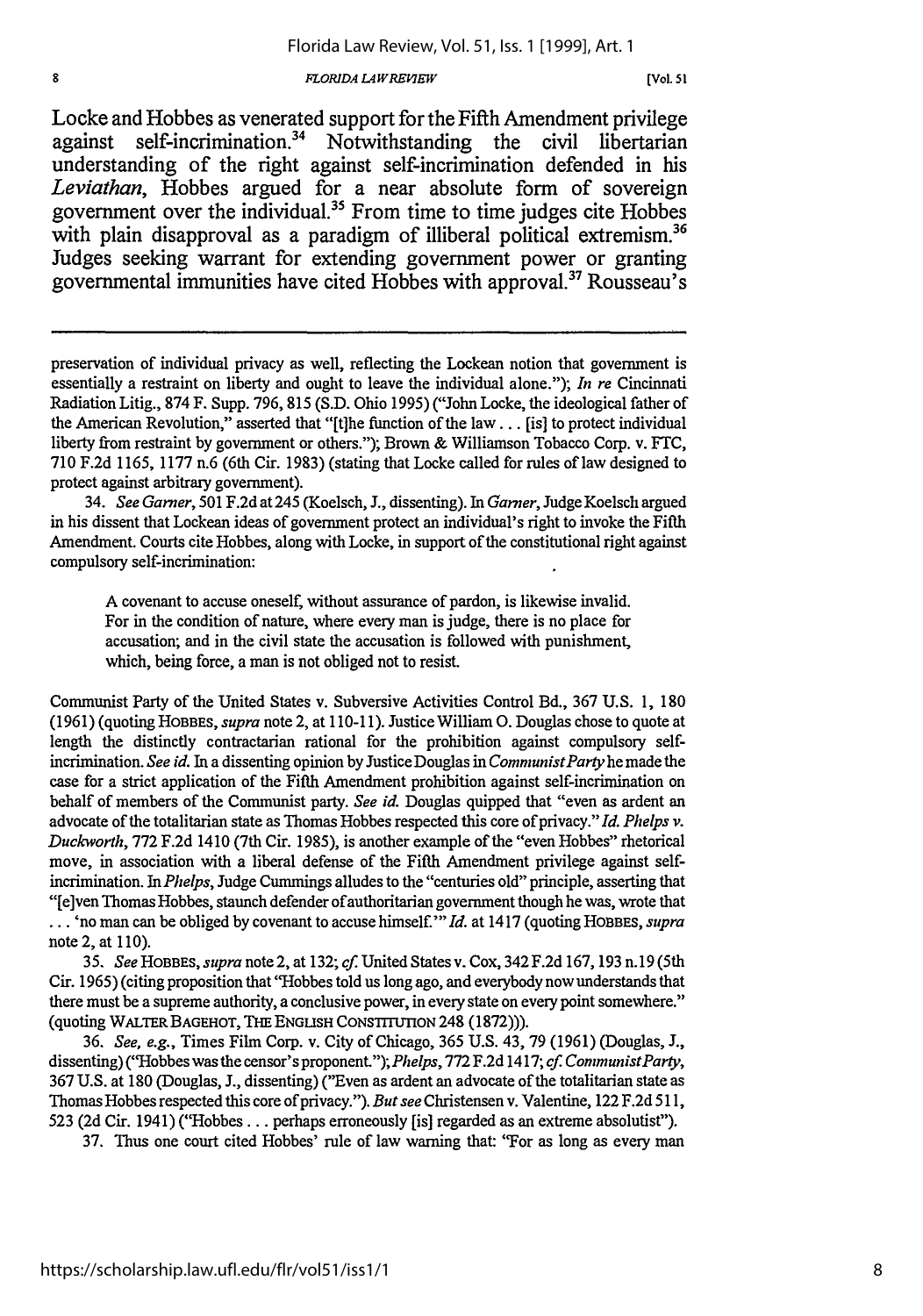Locke and Hobbes as venerated support for the Fifth Amendment privilege against self-incrimination.[34] Notwithstanding the civil libertarian understanding of the right against self-incrimination defended in his *Leviathan*, Hobbes argued for a near absolute form of sovereign government over the individual.[35] From time to time judges cite Hobbes with plain disapproval as a paradigm of illiberal political extremism.[36] Judges seeking warrant for extending government power or granting governmental immunities have cited Hobbes with approval.[37] Rousseau's

---

preservation of individual privacy as well, reflecting the Lockean notion that government is essentially a restraint on liberty and ought to leave the individual alone."); *In re* Cincinnati Radiation Litig., 874 F. Supp. 796, 815 (S.D. Ohio 1995) ("John Locke, the ideological father of the American Revolution," asserted that "[t]he function of the law . . . [is] to protect individual liberty from restraint by government or others."); Brown & Williamson Tobacco Corp. v. FTC, 710 F.2d 1165, 1177 n.6 (6th Cir. 1983) (stating that Locke called for rules of law designed to protect against arbitrary government).

34. *See Garner*, 501 F.2d at 245 (Koelsch, J., dissenting). In *Garner*, Judge Koelsch argued in his dissent that Lockean ideas of government protect an individual's right to invoke the Fifth Amendment. Courts cite Hobbes, along with Locke, in support of the constitutional right against compulsory self-incrimination:

> A covenant to accuse oneself, without assurance of pardon, is likewise invalid. For in the condition of nature, where every man is judge, there is no place for accusation; and in the civil state the accusation is followed with punishment, which, being force, a man is not obliged not to resist.

Communist Party of the United States v. Subversive Activities Control Bd., 367 U.S. 1, 180 (1961) (quoting HOBBES, *supra* note 2, at 110-11). Justice William O. Douglas chose to quote at length the distinctly contractarian rational for the prohibition against compulsory self-incrimination. *See id.* In a dissenting opinion by Justice Douglas in *Communist Party* he made the case for a strict application of the Fifth Amendment prohibition against self-incrimination on behalf of members of the Communist party. *See id.* Douglas quipped that "even as ardent an advocate of the totalitarian state as Thomas Hobbes respected this core of privacy." *Id. Phelps v. Duckworth*, 772 F.2d 1410 (7th Cir. 1985), is another example of the "even Hobbes" rhetorical move, in association with a liberal defense of the Fifth Amendment privilege against self-incrimination. In *Phelps*, Judge Cummings alludes to the "centuries old" principle, asserting that "[e]ven Thomas Hobbes, staunch defender of authoritarian government though he was, wrote that . . . 'no man can be obliged by covenant to accuse himself.'" *Id.* at 1417 (quoting HOBBES, *supra* note 2, at 110).

35. *See* HOBBES, *supra* note 2, at 132; *cf.* United States v. Cox, 342 F.2d 167, 193 n.19 (5th Cir. 1965) (citing proposition that "Hobbes told us long ago, and everybody now understands that there must be a supreme authority, a conclusive power, in every state on every point somewhere." (quoting WALTER BAGEHOT, THE ENGLISH CONSTITUTION 248 (1872))).

36. *See, e.g.*, Times Film Corp. v. City of Chicago, 365 U.S. 43, 79 (1961) (Douglas, J., dissenting) ("Hobbes was the censor's proponent."); *Phelps*, 772 F.2d 1417; *cf. Communist Party*, 367 U.S. at 180 (Douglas, J., dissenting) ("Even as ardent an advocate of the totalitarian state as Thomas Hobbes respected this core of privacy."). *But see* Christensen v. Valentine, 122 F.2d 511, 523 (2d Cir. 1941) ("Hobbes . . . perhaps erroneously [is] regarded as an extreme absolutist").

37. Thus one court cited Hobbes' rule of law warning that: "For as long as every man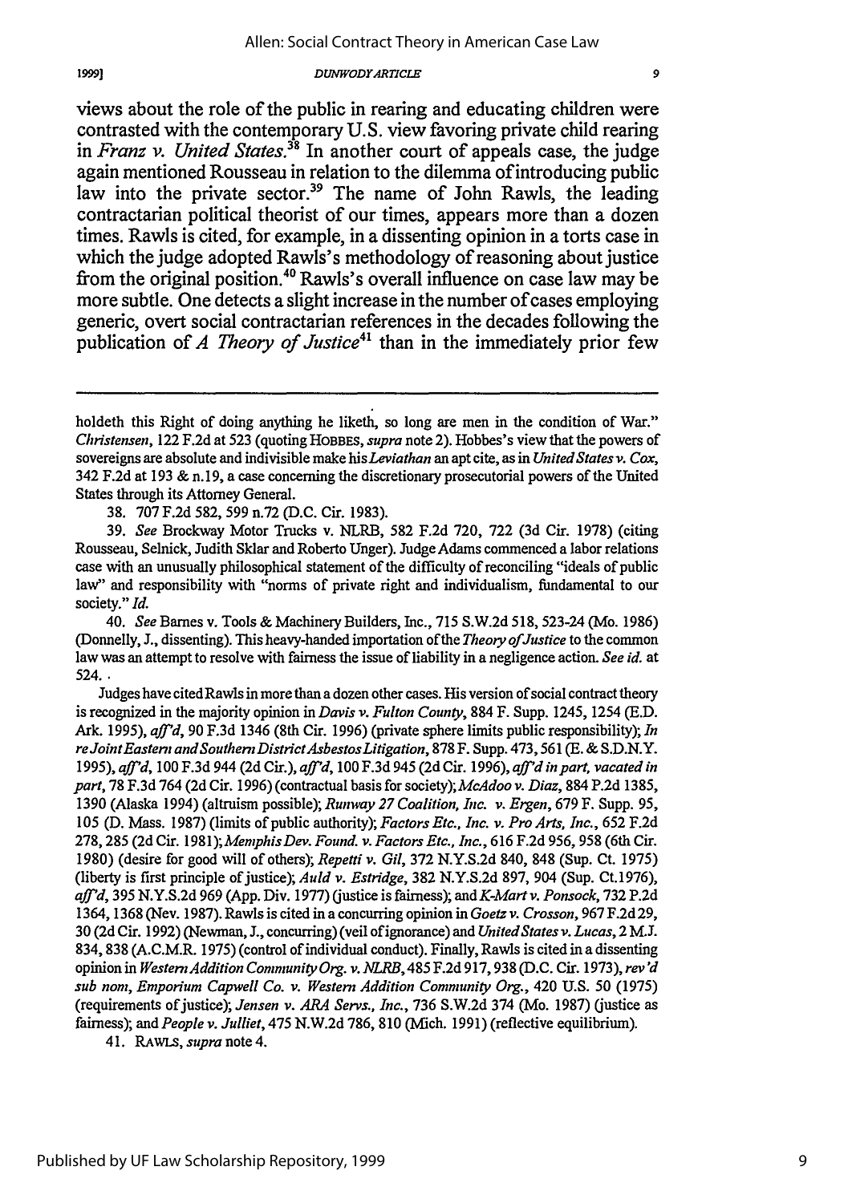views about the role of the public in rearing and educating children were contrasted with the contemporary U.S. view favoring private child rearing in *Franz v. United States*.[38] In another court of appeals case, the judge again mentioned Rousseau in relation to the dilemma of introducing public law into the private sector.[39] The name of John Rawls, the leading contractarian political theorist of our times, appears more than a dozen times. Rawls is cited, for example, in a dissenting opinion in a torts case in which the judge adopted Rawls's methodology of reasoning about justice from the original position.[40] Rawls's overall influence on case law may be more subtle. One detects a slight increase in the number of cases employing generic, overt social contractarian references in the decades following the publication of *A Theory of Justice*[41] than in the immediately prior few

---

holdeth this Right of doing anything he liketh, so long are men in the condition of War." *Christensen*, 122 F.2d at 523 (quoting HOBBES, *supra* note 2). Hobbes's view that the powers of sovereigns are absolute and indivisible make his *Leviathan* an apt cite, as in *United States v. Cox*, 342 F.2d at 193 & n.19, a case concerning the discretionary prosecutorial powers of the United States through its Attorney General.

38. 707 F.2d 582, 599 n.72 (D.C. Cir. 1983).

39. *See* Brockway Motor Trucks v. NLRB, 582 F.2d 720, 722 (3d Cir. 1978) (citing Rousseau, Selnick, Judith Sklar and Roberto Unger). Judge Adams commenced a labor relations case with an unusually philosophical statement of the difficulty of reconciling "ideals of public law" and responsibility with "norms of private right and individualism, fundamental to our society." *Id.*

40. *See* Barnes v. Tools & Machinery Builders, Inc., 715 S.W.2d 518, 523-24 (Mo. 1986) (Donnelly, J., dissenting). This heavy-handed importation of the *Theory of Justice* to the common law was an attempt to resolve with fairness the issue of liability in a negligence action. *See id.* at 524.

Judges have cited Rawls in more than a dozen other cases. His version of social contract theory is recognized in the majority opinion in *Davis v. Fulton County*, 884 F. Supp. 1245, 1254 (E.D. Ark. 1995), *aff'd*, 90 F.3d 1346 (8th Cir. 1996) (private sphere limits public responsibility); *In re Joint Eastern and Southern District Asbestos Litigation*, 878 F. Supp. 473, 561 (E. & S.D.N.Y. 1995), *aff'd*, 100 F.3d 944 (2d Cir.), *aff'd*, 100 F.3d 945 (2d Cir. 1996), *aff'd in part, vacated in part*, 78 F.3d 764 (2d Cir. 1996) (contractual basis for society); *McAdoo v. Diaz*, 884 P.2d 1385, 1390 (Alaska 1994) (altruism possible); *Runway 27 Coalition, Inc. v. Ergen*, 679 F. Supp. 95, 105 (D. Mass. 1987) (limits of public authority); *Factors Etc., Inc. v. Pro Arts, Inc.*, 652 F.2d 278, 285 (2d Cir. 1981); *Memphis Dev. Found. v. Factors Etc., Inc.*, 616 F.2d 956, 958 (6th Cir. 1980) (desire for good will of others); *Repetti v. Gil*, 372 N.Y.S.2d 840, 848 (Sup. Ct. 1975) (liberty is first principle of justice); *Auld v. Estridge*, 382 N.Y.S.2d 897, 904 (Sup. Ct.1976), *aff'd*, 395 N.Y.S.2d 969 (App. Div. 1977) (justice is fairness); and *K-Mart v. Ponsock*, 732 P.2d 1364, 1368 (Nev. 1987). Rawls is cited in a concurring opinion in *Goetz v. Crosson*, 967 F.2d 29, 30 (2d Cir. 1992) (Newman, J., concurring) (veil of ignorance) and *United States v. Lucas*, 2 M.J. 834, 838 (A.C.M.R. 1975) (control of individual conduct). Finally, Rawls is cited in a dissenting opinion in *Western Addition Community Org. v. NLRB*, 485 F.2d 917, 938 (D.C. Cir. 1973), *rev'd sub nom, Emporium Capwell Co. v. Western Addition Community Org.*, 420 U.S. 50 (1975) (requirements of justice); *Jensen v. ARA Servs., Inc.*, 736 S.W.2d 374 (Mo. 1987) (justice as fairness); and *People v. Julliet*, 475 N.W.2d 786, 810 (Mich. 1991) (reflective equilibrium).

41. RAWLS, *supra* note 4.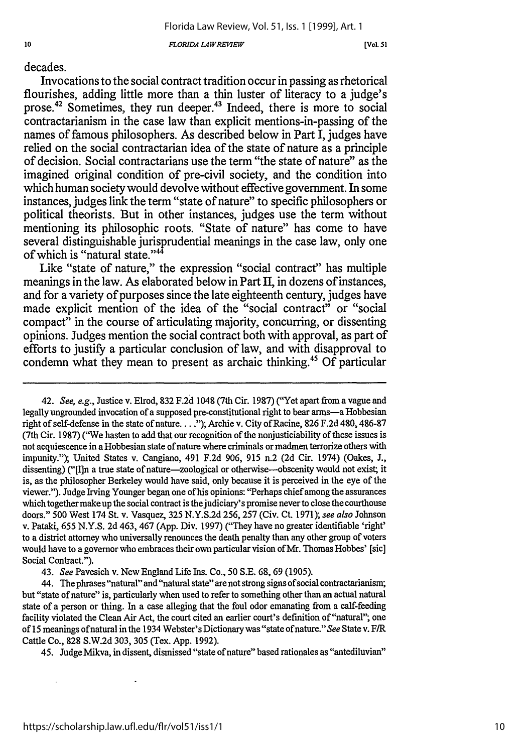decades.

Invocations to the social contract tradition occur in passing as rhetorical flourishes, adding little more than a thin luster of literacy to a judge's prose.[42] Sometimes, they run deeper.[43] Indeed, there is more to social contractarianism in the case law than explicit mentions-in-passing of the names of famous philosophers. As described below in Part I, judges have relied on the social contractarian idea of the state of nature as a principle of decision. Social contractarians use the term "the state of nature" as the imagined original condition of pre-civil society, and the condition into which human society would devolve without effective government. In some instances, judges link the term "state of nature" to specific philosophers or political theorists. But in other instances, judges use the term without mentioning its philosophic roots. "State of nature" has come to have several distinguishable jurisprudential meanings in the case law, only one of which is "natural state."[44]

Like "state of nature," the expression "social contract" has multiple meanings in the law. As elaborated below in Part II, in dozens of instances, and for a variety of purposes since the late eighteenth century, judges have made explicit mention of the idea of the "social contract" or "social compact" in the course of articulating majority, concurring, or dissenting opinions. Judges mention the social contract both with approval, as part of efforts to justify a particular conclusion of law, and with disapproval to condemn what they mean to present as archaic thinking.[45] Of particular

---

42. *See, e.g.*, Justice v. Elrod, 832 F.2d 1048 (7th Cir. 1987) ("Yet apart from a vague and legally ungrounded invocation of a supposed pre-constitutional right to bear arms—a Hobbesian right of self-defense in the state of nature. . . ."); Archie v. City of Racine, 826 F.2d 480, 486-87 (7th Cir. 1987) ("We hasten to add that our recognition of the nonjusticiability of these issues is not acquiescence in a Hobbesian state of nature where criminals or madmen terrorize others with impunity."); United States v. Cangiano, 491 F.2d 906, 915 n.2 (2d Cir. 1974) (Oakes, J., dissenting) ("[I]n a true state of nature—zoological or otherwise—obscenity would not exist; it is, as the philosopher Berkeley would have said, only because it is perceived in the eye of the viewer."). Judge Irving Younger began one of his opinions: "Perhaps chief among the assurances which together make up the social contract is the judiciary's promise never to close the courthouse doors." 500 West 174 St. v. Vasquez, 325 N.Y.S.2d 256, 257 (Civ. Ct. 1971); *see also* Johnson v. Pataki, 655 N.Y.S. 2d 463, 467 (App. Div. 1997) ("They have no greater identifiable 'right' to a district attorney who universally renounces the death penalty than any other group of voters would have to a governor who embraces their own particular vision of Mr. Thomas Hobbes' [sic] Social Contract.").

43. *See* Pavesich v. New England Life Ins. Co., 50 S.E. 68, 69 (1905).

44. The phrases "natural" and "natural state" are not strong signs of social contractarianism; but "state of nature" is, particularly when used to refer to something other than an actual natural state of a person or thing. In a case alleging that the foul odor emanating from a calf-feeding facility violated the Clean Air Act, the court cited an earlier court's definition of "natural"; one of 15 meanings of natural in the 1934 Webster's Dictionary was "state of nature." *See* State v. F/R Cattle Co., 828 S.W.2d 303, 305 (Tex. App. 1992).

45. Judge Mikva, in dissent, dismissed "state of nature" based rationales as "antediluvian"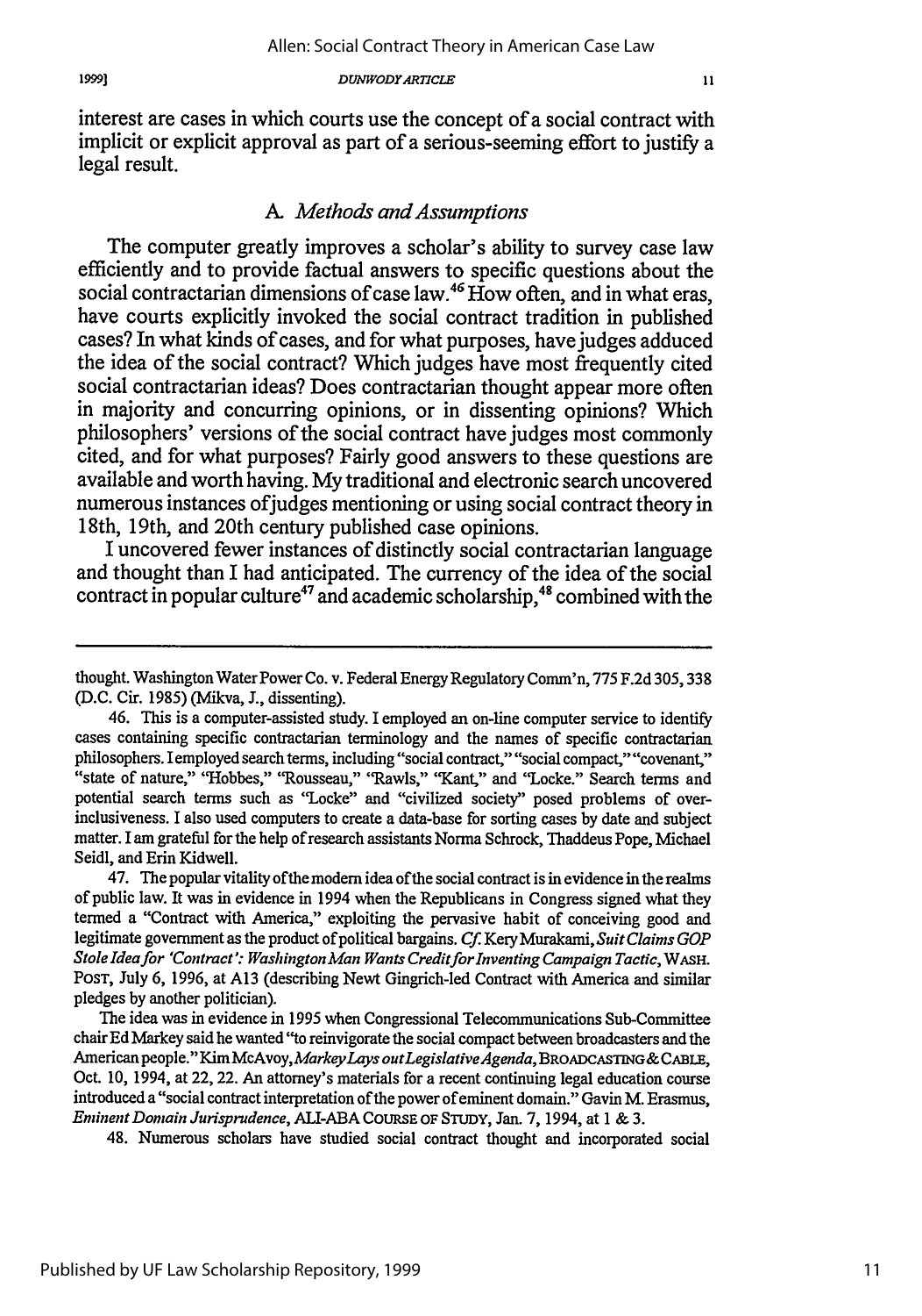interest are cases in which courts use the concept of a social contract with implicit or explicit approval as part of a serious-seeming effort to justify a legal result.

### A. *Methods and Assumptions*

The computer greatly improves a scholar's ability to survey case law efficiently and to provide factual answers to specific questions about the social contractarian dimensions of case law.[46] How often, and in what eras, have courts explicitly invoked the social contract tradition in published cases? In what kinds of cases, and for what purposes, have judges adduced the idea of the social contract? Which judges have most frequently cited social contractarian ideas? Does contractarian thought appear more often in majority and concurring opinions, or in dissenting opinions? Which philosophers' versions of the social contract have judges most commonly cited, and for what purposes? Fairly good answers to these questions are available and worth having. My traditional and electronic search uncovered numerous instances of judges mentioning or using social contract theory in 18th, 19th, and 20th century published case opinions.

I uncovered fewer instances of distinctly social contractarian language and thought than I had anticipated. The currency of the idea of the social contract in popular culture[47] and academic scholarship,[48] combined with the

---

thought. Washington Water Power Co. v. Federal Energy Regulatory Comm'n, 775 F.2d 305, 338 (D.C. Cir. 1985) (Mikva, J., dissenting).

46. This is a computer-assisted study. I employed an on-line computer service to identify cases containing specific contractarian terminology and the names of specific contractarian philosophers. I employed search terms, including "social contract," "social compact," "covenant," "state of nature," "Hobbes," "Rousseau," "Rawls," "Kant," and "Locke." Search terms and potential search terms such as "Locke" and "civilized society" posed problems of over-inclusiveness. I also used computers to create a data-base for sorting cases by date and subject matter. I am grateful for the help of research assistants Norma Schrock, Thaddeus Pope, Michael Seidl, and Erin Kidwell.

47. The popular vitality of the modern idea of the social contract is in evidence in the realms of public law. It was in evidence in 1994 when the Republicans in Congress signed what they termed a "Contract with America," exploiting the pervasive habit of conceiving good and legitimate government as the product of political bargains. *Cf.* Kery Murakami, *Suit Claims GOP Stole Idea for 'Contract': Washington Man Wants Credit for Inventing Campaign Tactic*, WASH. POST, July 6, 1996, at A13 (describing Newt Gingrich-led Contract with America and similar pledges by another politician).

The idea was in evidence in 1995 when Congressional Telecommunications Sub-Committee chair Ed Markey said he wanted "to reinvigorate the social compact between broadcasters and the American people." Kim McAvoy, *Markey Lays out Legislative Agenda*, BROADCASTING & CABLE, Oct. 10, 1994, at 22, 22. An attorney's materials for a recent continuing legal education course introduced a "social contract interpretation of the power of eminent domain." Gavin M. Erasmus, *Eminent Domain Jurisprudence*, ALI-ABA COURSE OF STUDY, Jan. 7, 1994, at 1 & 3.

48. Numerous scholars have studied social contract thought and incorporated social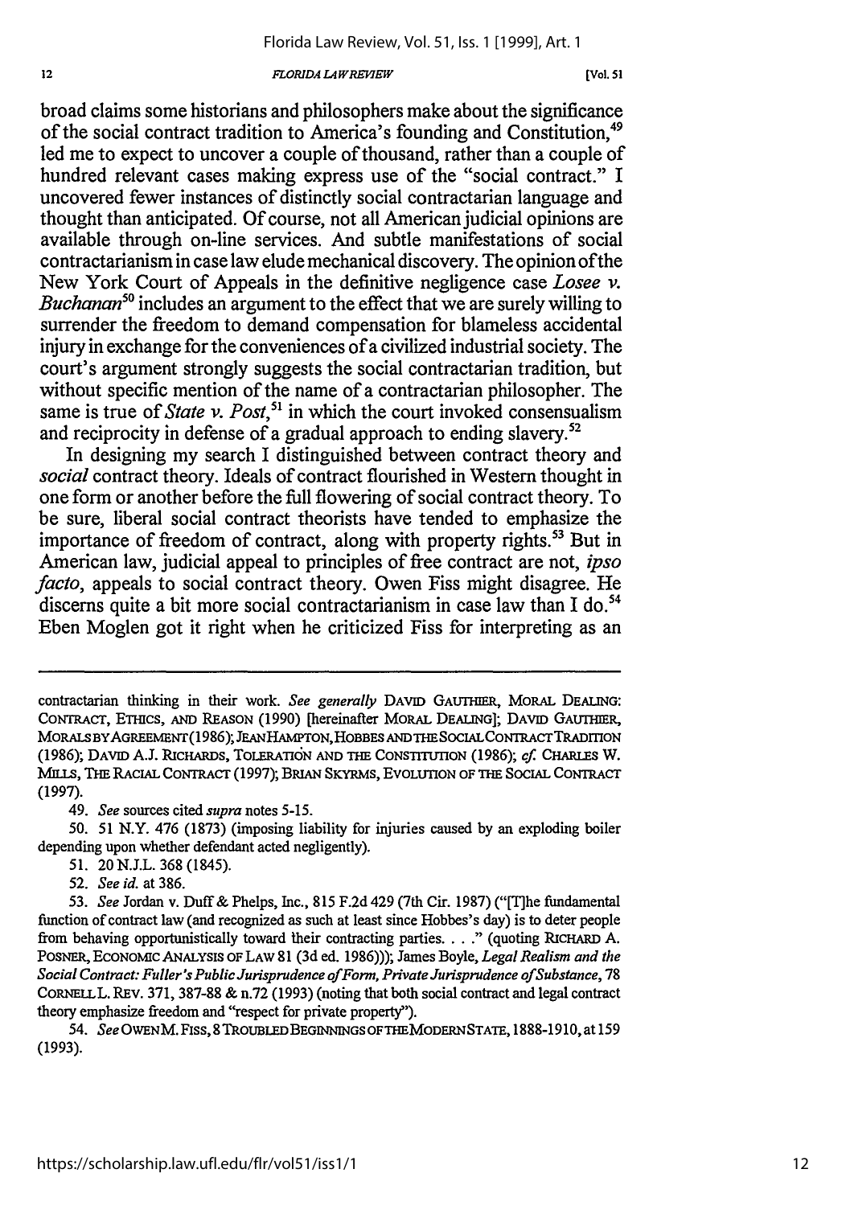broad claims some historians and philosophers make about the significance of the social contract tradition to America's founding and Constitution,[49] led me to expect to uncover a couple of thousand, rather than a couple of hundred relevant cases making express use of the "social contract." I uncovered fewer instances of distinctly social contractarian language and thought than anticipated. Of course, not all American judicial opinions are available through on-line services. And subtle manifestations of social contractarianism in case law elude mechanical discovery. The opinion of the New York Court of Appeals in the definitive negligence case *Losee v. Buchanan*[50] includes an argument to the effect that we are surely willing to surrender the freedom to demand compensation for blameless accidental injury in exchange for the conveniences of a civilized industrial society. The court's argument strongly suggests the social contractarian tradition, but without specific mention of the name of a contractarian philosopher. The same is true of *State v. Post*,[51] in which the court invoked consensualism and reciprocity in defense of a gradual approach to ending slavery.[52]

In designing my search I distinguished between contract theory and *social* contract theory. Ideals of contract flourished in Western thought in one form or another before the full flowering of social contract theory. To be sure, liberal social contract theorists have tended to emphasize the importance of freedom of contract, along with property rights.[53] But in American law, judicial appeal to principles of free contract are not, *ipso facto*, appeals to social contract theory. Owen Fiss might disagree. He discerns quite a bit more social contractarianism in case law than I do.[54] Eben Moglen got it right when he criticized Fiss for interpreting as an

---

contractarian thinking in their work. *See generally* DAVID GAUTHIER, MORAL DEALING: CONTRACT, ETHICS, AND REASON (1990) [hereinafter MORAL DEALING]; DAVID GAUTHIER, MORALS BY AGREEMENT (1986); JEAN HAMPTON, HOBBES AND THE SOCIAL CONTRACT TRADITION (1986); DAVID A.J. RICHARDS, TOLERATION AND THE CONSTITUTION (1986); *cf.* CHARLES W. MILLS, THE RACIAL CONTRACT (1997); BRIAN SKYRMS, EVOLUTION OF THE SOCIAL CONTRACT (1997).

49. *See* sources cited *supra* notes 5-15.

50. 51 N.Y. 476 (1873) (imposing liability for injuries caused by an exploding boiler depending upon whether defendant acted negligently).

51. 20 N.J.L. 368 (1845).

52. *See id.* at 386.

53. *See* Jordan v. Duff & Phelps, Inc., 815 F.2d 429 (7th Cir. 1987) ("[T]he fundamental function of contract law (and recognized as such at least since Hobbes's day) is to deter people from behaving opportunistically toward their contracting parties. . . ." (quoting RICHARD A. POSNER, ECONOMIC ANALYSIS OF LAW 81 (3d ed. 1986))); James Boyle, *Legal Realism and the Social Contract: Fuller's Public Jurisprudence of Form, Private Jurisprudence of Substance*, 78 CORNELL L. REV. 371, 387-88 & n.72 (1993) (noting that both social contract and legal contract theory emphasize freedom and "respect for private property").

54. *See* OWEN M. FISS, 8 TROUBLED BEGINNINGS OF THE MODERN STATE, 1888-1910, at 159 (1993).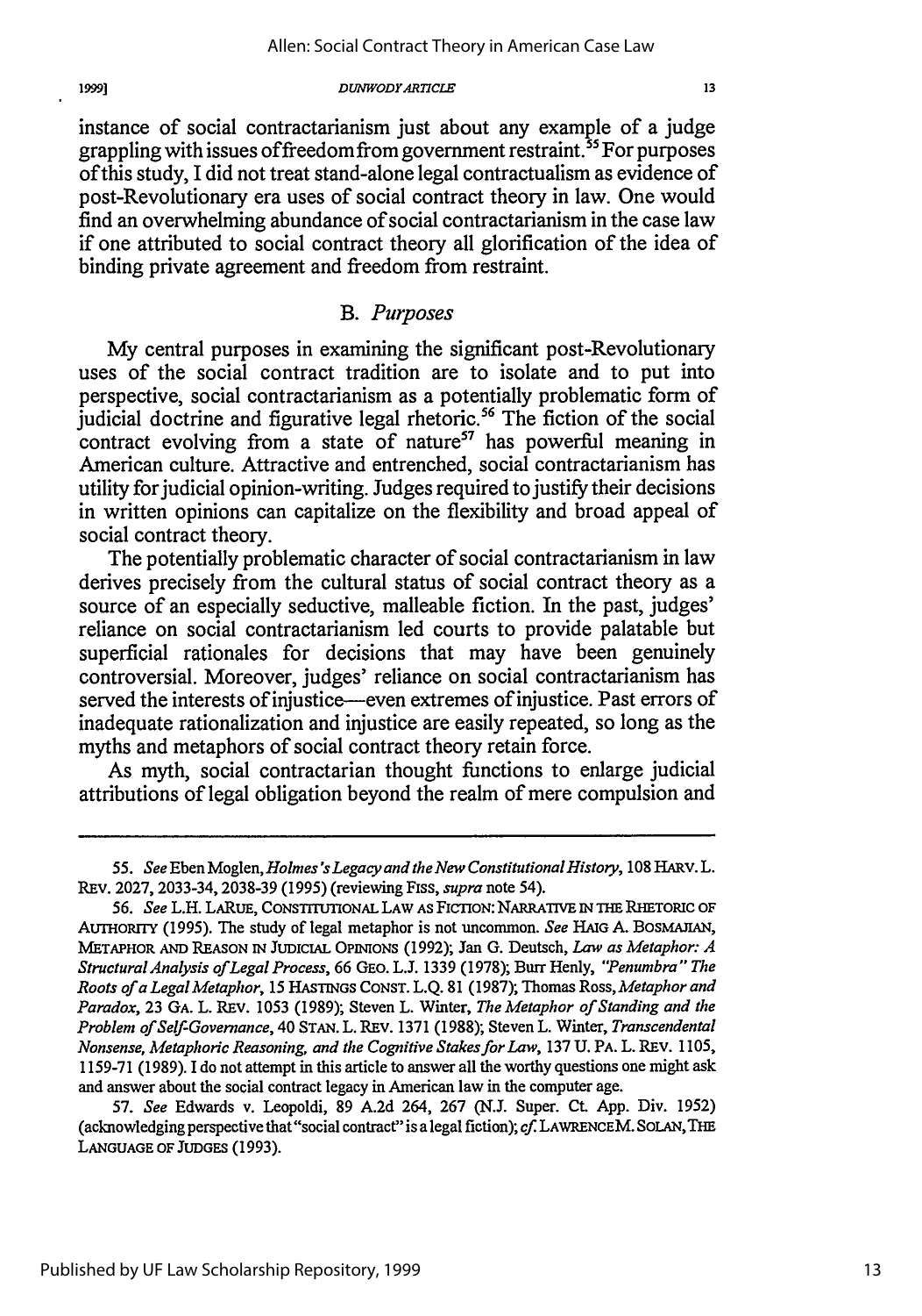instance of social contractarianism just about any example of a judge grappling with issues of freedom from government restraint.[55] For purposes of this study, I did not treat stand-alone legal contractualism as evidence of post-Revolutionary era uses of social contract theory in law. One would find an overwhelming abundance of social contractarianism in the case law if one attributed to social contract theory all glorification of the idea of binding private agreement and freedom from restraint.

### B. *Purposes*

My central purposes in examining the significant post-Revolutionary uses of the social contract tradition are to isolate and to put into perspective, social contractarianism as a potentially problematic form of judicial doctrine and figurative legal rhetoric.[56] The fiction of the social contract evolving from a state of nature[57] has powerful meaning in American culture. Attractive and entrenched, social contractarianism has utility for judicial opinion-writing. Judges required to justify their decisions in written opinions can capitalize on the flexibility and broad appeal of social contract theory.

The potentially problematic character of social contractarianism in law derives precisely from the cultural status of social contract theory as a source of an especially seductive, malleable fiction. In the past, judges' reliance on social contractarianism led courts to provide palatable but superficial rationales for decisions that may have been genuinely controversial. Moreover, judges' reliance on social contractarianism has served the interests of injustice—even extremes of injustice. Past errors of inadequate rationalization and injustice are easily repeated, so long as the myths and metaphors of social contract theory retain force.

As myth, social contractarian thought functions to enlarge judicial attributions of legal obligation beyond the realm of mere compulsion and

---

55. *See* Eben Moglen, *Holmes's Legacy and the New Constitutional History*, 108 HARV. L. REV. 2027, 2033-34, 2038-39 (1995) (reviewing FISS, *supra* note 54).

56. *See* L.H. LARUE, CONSTITUTIONAL LAW AS FICTION: NARRATIVE IN THE RHETORIC OF AUTHORITY (1995). The study of legal metaphor is not uncommon. *See* HAIG A. BOSMAJIAN, METAPHOR AND REASON IN JUDICIAL OPINIONS (1992); Jan G. Deutsch, *Law as Metaphor: A Structural Analysis of Legal Process*, 66 GEO. L.J. 1339 (1978); Burr Henly, *"Penumbra" The Roots of a Legal Metaphor*, 15 HASTINGS CONST. L.Q. 81 (1987); Thomas Ross, *Metaphor and Paradox*, 23 GA. L. REV. 1053 (1989); Steven L. Winter, *The Metaphor of Standing and the Problem of Self-Governance*, 40 STAN. L. REV. 1371 (1988); Steven L. Winter, *Transcendental Nonsense, Metaphoric Reasoning, and the Cognitive Stakes for Law*, 137 U. PA. L. REV. 1105, 1159-71 (1989). I do not attempt in this article to answer all the worthy questions one might ask and answer about the social contract legacy in American law in the computer age.

57. *See* Edwards v. Leopoldi, 89 A.2d 264, 267 (N.J. Super. Ct. App. Div. 1952) (acknowledging perspective that "social contract" is a legal fiction); *cf.* LAWRENCE M. SOLAN, THE LANGUAGE OF JUDGES (1993).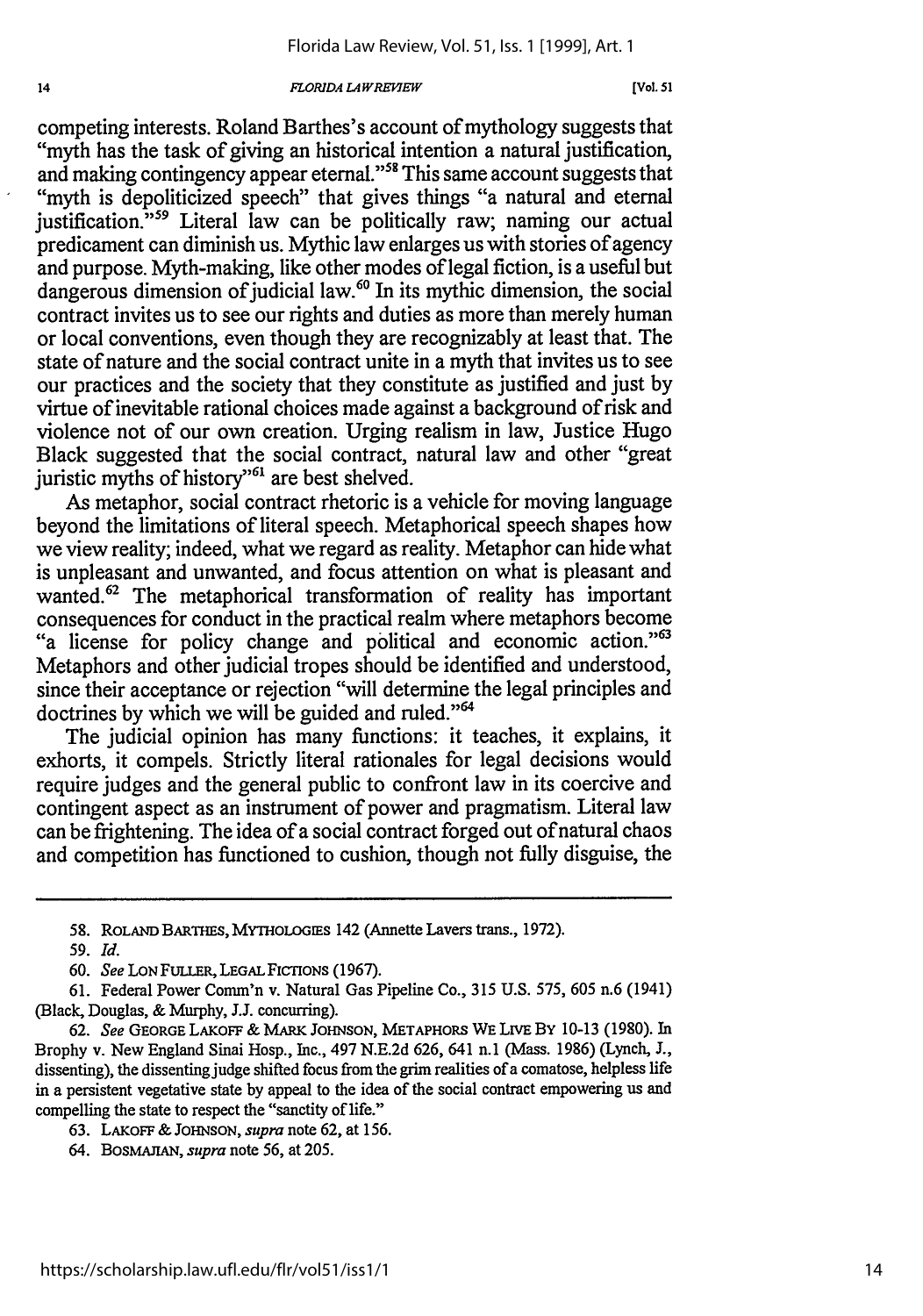competing interests. Roland Barthes's account of mythology suggests that "myth has the task of giving an historical intention a natural justification, and making contingency appear eternal."[58] This same account suggests that "myth is depoliticized speech" that gives things "a natural and eternal justification."[59] Literal law can be politically raw; naming our actual predicament can diminish us. Mythic law enlarges us with stories of agency and purpose. Myth-making, like other modes of legal fiction, is a useful but dangerous dimension of judicial law.[60] In its mythic dimension, the social contract invites us to see our rights and duties as more than merely human or local conventions, even though they are recognizably at least that. The state of nature and the social contract unite in a myth that invites us to see our practices and the society that they constitute as justified and just by virtue of inevitable rational choices made against a background of risk and violence not of our own creation. Urging realism in law, Justice Hugo Black suggested that the social contract, natural law and other "great juristic myths of history"[61] are best shelved.

As metaphor, social contract rhetoric is a vehicle for moving language beyond the limitations of literal speech. Metaphorical speech shapes how we view reality; indeed, what we regard as reality. Metaphor can hide what is unpleasant and unwanted, and focus attention on what is pleasant and wanted.[62] The metaphorical transformation of reality has important consequences for conduct in the practical realm where metaphors become "a license for policy change and political and economic action."[63] Metaphors and other judicial tropes should be identified and understood, since their acceptance or rejection "will determine the legal principles and doctrines by which we will be guided and ruled."[64]

The judicial opinion has many functions: it teaches, it explains, it exhorts, it compels. Strictly literal rationales for legal decisions would require judges and the general public to confront law in its coercive and contingent aspect as an instrument of power and pragmatism. Literal law can be frightening. The idea of a social contract forged out of natural chaos and competition has functioned to cushion, though not fully disguise, the

---

58. ROLAND BARTHES, MYTHOLOGIES 142 (Annette Lavers trans., 1972).

59. *Id.*

60. *See* LON FULLER, LEGAL FICTIONS (1967).

61. Federal Power Comm'n v. Natural Gas Pipeline Co., 315 U.S. 575, 605 n.6 (1941) (Black, Douglas, & Murphy, J.J. concurring).

62. *See* GEORGE LAKOFF & MARK JOHNSON, METAPHORS WE LIVE BY 10-13 (1980). In Brophy v. New England Sinai Hosp., Inc., 497 N.E.2d 626, 641 n.1 (Mass. 1986) (Lynch, J., dissenting), the dissenting judge shifted focus from the grim realities of a comatose, helpless life in a persistent vegetative state by appeal to the idea of the social contract empowering us and compelling the state to respect the "sanctity of life."

63. LAKOFF & JOHNSON, *supra* note 62, at 156.

64. BOSMAJIAN, *supra* note 56, at 205.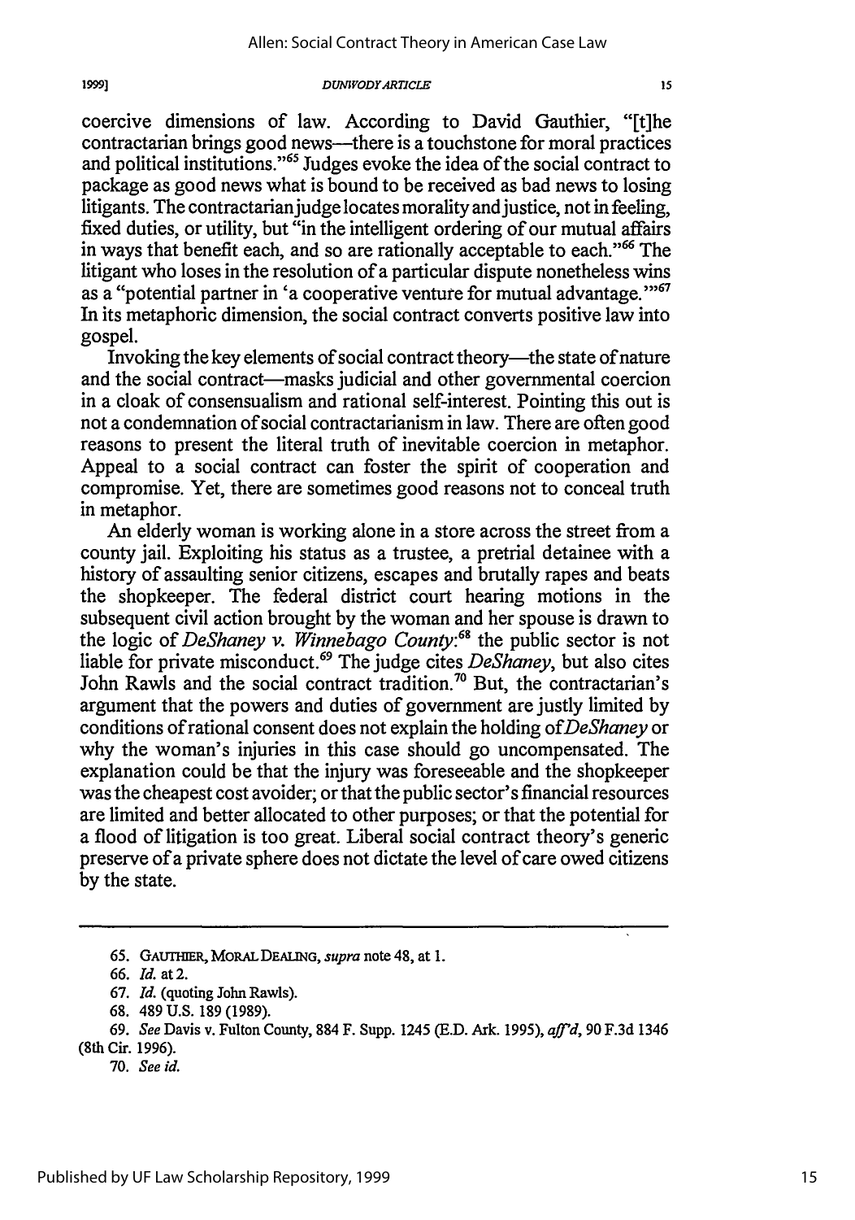coercive dimensions of law. According to David Gauthier, "[t]he contractarian brings good news—there is a touchstone for moral practices and political institutions."[65] Judges evoke the idea of the social contract to package as good news what is bound to be received as bad news to losing litigants. The contractarian judge locates morality and justice, not in feeling, fixed duties, or utility, but "in the intelligent ordering of our mutual affairs in ways that benefit each, and so are rationally acceptable to each."[66] The litigant who loses in the resolution of a particular dispute nonetheless wins as a "potential partner in 'a cooperative venture for mutual advantage.'"[67] In its metaphoric dimension, the social contract converts positive law into gospel.

Invoking the key elements of social contract theory—the state of nature and the social contract—masks judicial and other governmental coercion in a cloak of consensualism and rational self-interest. Pointing this out is not a condemnation of social contractarianism in law. There are often good reasons to present the literal truth of inevitable coercion in metaphor. Appeal to a social contract can foster the spirit of cooperation and compromise. Yet, there are sometimes good reasons not to conceal truth in metaphor.

An elderly woman is working alone in a store across the street from a county jail. Exploiting his status as a trustee, a pretrial detainee with a history of assaulting senior citizens, escapes and brutally rapes and beats the shopkeeper. The federal district court hearing motions in the subsequent civil action brought by the woman and her spouse is drawn to the logic of *DeShaney v. Winnebago County*:[68] the public sector is not liable for private misconduct.[69] The judge cites *DeShaney*, but also cites John Rawls and the social contract tradition.[70] But, the contractarian's argument that the powers and duties of government are justly limited by conditions of rational consent does not explain the holding of *DeShaney* or why the woman's injuries in this case should go uncompensated. The explanation could be that the injury was foreseeable and the shopkeeper was the cheapest cost avoider; or that the public sector's financial resources are limited and better allocated to other purposes; or that the potential for a flood of litigation is too great. Liberal social contract theory's generic preserve of a private sphere does not dictate the level of care owed citizens by the state.

---

65. GAUTHIER, MORAL DEALING, *supra* note 48, at 1.

66. *Id.* at 2.

67. *Id.* (quoting John Rawls).

68. 489 U.S. 189 (1989).

69. *See* Davis v. Fulton County, 884 F. Supp. 1245 (E.D. Ark. 1995), *aff'd*, 90 F.3d 1346 (8th Cir. 1996).

70. *See id.*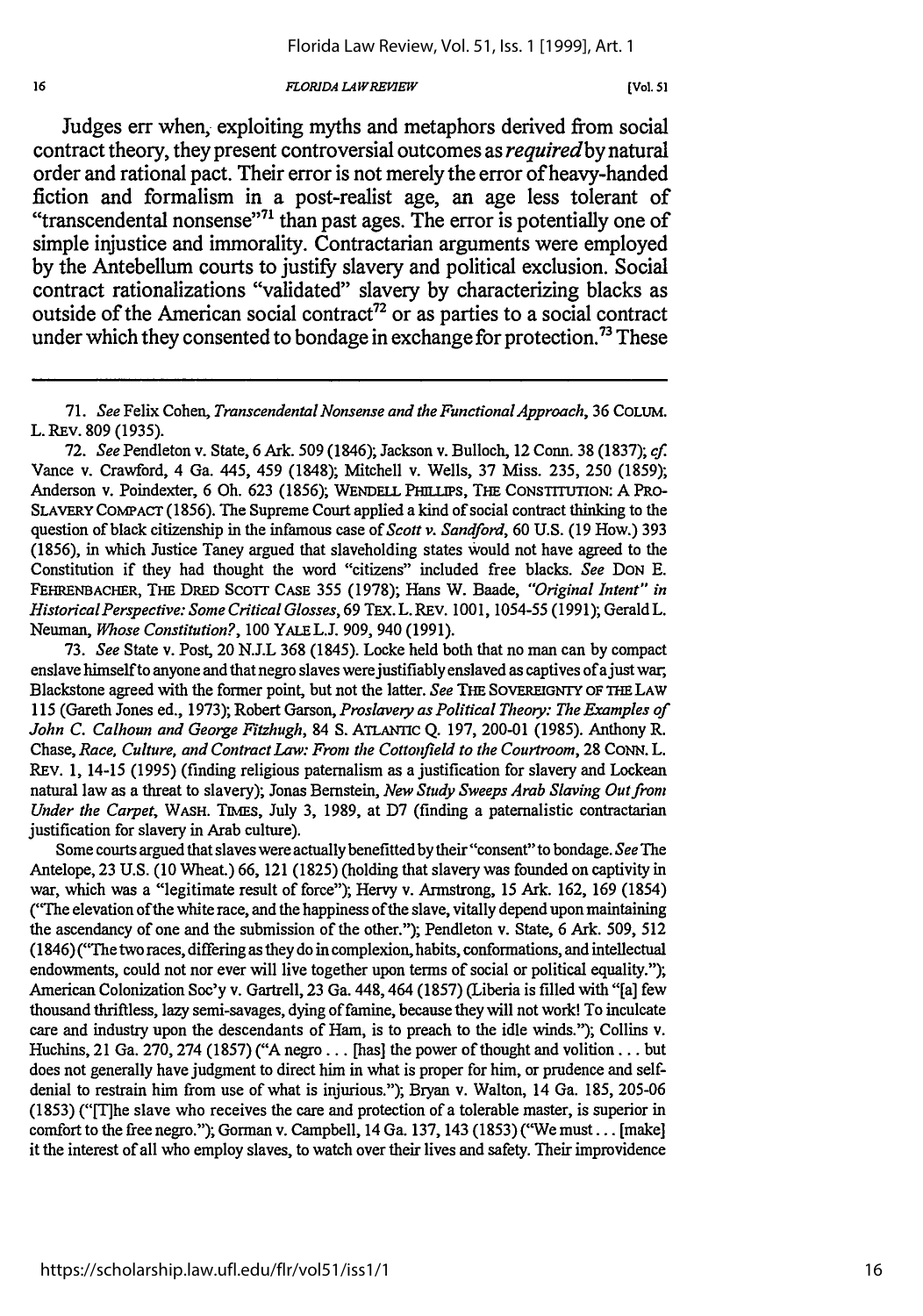Judges err when, exploiting myths and metaphors derived from social contract theory, they present controversial outcomes as *required* by natural order and rational pact. Their error is not merely the error of heavy-handed fiction and formalism in a post-realist age, an age less tolerant of "transcendental nonsense"[71] than past ages. The error is potentially one of simple injustice and immorality. Contractarian arguments were employed by the Antebellum courts to justify slavery and political exclusion. Social contract rationalizations "validated" slavery by characterizing blacks as outside of the American social contract[72] or as parties to a social contract under which they consented to bondage in exchange for protection.[73] These

---

71. *See* Felix Cohen, *Transcendental Nonsense and the Functional Approach*, 36 COLUM. L. REV. 809 (1935).

72. *See* Pendleton v. State, 6 Ark. 509 (1846); Jackson v. Bulloch, 12 Conn. 38 (1837); *cf.* Vance v. Crawford, 4 Ga. 445, 459 (1848); Mitchell v. Wells, 37 Miss. 235, 250 (1859); Anderson v. Poindexter, 6 Oh. 623 (1856); WENDELL PHILLIPS, THE CONSTITUTION: A PRO-SLAVERY COMPACT (1856). The Supreme Court applied a kind of social contract thinking to the question of black citizenship in the infamous case of *Scott v. Sandford*, 60 U.S. (19 How.) 393 (1856), in which Justice Taney argued that slaveholding states would not have agreed to the Constitution if they had thought the word "citizens" included free blacks. *See* DON E. FEHRENBACHER, THE DRED SCOTT CASE 355 (1978); Hans W. Baade, *"Original Intent" in Historical Perspective: Some Critical Glosses*, 69 TEX. L. REV. 1001, 1054-55 (1991); Gerald L. Neuman, *Whose Constitution?*, 100 YALE L.J. 909, 940 (1991).

73. *See* State v. Post, 20 N.J.L 368 (1845). Locke held both that no man can by compact enslave himself to anyone and that negro slaves were justifiably enslaved as captives of a just war; Blackstone agreed with the former point, but not the latter. *See* THE SOVEREIGNTY OF THE LAW 115 (Gareth Jones ed., 1973); Robert Garson, *Proslavery as Political Theory: The Examples of John C. Calhoun and George Fitzhugh*, 84 S. ATLANTIC Q. 197, 200-01 (1985). Anthony R. Chase, *Race, Culture, and Contract Law: From the Cottonfield to the Courtroom*, 28 CONN. L. REV. 1, 14-15 (1995) (finding religious paternalism as a justification for slavery and Lockean natural law as a threat to slavery); Jonas Bernstein, *New Study Sweeps Arab Slaving Out from Under the Carpet*, WASH. TIMES, July 3, 1989, at D7 (finding a paternalistic contractarian justification for slavery in Arab culture).

Some courts argued that slaves were actually benefitted by their "consent" to bondage. *See* The Antelope, 23 U.S. (10 Wheat.) 66, 121 (1825) (holding that slavery was founded on captivity in war, which was a "legitimate result of force"); Hervy v. Armstrong, 15 Ark. 162, 169 (1854) ("The elevation of the white race, and the happiness of the slave, vitally depend upon maintaining the ascendancy of one and the submission of the other."); Pendleton v. State, 6 Ark. 509, 512 (1846) ("The two races, differing as they do in complexion, habits, conformations, and intellectual endowments, could not nor ever will live together upon terms of social or political equality."); American Colonization Soc'y v. Gartrell, 23 Ga. 448, 464 (1857) (Liberia is filled with "[a] few thousand thriftless, lazy semi-savages, dying of famine, because they will not work! To inculcate care and industry upon the descendants of Ham, is to preach to the idle winds."); Collins v. Huchins, 21 Ga. 270, 274 (1857) ("A negro . . . [has] the power of thought and volition . . . but does not generally have judgment to direct him in what is proper for him, or prudence and self-denial to restrain him from use of what is injurious."); Bryan v. Walton, 14 Ga. 185, 205-06 (1853) ("[T]he slave who receives the care and protection of a tolerable master, is superior in comfort to the free negro."); Gorman v. Campbell, 14 Ga. 137, 143 (1853) ("We must . . . [make] it the interest of all who employ slaves, to watch over their lives and safety. Their improvidence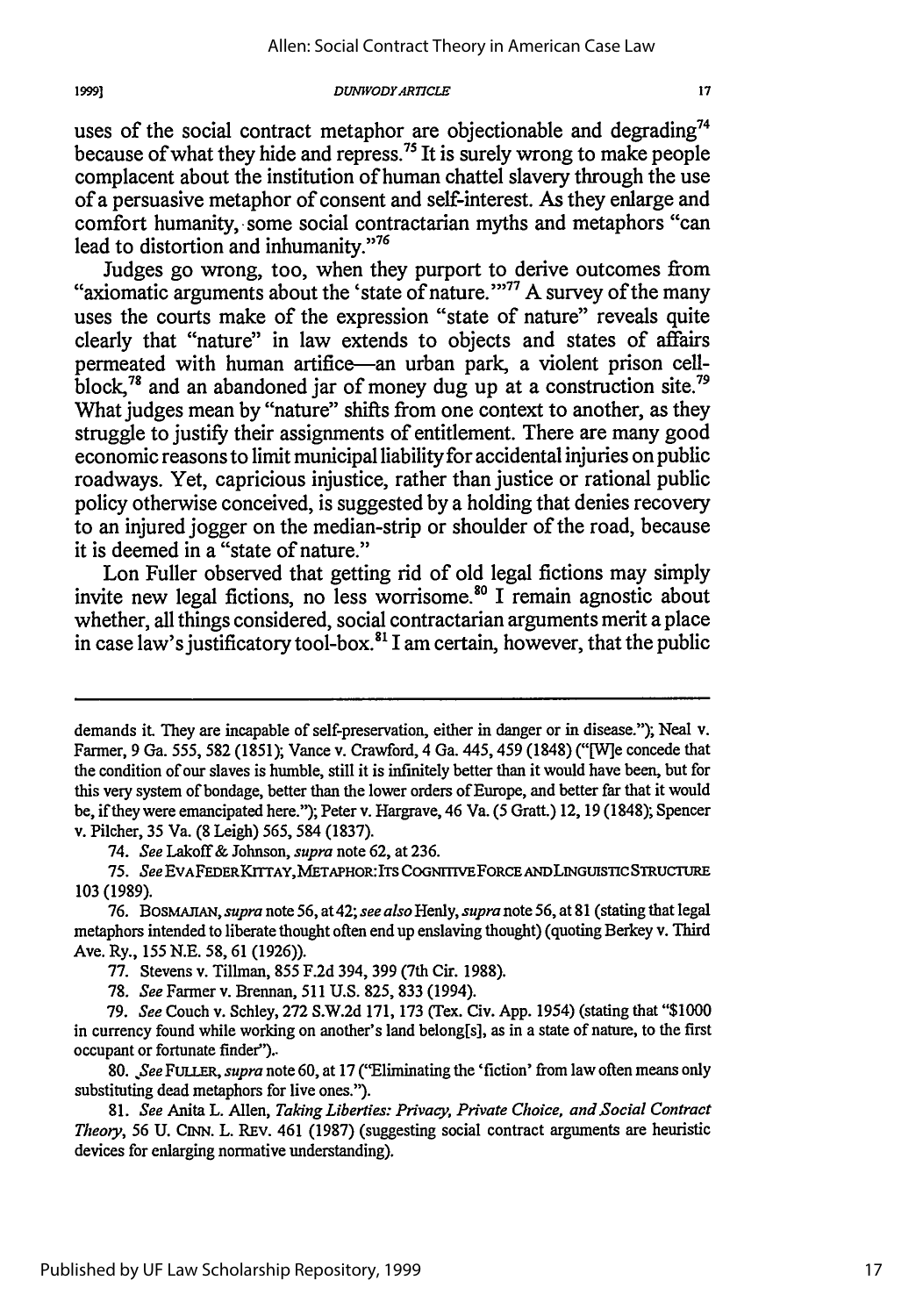uses of the social contract metaphor are objectionable and degrading[74] because of what they hide and repress.[75] It is surely wrong to make people complacent about the institution of human chattel slavery through the use of a persuasive metaphor of consent and self-interest. As they enlarge and comfort humanity, some social contractarian myths and metaphors "can lead to distortion and inhumanity."[76]

Judges go wrong, too, when they purport to derive outcomes from "axiomatic arguments about the 'state of nature.'"[77] A survey of the many uses the courts make of the expression "state of nature" reveals quite clearly that "nature" in law extends to objects and states of affairs permeated with human artifice—an urban park, a violent prison cell-block,[78] and an abandoned jar of money dug up at a construction site.[79] What judges mean by "nature" shifts from one context to another, as they struggle to justify their assignments of entitlement. There are many good economic reasons to limit municipal liability for accidental injuries on public roadways. Yet, capricious injustice, rather than justice or rational public policy otherwise conceived, is suggested by a holding that denies recovery to an injured jogger on the median-strip or shoulder of the road, because it is deemed in a "state of nature."

Lon Fuller observed that getting rid of old legal fictions may simply invite new legal fictions, no less worrisome.[80] I remain agnostic about whether, all things considered, social contractarian arguments merit a place in case law's justificatory tool-box.[81] I am certain, however, that the public

---

demands it. They are incapable of self-preservation, either in danger or in disease."); Neal v. Farmer, 9 Ga. 555, 582 (1851); Vance v. Crawford, 4 Ga. 445, 459 (1848) ("[W]e concede that the condition of our slaves is humble, still it is infinitely better than it would have been, but for this very system of bondage, better than the lower orders of Europe, and better far that it would be, if they were emancipated here."); Peter v. Hargrave, 46 Va. (5 Gratt.) 12, 19 (1848); Spencer v. Pilcher, 35 Va. (8 Leigh) 565, 584 (1837).

74. *See* Lakoff & Johnson, *supra* note 62, at 236.

75. *See* EVA FEDER KITTAY, METAPHOR: ITS COGNITIVE FORCE AND LINGUISTIC STRUCTURE 103 (1989).

76. BOSMAJIAN, *supra* note 56, at 42; *see also* Henly, *supra* note 56, at 81 (stating that legal metaphors intended to liberate thought often end up enslaving thought) (quoting Berkey v. Third Ave. Ry., 155 N.E. 58, 61 (1926)).

77. Stevens v. Tillman, 855 F.2d 394, 399 (7th Cir. 1988).

78. *See* Farmer v. Brennan, 511 U.S. 825, 833 (1994).

79. *See* Couch v. Schley, 272 S.W.2d 171, 173 (Tex. Civ. App. 1954) (stating that "$1000 in currency found while working on another's land belong[s], as in a state of nature, to the first occupant or fortunate finder").

80. *See* FULLER, *supra* note 60, at 17 ("Eliminating the 'fiction' from law often means only substituting dead metaphors for live ones.").

81. *See* Anita L. Allen, *Taking Liberties: Privacy, Private Choice, and Social Contract Theory*, 56 U. CINN. L. REV. 461 (1987) (suggesting social contract arguments are heuristic devices for enlarging normative understanding).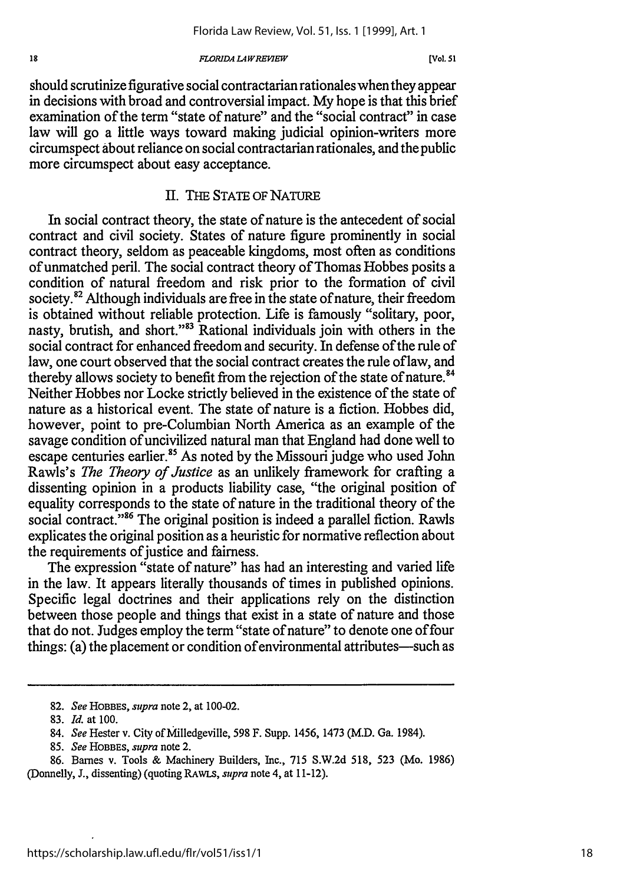should scrutinize figurative social contractarian rationales when they appear in decisions with broad and controversial impact. My hope is that this brief examination of the term "state of nature" and the "social contract" in case law will go a little ways toward making judicial opinion-writers more circumspect about reliance on social contractarian rationales, and the public more circumspect about easy acceptance.

## II. THE STATE OF NATURE

In social contract theory, the state of nature is the antecedent of social contract and civil society. States of nature figure prominently in social contract theory, seldom as peaceable kingdoms, most often as conditions of unmatched peril. The social contract theory of Thomas Hobbes posits a condition of natural freedom and risk prior to the formation of civil society.[82] Although individuals are free in the state of nature, their freedom is obtained without reliable protection. Life is famously "solitary, poor, nasty, brutish, and short."[83] Rational individuals join with others in the social contract for enhanced freedom and security. In defense of the rule of law, one court observed that the social contract creates the rule of law, and thereby allows society to benefit from the rejection of the state of nature.[84] Neither Hobbes nor Locke strictly believed in the existence of the state of nature as a historical event. The state of nature is a fiction. Hobbes did, however, point to pre-Columbian North America as an example of the savage condition of uncivilized natural man that England had done well to escape centuries earlier.[85] As noted by the Missouri judge who used John Rawls's *The Theory of Justice* as an unlikely framework for crafting a dissenting opinion in a products liability case, "the original position of equality corresponds to the state of nature in the traditional theory of the social contract."[86] The original position is indeed a parallel fiction. Rawls explicates the original position as a heuristic for normative reflection about the requirements of justice and fairness.

The expression "state of nature" has had an interesting and varied life in the law. It appears literally thousands of times in published opinions. Specific legal doctrines and their applications rely on the distinction between those people and things that exist in a state of nature and those that do not. Judges employ the term "state of nature" to denote one of four things: (a) the placement or condition of environmental attributes—such as

---

82. *See* HOBBES, *supra* note 2, at 100-02.

83. *Id.* at 100.

84. *See* Hester v. City of Milledgeville, 598 F. Supp. 1456, 1473 (M.D. Ga. 1984).

85. *See* HOBBES, *supra* note 2.

86. Barnes v. Tools & Machinery Builders, Inc., 715 S.W.2d 518, 523 (Mo. 1986) (Donnelly, J., dissenting) (quoting RAWLS, *supra* note 4, at 11-12).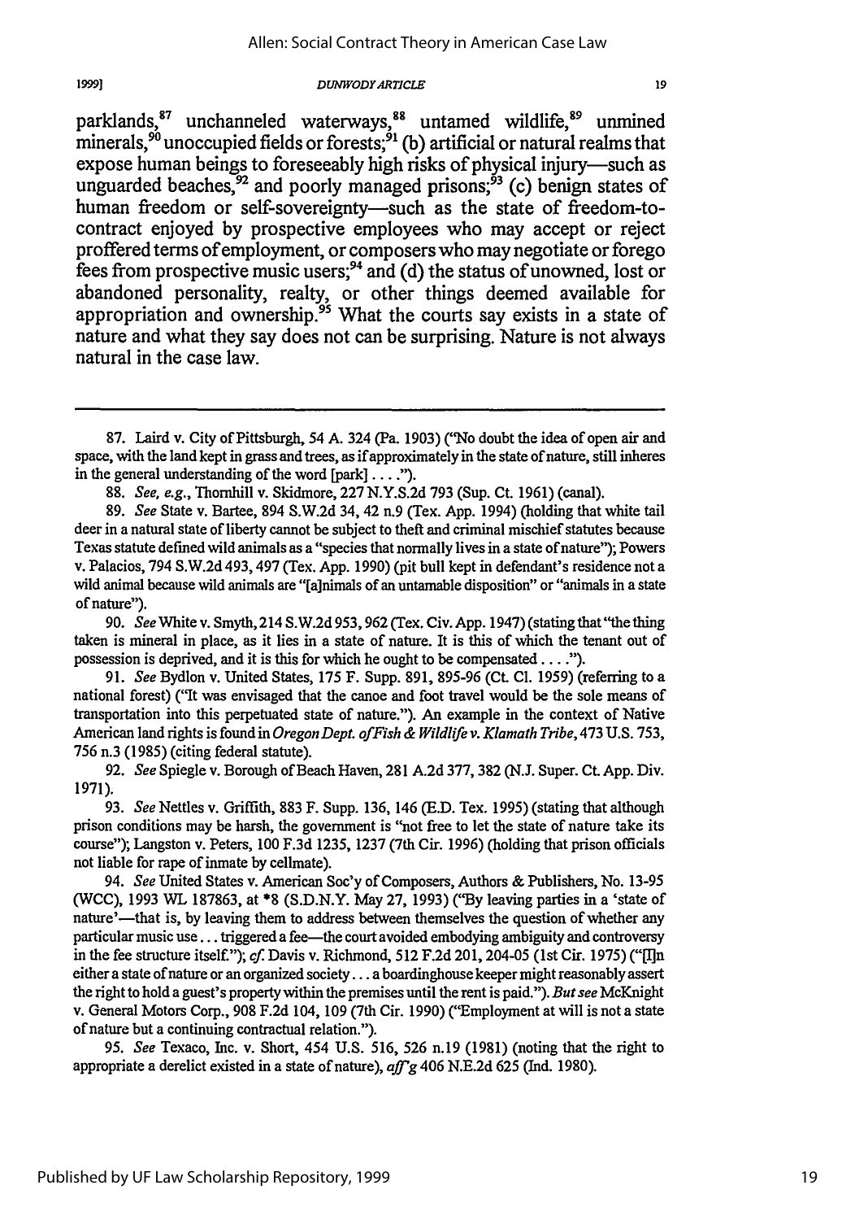parklands,[87] unchanneled waterways,[88] untamed wildlife,[89] unmined minerals,[90] unoccupied fields or forests;[91] (b) artificial or natural realms that expose human beings to foreseeably high risks of physical injury—such as unguarded beaches,[92] and poorly managed prisons;[93] (c) benign states of human freedom or self-sovereignty—such as the state of freedom-to-contract enjoyed by prospective employees who may accept or reject proffered terms of employment, or composers who may negotiate or forego fees from prospective music users;[94] and (d) the status of unowned, lost or abandoned personality, realty, or other things deemed available for appropriation and ownership.[95] What the courts say exists in a state of nature and what they say does not can be surprising. Nature is not always natural in the case law.

---

87. Laird v. City of Pittsburgh, 54 A. 324 (Pa. 1903) ("No doubt the idea of open air and space, with the land kept in grass and trees, as if approximately in the state of nature, still inheres in the general understanding of the word [park] . . . .").

88. *See, e.g.*, Thornhill v. Skidmore, 227 N.Y.S.2d 793 (Sup. Ct. 1961) (canal).

89. *See* State v. Bartee, 894 S.W.2d 34, 42 n.9 (Tex. App. 1994) (holding that white tail deer in a natural state of liberty cannot be subject to theft and criminal mischief statutes because Texas statute defined wild animals as a "species that normally lives in a state of nature"); Powers v. Palacios, 794 S.W.2d 493, 497 (Tex. App. 1990) (pit bull kept in defendant's residence not a wild animal because wild animals are "[a]nimals of an untamable disposition" or "animals in a state of nature").

90. *See* White v. Smyth, 214 S.W.2d 953, 962 (Tex. Civ. App. 1947) (stating that "the thing taken is mineral in place, as it lies in a state of nature. It is this of which the tenant out of possession is deprived, and it is this for which he ought to be compensated . . . .").

91. *See* Bydlon v. United States, 175 F. Supp. 891, 895-96 (Ct. Cl. 1959) (referring to a national forest) ("It was envisaged that the canoe and foot travel would be the sole means of transportation into this perpetuated state of nature."). An example in the context of Native American land rights is found in *Oregon Dept. of Fish & Wildlife v. Klamath Tribe*, 473 U.S. 753, 756 n.3 (1985) (citing federal statute).

92. *See* Spiegle v. Borough of Beach Haven, 281 A.2d 377, 382 (N.J. Super. Ct. App. Div. 1971).

93. *See* Nettles v. Griffith, 883 F. Supp. 136, 146 (E.D. Tex. 1995) (stating that although prison conditions may be harsh, the government is "not free to let the state of nature take its course"); Langston v. Peters, 100 F.3d 1235, 1237 (7th Cir. 1996) (holding that prison officials not liable for rape of inmate by cellmate).

94. *See* United States v. American Soc'y of Composers, Authors & Publishers, No. 13-95 (WCC), 1993 WL 187863, at *8 (S.D.N.Y. May 27, 1993) ("By leaving parties in a 'state of nature'—that is, by leaving them to address between themselves the question of whether any particular music use . . . triggered a fee—the court avoided embodying ambiguity and controversy in the fee structure itself."); *cf.* Davis v. Richmond, 512 F.2d 201, 204-05 (1st Cir. 1975) ("[I]n either a state of nature or an organized society . . . a boardinghouse keeper might reasonably assert the right to hold a guest's property within the premises until the rent is paid."). *But see* McKnight v. General Motors Corp., 908 F.2d 104, 109 (7th Cir. 1990) ("Employment at will is not a state of nature but a continuing contractual relation.").

95. *See* Texaco, Inc. v. Short, 454 U.S. 516, 526 n.19 (1981) (noting that the right to appropriate a derelict existed in a state of nature), *aff'g* 406 N.E.2d 625 (Ind. 1980).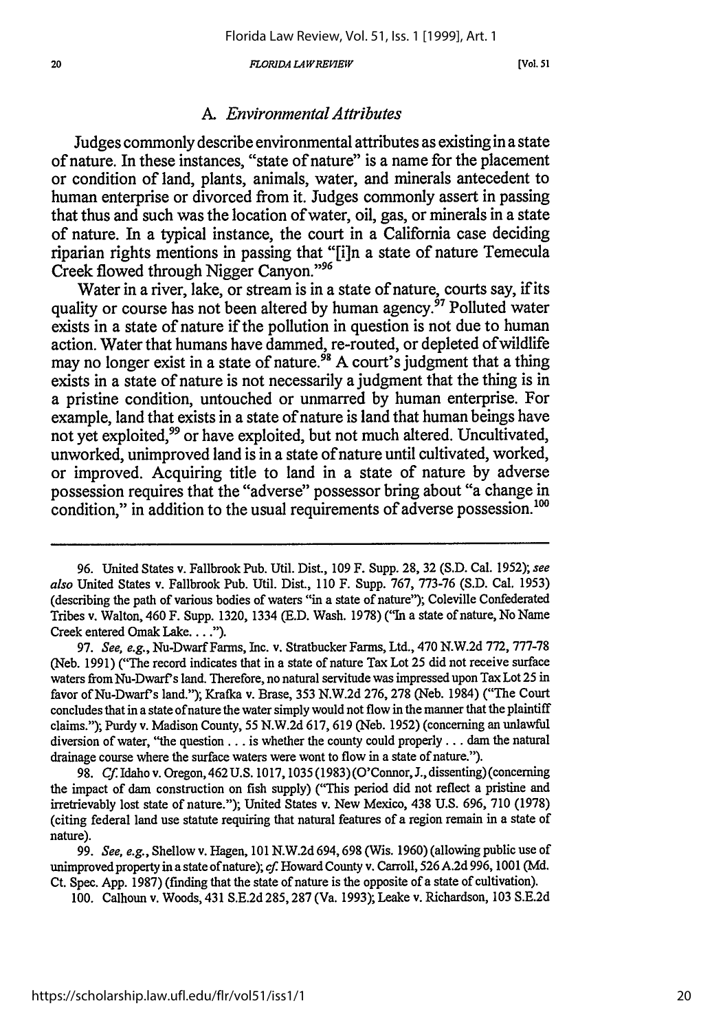### A. *Environmental Attributes*

Judges commonly describe environmental attributes as existing in a state of nature. In these instances, "state of nature" is a name for the placement or condition of land, plants, animals, water, and minerals antecedent to human enterprise or divorced from it. Judges commonly assert in passing that thus and such was the location of water, oil, gas, or minerals in a state of nature. In a typical instance, the court in a California case deciding riparian rights mentions in passing that "[i]n a state of nature Temecula Creek flowed through Nigger Canyon."[96]

Water in a river, lake, or stream is in a state of nature, courts say, if its quality or course has not been altered by human agency.[97] Polluted water exists in a state of nature if the pollution in question is not due to human action. Water that humans have dammed, re-routed, or depleted of wildlife may no longer exist in a state of nature.[98] A court's judgment that a thing exists in a state of nature is not necessarily a judgment that the thing is in a pristine condition, untouched or unmarred by human enterprise. For example, land that exists in a state of nature is land that human beings have not yet exploited,[99] or have exploited, but not much altered. Uncultivated, unworked, unimproved land is in a state of nature until cultivated, worked, or improved. Acquiring title to land in a state of nature by adverse possession requires that the "adverse" possessor bring about "a change in condition," in addition to the usual requirements of adverse possession.[100]

---

96. United States v. Fallbrook Pub. Util. Dist., 109 F. Supp. 28, 32 (S.D. Cal. 1952); *see also* United States v. Fallbrook Pub. Util. Dist., 110 F. Supp. 767, 773-76 (S.D. Cal. 1953) (describing the path of various bodies of waters "in a state of nature"); Coleville Confederated Tribes v. Walton, 460 F. Supp. 1320, 1334 (E.D. Wash. 1978) ("In a state of nature, No Name Creek entered Omak Lake. . . .").

97. *See, e.g.*, Nu-Dwarf Farms, Inc. v. Stratbucker Farms, Ltd., 470 N.W.2d 772, 777-78 (Neb. 1991) ("The record indicates that in a state of nature Tax Lot 25 did not receive surface waters from Nu-Dwarf's land. Therefore, no natural servitude was impressed upon Tax Lot 25 in favor of Nu-Dwarf's land."); Krafka v. Brase, 353 N.W.2d 276, 278 (Neb. 1984) ("The Court concludes that in a state of nature the water simply would not flow in the manner that the plaintiff claims."); Purdy v. Madison County, 55 N.W.2d 617, 619 (Neb. 1952) (concerning an unlawful diversion of water, "the question . . . is whether the county could properly . . . dam the natural drainage course where the surface waters were wont to flow in a state of nature.").

98. *Cf.* Idaho v. Oregon, 462 U.S. 1017, 1035 (1983) (O'Connor, J., dissenting) (concerning the impact of dam construction on fish supply) ("This period did not reflect a pristine and irretrievably lost state of nature."); United States v. New Mexico, 438 U.S. 696, 710 (1978) (citing federal land use statute requiring that natural features of a region remain in a state of nature).

99. *See, e.g.*, Shellow v. Hagen, 101 N.W.2d 694, 698 (Wis. 1960) (allowing public use of unimproved property in a state of nature); *cf.* Howard County v. Carroll, 526 A.2d 996, 1001 (Md. Ct. Spec. App. 1987) (finding that the state of nature is the opposite of a state of cultivation).

100. Calhoun v. Woods, 431 S.E.2d 285, 287 (Va. 1993); Leake v. Richardson, 103 S.E.2d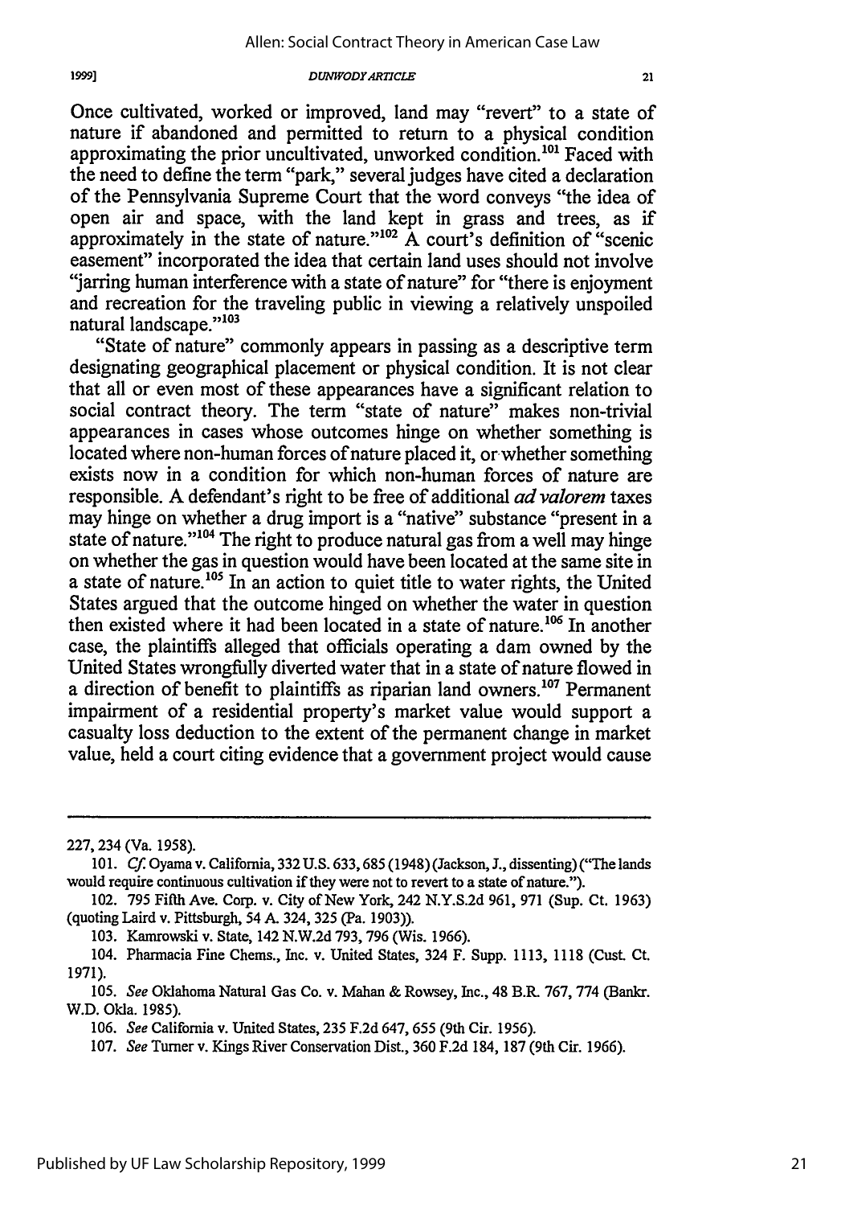Once cultivated, worked or improved, land may "revert" to a state of nature if abandoned and permitted to return to a physical condition approximating the prior uncultivated, unworked condition.[101] Faced with the need to define the term "park," several judges have cited a declaration of the Pennsylvania Supreme Court that the word conveys "the idea of open air and space, with the land kept in grass and trees, as if approximately in the state of nature."[102] A court's definition of "scenic easement" incorporated the idea that certain land uses should not involve "jarring human interference with a state of nature" for "there is enjoyment and recreation for the traveling public in viewing a relatively unspoiled natural landscape."[103]

"State of nature" commonly appears in passing as a descriptive term designating geographical placement or physical condition. It is not clear that all or even most of these appearances have a significant relation to social contract theory. The term "state of nature" makes non-trivial appearances in cases whose outcomes hinge on whether something is located where non-human forces of nature placed it, or whether something exists now in a condition for which non-human forces of nature are responsible. A defendant's right to be free of additional *ad valorem* taxes may hinge on whether a drug import is a "native" substance "present in a state of nature."[104] The right to produce natural gas from a well may hinge on whether the gas in question would have been located at the same site in a state of nature.[105] In an action to quiet title to water rights, the United States argued that the outcome hinged on whether the water in question then existed where it had been located in a state of nature.[106] In another case, the plaintiffs alleged that officials operating a dam owned by the United States wrongfully diverted water that in a state of nature flowed in a direction of benefit to plaintiffs as riparian land owners.[107] Permanent impairment of a residential property's market value would support a casualty loss deduction to the extent of the permanent change in market value, held a court citing evidence that a government project would cause

---

227, 234 (Va. 1958).

101. *Cf.* Oyama v. California, 332 U.S. 633, 685 (1948) (Jackson, J., dissenting) ("The lands would require continuous cultivation if they were not to revert to a state of nature.").

102. 795 Fifth Ave. Corp. v. City of New York, 242 N.Y.S.2d 961, 971 (Sup. Ct. 1963) (quoting Laird v. Pittsburgh, 54 A. 324, 325 (Pa. 1903)).

103. Kamrowski v. State, 142 N.W.2d 793, 796 (Wis. 1966).

104. Pharmacia Fine Chems., Inc. v. United States, 324 F. Supp. 1113, 1118 (Cust. Ct. 1971).

105. *See* Oklahoma Natural Gas Co. v. Mahan & Rowsey, Inc., 48 B.R. 767, 774 (Bankr. W.D. Okla. 1985).

106. *See* California v. United States, 235 F.2d 647, 655 (9th Cir. 1956).

107. *See* Turner v. Kings River Conservation Dist., 360 F.2d 184, 187 (9th Cir. 1966).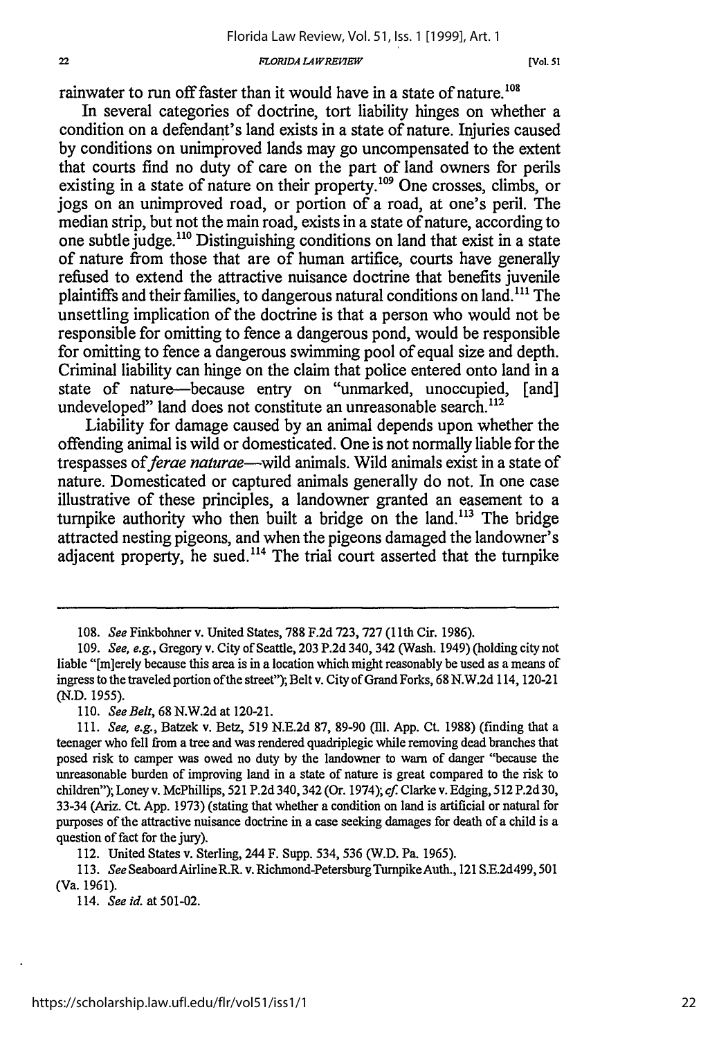rainwater to run off faster than it would have in a state of nature.[108]

In several categories of doctrine, tort liability hinges on whether a condition on a defendant's land exists in a state of nature. Injuries caused by conditions on unimproved lands may go uncompensated to the extent that courts find no duty of care on the part of land owners for perils existing in a state of nature on their property.[109] One crosses, climbs, or jogs on an unimproved road, or portion of a road, at one's peril. The median strip, but not the main road, exists in a state of nature, according to one subtle judge.[110] Distinguishing conditions on land that exist in a state of nature from those that are of human artifice, courts have generally refused to extend the attractive nuisance doctrine that benefits juvenile plaintiffs and their families, to dangerous natural conditions on land.[111] The unsettling implication of the doctrine is that a person who would not be responsible for omitting to fence a dangerous pond, would be responsible for omitting to fence a dangerous swimming pool of equal size and depth. Criminal liability can hinge on the claim that police entered onto land in a state of nature—because entry on "unmarked, unoccupied, [and] undeveloped" land does not constitute an unreasonable search.[112]

Liability for damage caused by an animal depends upon whether the offending animal is wild or domesticated. One is not normally liable for the trespasses of *ferae naturae*—wild animals. Wild animals exist in a state of nature. Domesticated or captured animals generally do not. In one case illustrative of these principles, a landowner granted an easement to a turnpike authority who then built a bridge on the land.[113] The bridge attracted nesting pigeons, and when the pigeons damaged the landowner's adjacent property, he sued.[114] The trial court asserted that the turnpike

---

108. *See* Finkbohner v. United States, 788 F.2d 723, 727 (11th Cir. 1986).

109. *See, e.g.*, Gregory v. City of Seattle, 203 P.2d 340, 342 (Wash. 1949) (holding city not liable "[m]erely because this area is in a location which might reasonably be used as a means of ingress to the traveled portion of the street"); Belt v. City of Grand Forks, 68 N.W.2d 114, 120-21 (N.D. 1955).

110. *See Belt*, 68 N.W.2d at 120-21.

111. *See, e.g.*, Batzek v. Betz, 519 N.E.2d 87, 89-90 (Ill. App. Ct. 1988) (finding that a teenager who fell from a tree and was rendered quadriplegic while removing dead branches that posed risk to camper was owed no duty by the landowner to warn of danger "because the unreasonable burden of improving land in a state of nature is great compared to the risk to children"); Loney v. McPhillips, 521 P.2d 340, 342 (Or. 1974); *cf.* Clarke v. Edging, 512 P.2d 30, 33-34 (Ariz. Ct. App. 1973) (stating that whether a condition on land is artificial or natural for purposes of the attractive nuisance doctrine in a case seeking damages for death of a child is a question of fact for the jury).

112. United States v. Sterling, 244 F. Supp. 534, 536 (W.D. Pa. 1965).

113. *See* Seaboard Airline R.R. v. Richmond-Petersburg Turnpike Auth., 121 S.E.2d 499, 501 (Va. 1961).

114. *See id.* at 501-02.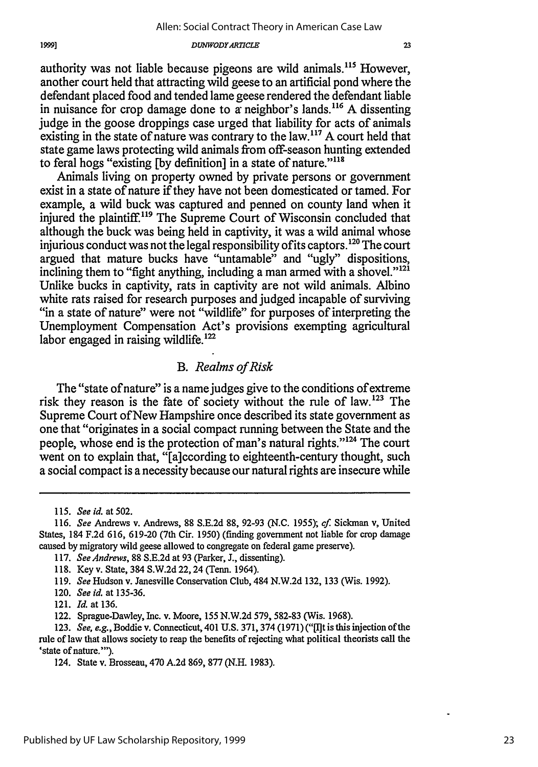authority was not liable because pigeons are wild animals.[115] However, another court held that attracting wild geese to an artificial pond where the defendant placed food and tended lame geese rendered the defendant liable in nuisance for crop damage done to a neighbor's lands.[116] A dissenting judge in the goose droppings case urged that liability for acts of animals existing in the state of nature was contrary to the law.[117] A court held that state game laws protecting wild animals from off-season hunting extended to feral hogs "existing [by definition] in a state of nature."[118]

Animals living on property owned by private persons or government exist in a state of nature if they have not been domesticated or tamed. For example, a wild buck was captured and penned on county land when it injured the plaintiff.[119] The Supreme Court of Wisconsin concluded that although the buck was being held in captivity, it was a wild animal whose injurious conduct was not the legal responsibility of its captors.[120] The court argued that mature bucks have "untamable" and "ugly" dispositions, inclining them to "fight anything, including a man armed with a shovel."[121] Unlike bucks in captivity, rats in captivity are not wild animals. Albino white rats raised for research purposes and judged incapable of surviving "in a state of nature" were not "wildlife" for purposes of interpreting the Unemployment Compensation Act's provisions exempting agricultural labor engaged in raising wildlife.[122]

### B. *Realms of Risk*

The "state of nature" is a name judges give to the conditions of extreme risk they reason is the fate of society without the rule of law.[123] The Supreme Court of New Hampshire once described its state government as one that "originates in a social compact running between the State and the people, whose end is the protection of man's natural rights."[124] The court went on to explain that, "[a]ccording to eighteenth-century thought, such a social compact is a necessity because our natural rights are insecure while

---

115. *See id.* at 502.

116. *See* Andrews v. Andrews, 88 S.E.2d 88, 92-93 (N.C. 1955); *cf.* Sickman v, United States, 184 F.2d 616, 619-20 (7th Cir. 1950) (finding government not liable for crop damage caused by migratory wild geese allowed to congregate on federal game preserve).

117. *See Andrews*, 88 S.E.2d at 93 (Parker, J., dissenting).

118. Key v. State, 384 S.W.2d 22, 24 (Tenn. 1964).

119. *See* Hudson v. Janesville Conservation Club, 484 N.W.2d 132, 133 (Wis. 1992).

120. *See id.* at 135-36.

121. *Id.* at 136.

122. Sprague-Dawley, Inc. v. Moore, 155 N.W.2d 579, 582-83 (Wis. 1968).

123. *See, e.g.*, Boddie v. Connecticut, 401 U.S. 371, 374 (1971) ("[I]t is this injection of the rule of law that allows society to reap the benefits of rejecting what political theorists call the 'state of nature.'").

124. State v. Brosseau, 470 A.2d 869, 877 (N.H. 1983).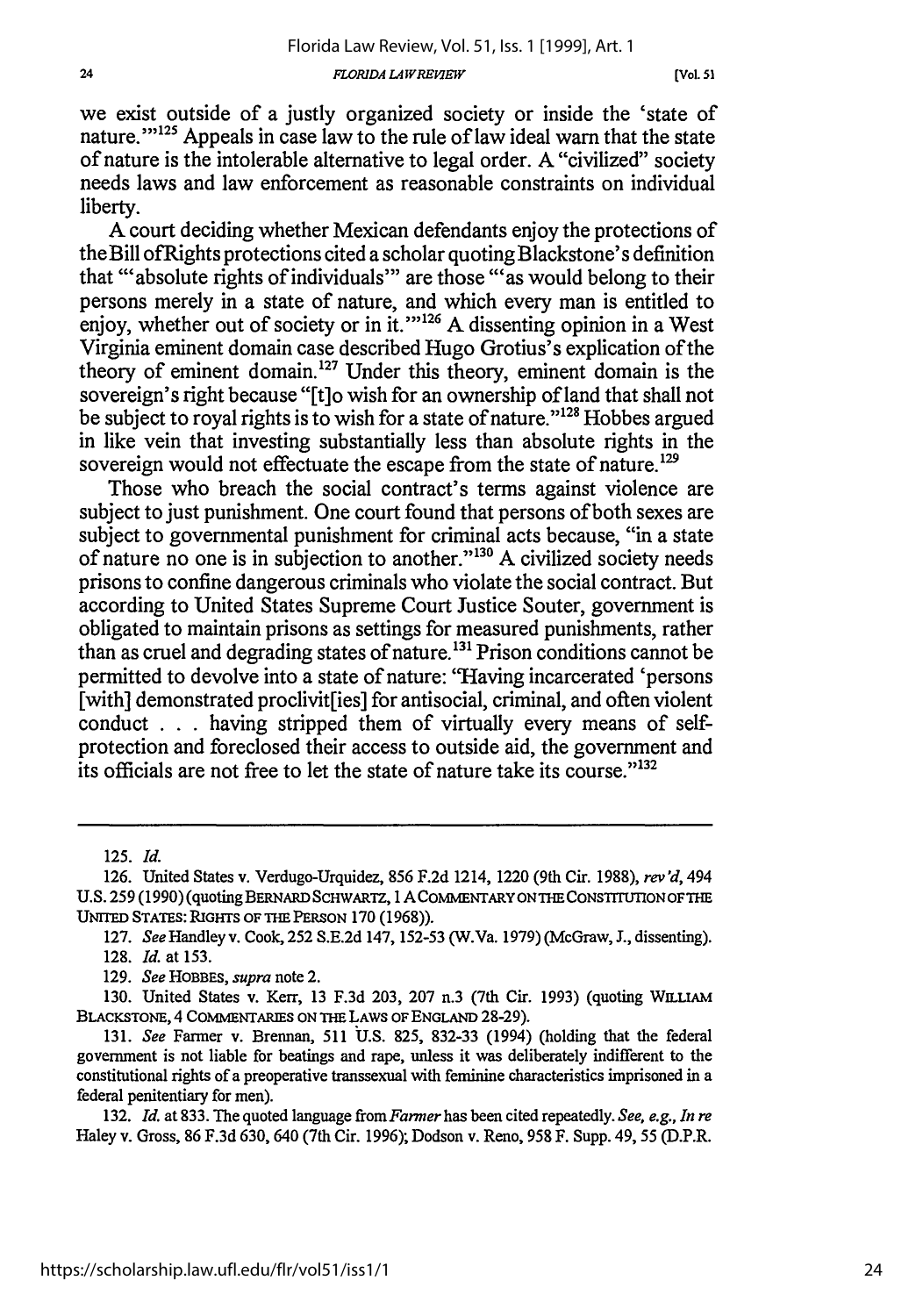we exist outside of a justly organized society or inside the 'state of nature.'"[125] Appeals in case law to the rule of law ideal warn that the state of nature is the intolerable alternative to legal order. A "civilized" society needs laws and law enforcement as reasonable constraints on individual liberty.

A court deciding whether Mexican defendants enjoy the protections of the Bill of Rights protections cited a scholar quoting Blackstone's definition that "'absolute rights of individuals'" are those "'as would belong to their persons merely in a state of nature, and which every man is entitled to enjoy, whether out of society or in it.'"[126] A dissenting opinion in a West Virginia eminent domain case described Hugo Grotius's explication of the theory of eminent domain.[127] Under this theory, eminent domain is the sovereign's right because "[t]o wish for an ownership of land that shall not be subject to royal rights is to wish for a state of nature."[128] Hobbes argued in like vein that investing substantially less than absolute rights in the sovereign would not effectuate the escape from the state of nature.[129]

Those who breach the social contract's terms against violence are subject to just punishment. One court found that persons of both sexes are subject to governmental punishment for criminal acts because, "in a state of nature no one is in subjection to another."[130] A civilized society needs prisons to confine dangerous criminals who violate the social contract. But according to United States Supreme Court Justice Souter, government is obligated to maintain prisons as settings for measured punishments, rather than as cruel and degrading states of nature.[131] Prison conditions cannot be permitted to devolve into a state of nature: "Having incarcerated 'persons [with] demonstrated proclivit[ies] for antisocial, criminal, and often violent conduct . . . having stripped them of virtually every means of self-protection and foreclosed their access to outside aid, the government and its officials are not free to let the state of nature take its course."[132]

---

125. *Id.*

126. United States v. Verdugo-Urquidez, 856 F.2d 1214, 1220 (9th Cir. 1988), *rev'd*, 494 U.S. 259 (1990) (quoting BERNARD SCHWARTZ, 1 A COMMENTARY ON THE CONSTITUTION OF THE UNITED STATES: RIGHTS OF THE PERSON 170 (1968)).

127. *See* Handley v. Cook, 252 S.E.2d 147, 152-53 (W.Va. 1979) (McGraw, J., dissenting).

128. *Id.* at 153.

129. *See* HOBBES, *supra* note 2.

130. United States v. Kerr, 13 F.3d 203, 207 n.3 (7th Cir. 1993) (quoting WILLIAM BLACKSTONE, 4 COMMENTARIES ON THE LAWS OF ENGLAND 28-29).

131. *See* Farmer v. Brennan, 511 U.S. 825, 832-33 (1994) (holding that the federal government is not liable for beatings and rape, unless it was deliberately indifferent to the constitutional rights of a preoperative transsexual with feminine characteristics imprisoned in a federal penitentiary for men).

132. *Id.* at 833. The quoted language from *Farmer* has been cited repeatedly. *See, e.g., In re* Haley v. Gross, 86 F.3d 630, 640 (7th Cir. 1996); Dodson v. Reno, 958 F. Supp. 49, 55 (D.P.R.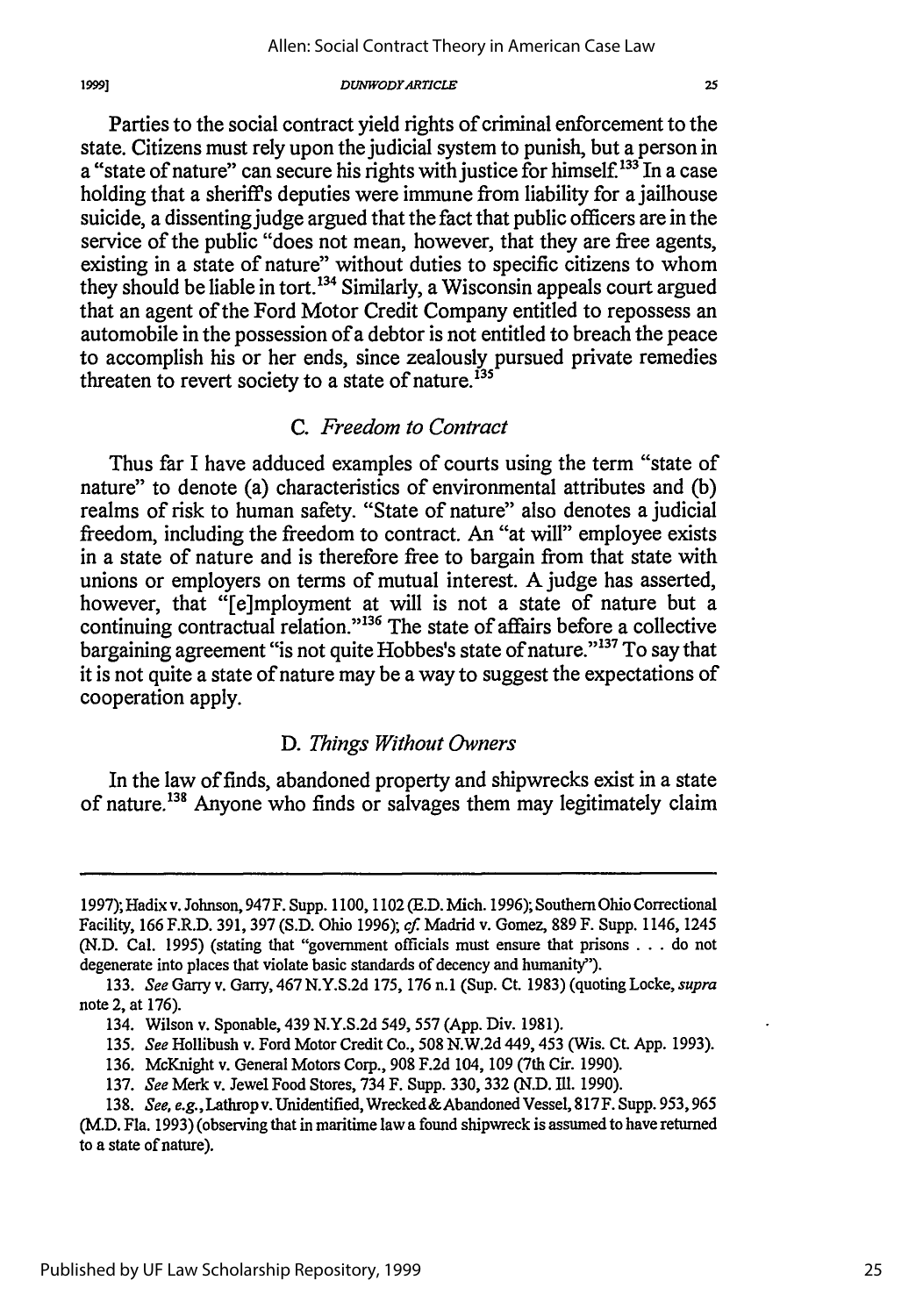Parties to the social contract yield rights of criminal enforcement to the state. Citizens must rely upon the judicial system to punish, but a person in a "state of nature" can secure his rights with justice for himself.[133] In a case holding that a sheriff's deputies were immune from liability for a jailhouse suicide, a dissenting judge argued that the fact that public officers are in the service of the public "does not mean, however, that they are free agents, existing in a state of nature" without duties to specific citizens to whom they should be liable in tort.[134] Similarly, a Wisconsin appeals court argued that an agent of the Ford Motor Credit Company entitled to repossess an automobile in the possession of a debtor is not entitled to breach the peace to accomplish his or her ends, since zealously pursued private remedies threaten to revert society to a state of nature.[135]

### C. *Freedom to Contract*

Thus far I have adduced examples of courts using the term "state of nature" to denote (a) characteristics of environmental attributes and (b) realms of risk to human safety. "State of nature" also denotes a judicial freedom, including the freedom to contract. An "at will" employee exists in a state of nature and is therefore free to bargain from that state with unions or employers on terms of mutual interest. A judge has asserted, however, that "[e]mployment at will is not a state of nature but a continuing contractual relation."[136] The state of affairs before a collective bargaining agreement "is not quite Hobbes's state of nature."[137] To say that it is not quite a state of nature may be a way to suggest the expectations of cooperation apply.

### D. *Things Without Owners*

In the law of finds, abandoned property and shipwrecks exist in a state of nature.[138] Anyone who finds or salvages them may legitimately claim

---

1997); Hadix v. Johnson, 947 F. Supp. 1100, 1102 (E.D. Mich. 1996); Southern Ohio Correctional Facility, 166 F.R.D. 391, 397 (S.D. Ohio 1996); *cf.* Madrid v. Gomez, 889 F. Supp. 1146, 1245 (N.D. Cal. 1995) (stating that "government officials must ensure that prisons . . . do not degenerate into places that violate basic standards of decency and humanity").

133. *See* Garry v. Garry, 467 N.Y.S.2d 175, 176 n.1 (Sup. Ct. 1983) (quoting Locke, *supra* note 2, at 176).

134. Wilson v. Sponable, 439 N.Y.S.2d 549, 557 (App. Div. 1981).

135. *See* Hollibush v. Ford Motor Credit Co., 508 N.W.2d 449, 453 (Wis. Ct. App. 1993).

136. McKnight v. General Motors Corp., 908 F.2d 104, 109 (7th Cir. 1990).

137. *See* Merk v. Jewel Food Stores, 734 F. Supp. 330, 332 (N.D. Ill. 1990).

138. *See, e.g.*, Lathrop v. Unidentified, Wrecked & Abandoned Vessel, 817 F. Supp. 953, 965 (M.D. Fla. 1993) (observing that in maritime law a found shipwreck is assumed to have returned to a state of nature).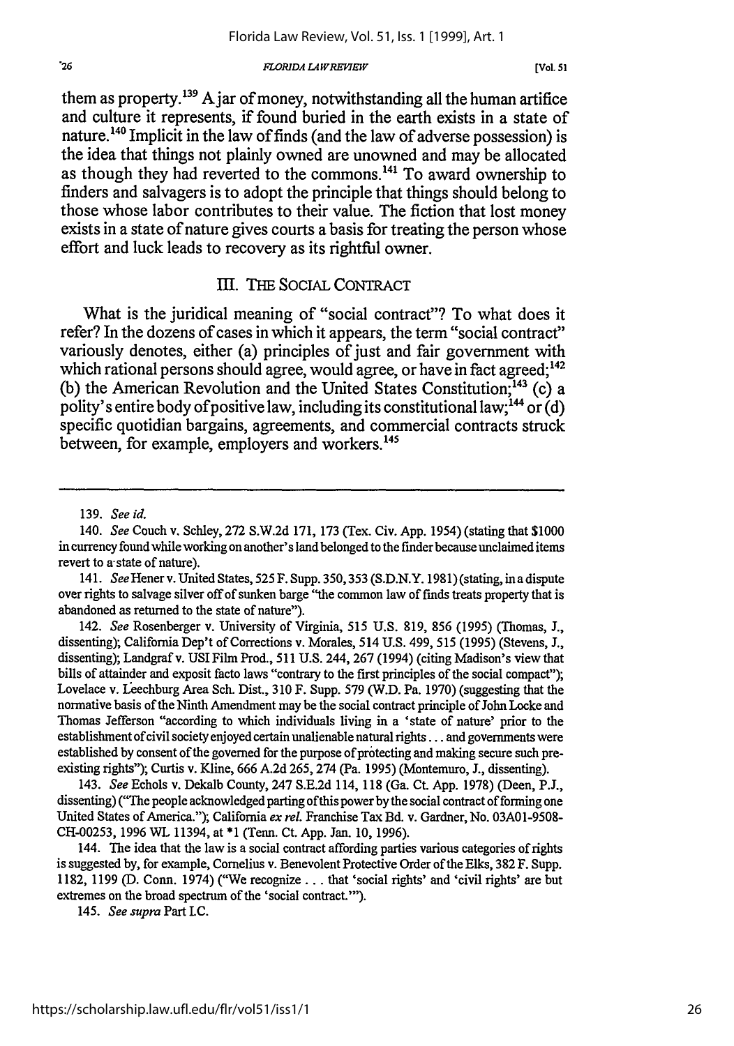them as property.[139] A jar of money, notwithstanding all the human artifice and culture it represents, if found buried in the earth exists in a state of nature.[140] Implicit in the law of finds (and the law of adverse possession) is the idea that things not plainly owned are unowned and may be allocated as though they had reverted to the commons.[141] To award ownership to finders and salvagers is to adopt the principle that things should belong to those whose labor contributes to their value. The fiction that lost money exists in a state of nature gives courts a basis for treating the person whose effort and luck leads to recovery as its rightful owner.

## III. THE SOCIAL CONTRACT

What is the juridical meaning of "social contract"? To what does it refer? In the dozens of cases in which it appears, the term "social contract" variously denotes, either (a) principles of just and fair government with which rational persons should agree, would agree, or have in fact agreed;[142] (b) the American Revolution and the United States Constitution;[143] (c) a polity's entire body of positive law, including its constitutional law;[144] or (d) specific quotidian bargains, agreements, and commercial contracts struck between, for example, employers and workers.[145]

---

139. *See id.*

140. *See* Couch v. Schley, 272 S.W.2d 171, 173 (Tex. Civ. App. 1954) (stating that $1000 in currency found while working on another's land belonged to the finder because unclaimed items revert to a state of nature).

141. *See* Hener v. United States, 525 F. Supp. 350, 353 (S.D.N.Y. 1981) (stating, in a dispute over rights to salvage silver off of sunken barge "the common law of finds treats property that is abandoned as returned to the state of nature").

142. *See* Rosenberger v. University of Virginia, 515 U.S. 819, 856 (1995) (Thomas, J., dissenting); California Dep't of Corrections v. Morales, 514 U.S. 499, 515 (1995) (Stevens, J., dissenting); Landgraf v. USI Film Prod., 511 U.S. 244, 267 (1994) (citing Madison's view that bills of attainder and exposit facto laws "contrary to the first principles of the social compact"); Lovelace v. Leechburg Area Sch. Dist., 310 F. Supp. 579 (W.D. Pa. 1970) (suggesting that the normative basis of the Ninth Amendment may be the social contract principle of John Locke and Thomas Jefferson "according to which individuals living in a 'state of nature' prior to the establishment of civil society enjoyed certain unalienable natural rights . . . and governments were established by consent of the governed for the purpose of protecting and making secure such pre-existing rights"); Curtis v. Kline, 666 A.2d 265, 274 (Pa. 1995) (Montemuro, J., dissenting).

143. *See* Echols v. Dekalb County, 247 S.E.2d 114, 118 (Ga. Ct. App. 1978) (Deen, P.J., dissenting) ("The people acknowledged parting of this power by the social contract of forming one United States of America."); California *ex rel.* Franchise Tax Bd. v. Gardner, No. 03A01-9508-CH-00253, 1996 WL 11394, at *1 (Tenn. Ct. App. Jan. 10, 1996).

144. The idea that the law is a social contract affording parties various categories of rights is suggested by, for example, Cornelius v. Benevolent Protective Order of the Elks, 382 F. Supp. 1182, 1199 (D. Conn. 1974) ("We recognize . . . that 'social rights' and 'civil rights' are but extremes on the broad spectrum of the 'social contract.'").

145. *See supra* Part I.C.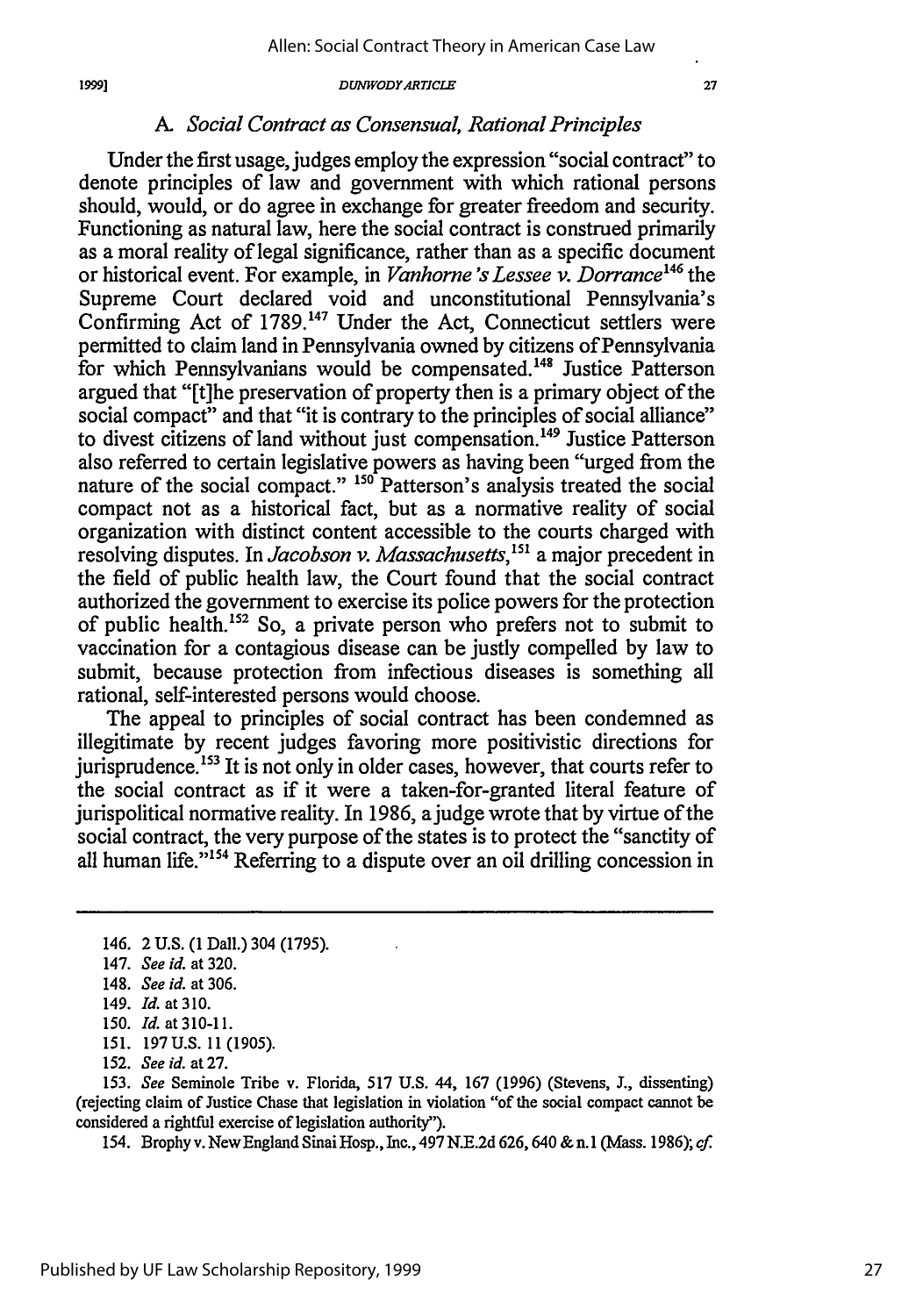### A. *Social Contract as Consensual, Rational Principles*

Under the first usage, judges employ the expression "social contract" to denote principles of law and government with which rational persons should, would, or do agree in exchange for greater freedom and security. Functioning as natural law, here the social contract is construed primarily as a moral reality of legal significance, rather than as a specific document or historical event. For example, in *Vanhorne's Lessee v. Dorrance*[146] the Supreme Court declared void and unconstitutional Pennsylvania's Confirming Act of 1789.[147] Under the Act, Connecticut settlers were permitted to claim land in Pennsylvania owned by citizens of Pennsylvania for which Pennsylvanians would be compensated.[148] Justice Patterson argued that "[t]he preservation of property then is a primary object of the social compact" and that "it is contrary to the principles of social alliance" to divest citizens of land without just compensation.[149] Justice Patterson also referred to certain legislative powers as having been "urged from the nature of the social compact."[150] Patterson's analysis treated the social compact not as a historical fact, but as a normative reality of social organization with distinct content accessible to the courts charged with resolving disputes. In *Jacobson v. Massachusetts*,[151] a major precedent in the field of public health law, the Court found that the social contract authorized the government to exercise its police powers for the protection of public health.[152] So, a private person who prefers not to submit to vaccination for a contagious disease can be justly compelled by law to submit, because protection from infectious diseases is something all rational, self-interested persons would choose.

The appeal to principles of social contract has been condemned as illegitimate by recent judges favoring more positivistic directions for jurisprudence.[153] It is not only in older cases, however, that courts refer to the social contract as if it were a taken-for-granted literal feature of jurispolitical normative reality. In 1986, a judge wrote that by virtue of the social contract, the very purpose of the states is to protect the "sanctity of all human life."[154] Referring to a dispute over an oil drilling concession in

---

146. 2 U.S. (1 Dall.) 304 (1795).

147. *See id.* at 320.

148. *See id.* at 306.

149. *Id.* at 310.

150. *Id.* at 310-11.

151. 197 U.S. 11 (1905).

152. *See id.* at 27.

153. *See* Seminole Tribe v. Florida, 517 U.S. 44, 167 (1996) (Stevens, J., dissenting) (rejecting claim of Justice Chase that legislation in violation "of the social compact cannot be considered a rightful exercise of legislation authority").

154. Brophy v. New England Sinai Hosp., Inc., 497 N.E.2d 626, 640 & n.1 (Mass. 1986); *cf.*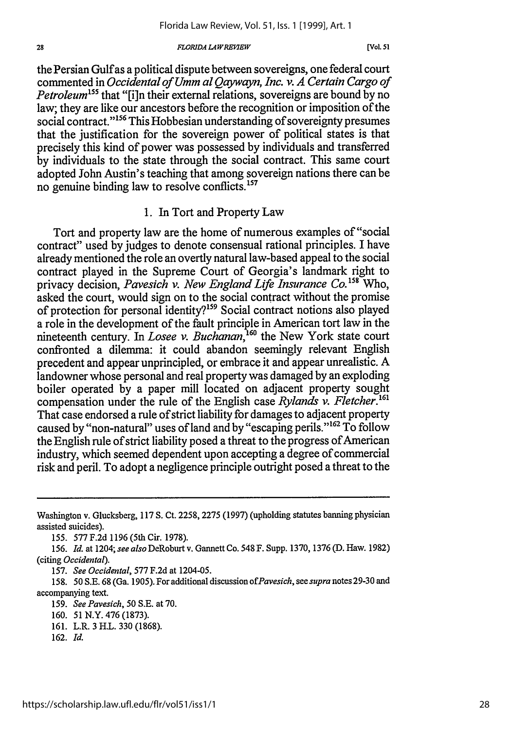the Persian Gulf as a political dispute between sovereigns, one federal court commented in *Occidental of Umm al Qaywayn, Inc. v. A Certain Cargo of Petroleum*[155] that "[i]n their external relations, sovereigns are bound by no law; they are like our ancestors before the recognition or imposition of the social contract."[156] This Hobbesian understanding of sovereignty presumes that the justification for the sovereign power of political states is that precisely this kind of power was possessed by individuals and transferred by individuals to the state through the social contract. This same court adopted John Austin's teaching that among sovereign nations there can be no genuine binding law to resolve conflicts.[157]

### 1. In Tort and Property Law

Tort and property law are the home of numerous examples of "social contract" used by judges to denote consensual rational principles. I have already mentioned the role an overtly natural law-based appeal to the social contract played in the Supreme Court of Georgia's landmark right to privacy decision, *Pavesich v. New England Life Insurance Co.*[158] Who, asked the court, would sign on to the social contract without the promise of protection for personal identity?[159] Social contract notions also played a role in the development of the fault principle in American tort law in the nineteenth century. In *Losee v. Buchanan*,[160] the New York state court confronted a dilemma: it could abandon seemingly relevant English precedent and appear unprincipled, or embrace it and appear unrealistic. A landowner whose personal and real property was damaged by an exploding boiler operated by a paper mill located on adjacent property sought compensation under the rule of the English case *Rylands v. Fletcher*.[161] That case endorsed a rule of strict liability for damages to adjacent property caused by "non-natural" uses of land and by "escaping perils."[162] To follow the English rule of strict liability posed a threat to the progress of American industry, which seemed dependent upon accepting a degree of commercial risk and peril. To adopt a negligence principle outright posed a threat to the

---

Washington v. Glucksberg, 117 S. Ct. 2258, 2275 (1997) (upholding statutes banning physician assisted suicides).

155. 577 F.2d 1196 (5th Cir. 1978).

156. *Id.* at 1204; *see also* DeRoburt v. Gannett Co. 548 F. Supp. 1370, 1376 (D. Haw. 1982) (citing *Occidental*).

157. *See Occidental*, 577 F.2d at 1204-05.

158. 50 S.E. 68 (Ga. 1905). For additional discussion of *Pavesich*, see *supra* notes 29-30 and accompanying text.

159. *See Pavesich*, 50 S.E. at 70.

160. 51 N.Y. 476 (1873).

161. L.R. 3 H.L. 330 (1868).

162. *Id.*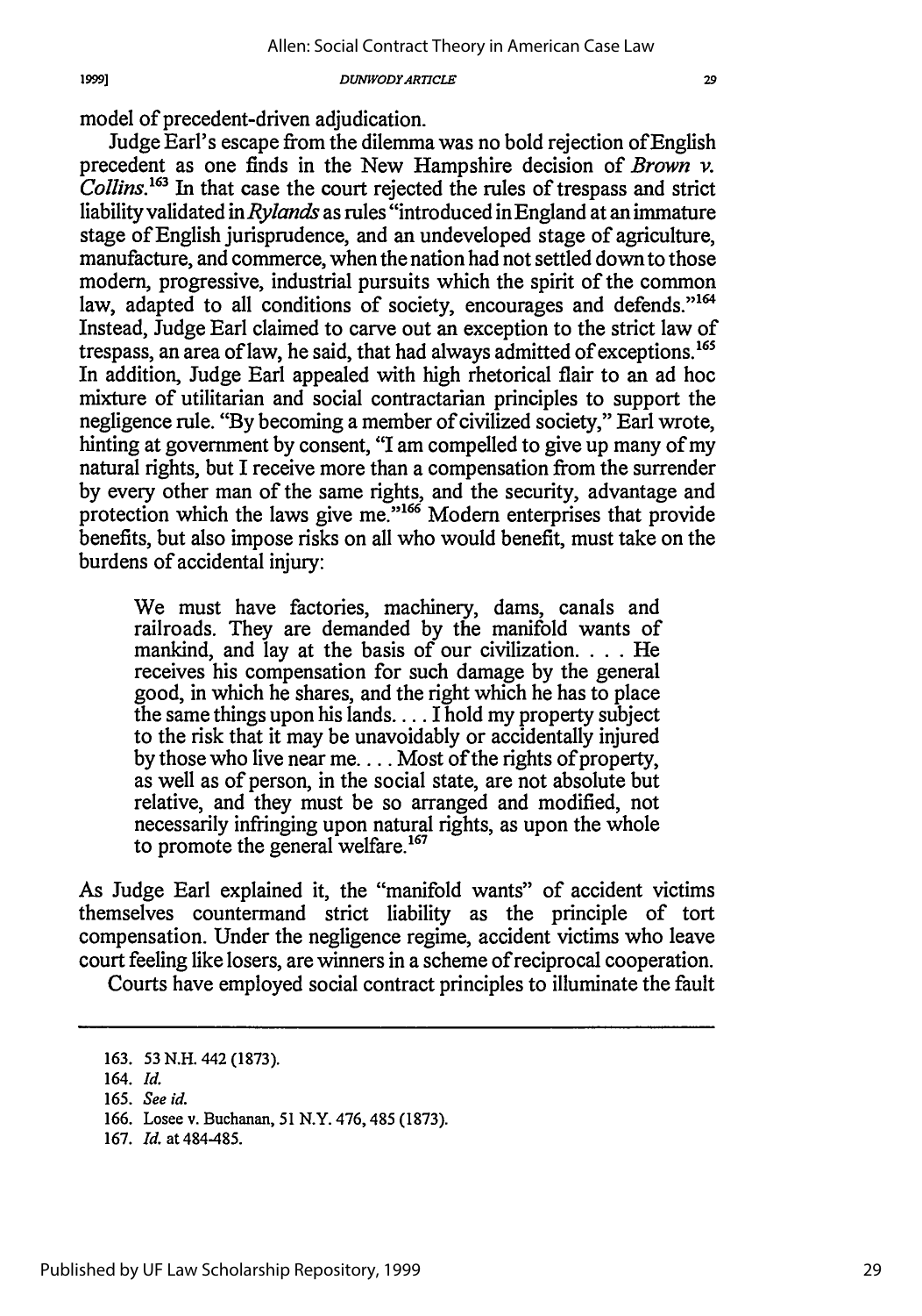model of precedent-driven adjudication.

Judge Earl's escape from the dilemma was no bold rejection of English precedent as one finds in the New Hampshire decision of *Brown v. Collins*.[163] In that case the court rejected the rules of trespass and strict liability validated in *Rylands* as rules "introduced in England at an immature stage of English jurisprudence, and an undeveloped stage of agriculture, manufacture, and commerce, when the nation had not settled down to those modern, progressive, industrial pursuits which the spirit of the common law, adapted to all conditions of society, encourages and defends."[164] Instead, Judge Earl claimed to carve out an exception to the strict law of trespass, an area of law, he said, that had always admitted of exceptions.[165] In addition, Judge Earl appealed with high rhetorical flair to an ad hoc mixture of utilitarian and social contractarian principles to support the negligence rule. "By becoming a member of civilized society," Earl wrote, hinting at government by consent, "I am compelled to give up many of my natural rights, but I receive more than a compensation from the surrender by every other man of the same rights, and the security, advantage and protection which the laws give me."[166] Modern enterprises that provide benefits, but also impose risks on all who would benefit, must take on the burdens of accidental injury:

> We must have factories, machinery, dams, canals and railroads. They are demanded by the manifold wants of mankind, and lay at the basis of our civilization. . . . He receives his compensation for such damage by the general good, in which he shares, and the right which he has to place the same things upon his lands. . . . I hold my property subject to the risk that it may be unavoidably or accidentally injured by those who live near me. . . . Most of the rights of property, as well as of person, in the social state, are not absolute but relative, and they must be so arranged and modified, not necessarily infringing upon natural rights, as upon the whole to promote the general welfare.[167]

As Judge Earl explained it, the "manifold wants" of accident victims themselves countermand strict liability as the principle of tort compensation. Under the negligence regime, accident victims who leave court feeling like losers, are winners in a scheme of reciprocal cooperation.

Courts have employed social contract principles to illuminate the fault

---

163. 53 N.H. 442 (1873).

164. *Id.*

165. *See id.*

166. Losee v. Buchanan, 51 N.Y. 476, 485 (1873).

167. *Id.* at 484-485.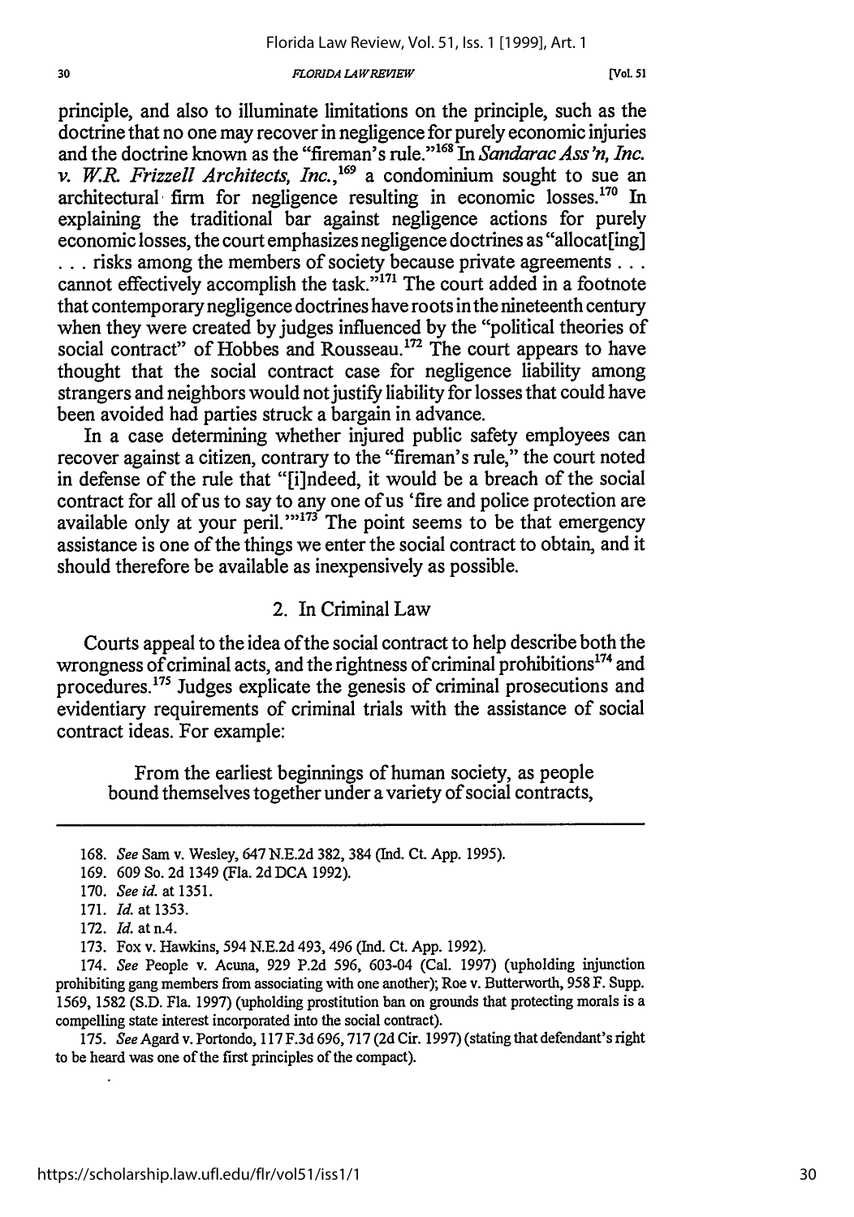principle, and also to illuminate limitations on the principle, such as the doctrine that no one may recover in negligence for purely economic injuries and the doctrine known as the "fireman's rule."[168] In *Sandarac Ass'n, Inc. v. W.R. Frizzell Architects, Inc.*,[169] a condominium sought to sue an architectural firm for negligence resulting in economic losses.[170] In explaining the traditional bar against negligence actions for purely economic losses, the court emphasizes negligence doctrines as "allocat[ing] . . . risks among the members of society because private agreements . . . cannot effectively accomplish the task."[171] The court added in a footnote that contemporary negligence doctrines have roots in the nineteenth century when they were created by judges influenced by the "political theories of social contract" of Hobbes and Rousseau.[172] The court appears to have thought that the social contract case for negligence liability among strangers and neighbors would not justify liability for losses that could have been avoided had parties struck a bargain in advance.

In a case determining whether injured public safety employees can recover against a citizen, contrary to the "fireman's rule," the court noted in defense of the rule that "[i]ndeed, it would be a breach of the social contract for all of us to say to any one of us 'fire and police protection are available only at your peril.'"[173] The point seems to be that emergency assistance is one of the things we enter the social contract to obtain, and it should therefore be available as inexpensively as possible.

### 2. In Criminal Law

Courts appeal to the idea of the social contract to help describe both the wrongness of criminal acts, and the rightness of criminal prohibitions[174] and procedures.[175] Judges explicate the genesis of criminal prosecutions and evidentiary requirements of criminal trials with the assistance of social contract ideas. For example:

> From the earliest beginnings of human society, as people bound themselves together under a variety of social contracts,

---

168. *See* Sam v. Wesley, 647 N.E.2d 382, 384 (Ind. Ct. App. 1995).

169. 609 So. 2d 1349 (Fla. 2d DCA 1992).

170. *See id.* at 1351.

171. *Id.* at 1353.

172. *Id.* at n.4.

173. Fox v. Hawkins, 594 N.E.2d 493, 496 (Ind. Ct. App. 1992).

174. *See* People v. Acuna, 929 P.2d 596, 603-04 (Cal. 1997) (upholding injunction prohibiting gang members from associating with one another); Roe v. Butterworth, 958 F. Supp. 1569, 1582 (S.D. Fla. 1997) (upholding prostitution ban on grounds that protecting morals is a compelling state interest incorporated into the social contract).

175. *See* Agard v. Portondo, 117 F.3d 696, 717 (2d Cir. 1997) (stating that defendant's right to be heard was one of the first principles of the compact).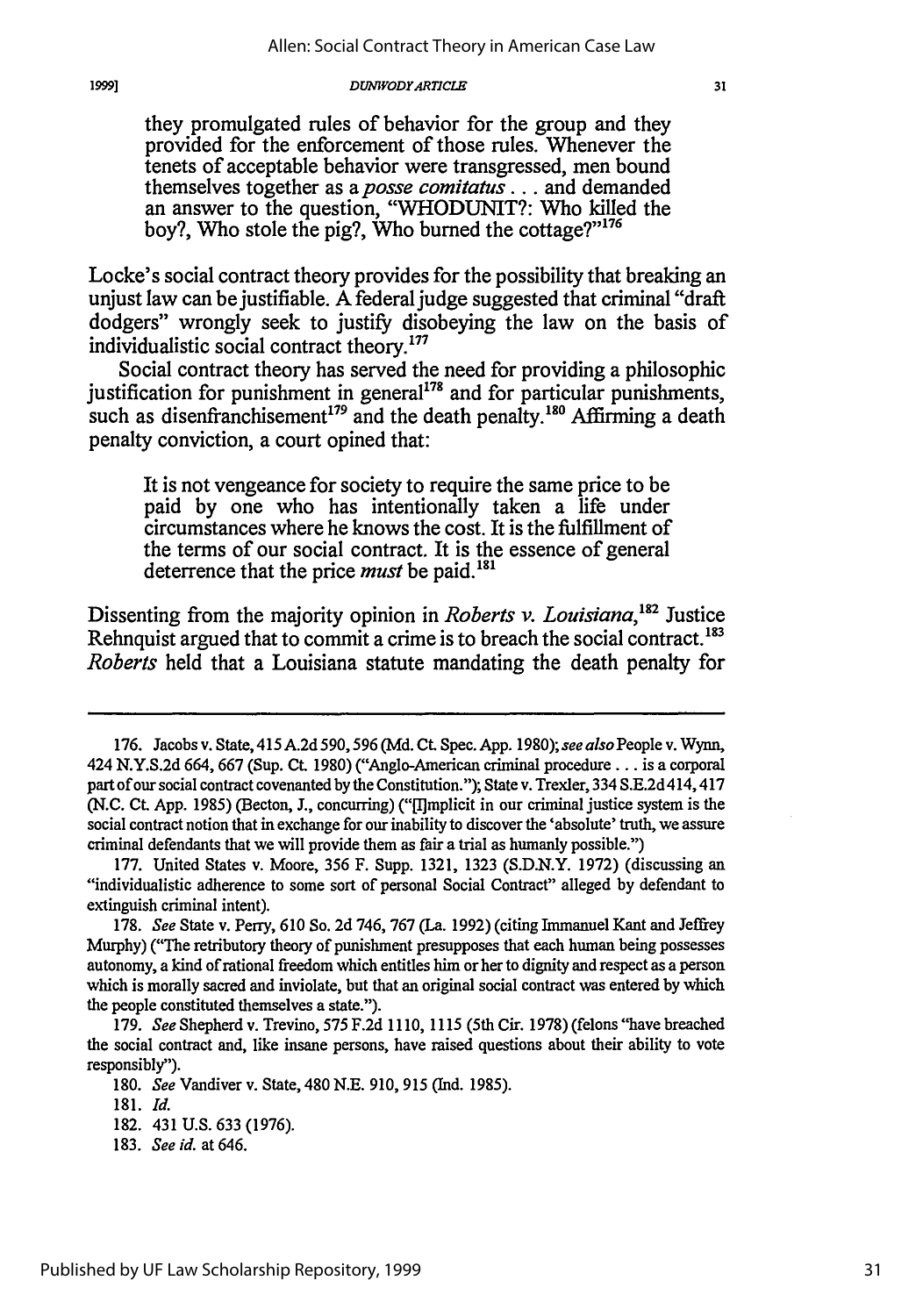they promulgated rules of behavior for the group and they provided for the enforcement of those rules. Whenever the tenets of acceptable behavior were transgressed, men bound themselves together as a *posse comitatus* . . . and demanded an answer to the question, "WHODUNIT?: Who killed the boy?, Who stole the pig?, Who burned the cottage?"[176]

Locke's social contract theory provides for the possibility that breaking an unjust law can be justifiable. A federal judge suggested that criminal "draft dodgers" wrongly seek to justify disobeying the law on the basis of individualistic social contract theory.[177]

Social contract theory has served the need for providing a philosophic justification for punishment in general[178] and for particular punishments, such as disenfranchisement[179] and the death penalty.[180] Affirming a death penalty conviction, a court opined that:

> It is not vengeance for society to require the same price to be paid by one who has intentionally taken a life under circumstances where he knows the cost. It is the fulfillment of the terms of our social contract. It is the essence of general deterrence that the price *must* be paid.[181]

Dissenting from the majority opinion in *Roberts v. Louisiana*,[182] Justice Rehnquist argued that to commit a crime is to breach the social contract.[183] *Roberts* held that a Louisiana statute mandating the death penalty for

---

176. Jacobs v. State, 415 A.2d 590, 596 (Md. Ct. Spec. App. 1980); *see also* People v. Wynn, 424 N.Y.S.2d 664, 667 (Sup. Ct. 1980) ("Anglo-American criminal procedure . . . is a corporal part of our social contract covenanted by the Constitution."); State v. Trexler, 334 S.E.2d 414, 417 (N.C. Ct. App. 1985) (Becton, J., concurring) ("[I]mplicit in our criminal justice system is the social contract notion that in exchange for our inability to discover the 'absolute' truth, we assure criminal defendants that we will provide them as fair a trial as humanly possible.")

177. United States v. Moore, 356 F. Supp. 1321, 1323 (S.D.N.Y. 1972) (discussing an "individualistic adherence to some sort of personal Social Contract" alleged by defendant to extinguish criminal intent).

178. *See* State v. Perry, 610 So. 2d 746, 767 (La. 1992) (citing Immanuel Kant and Jeffrey Murphy) ("The retributory theory of punishment presupposes that each human being possesses autonomy, a kind of rational freedom which entitles him or her to dignity and respect as a person which is morally sacred and inviolate, but that an original social contract was entered by which the people constituted themselves a state.").

179. *See* Shepherd v. Trevino, 575 F.2d 1110, 1115 (5th Cir. 1978) (felons "have breached the social contract and, like insane persons, have raised questions about their ability to vote responsibly").

180. *See* Vandiver v. State, 480 N.E. 910, 915 (Ind. 1985).

181. *Id.*

182. 431 U.S. 633 (1976).

183. *See id.* at 646.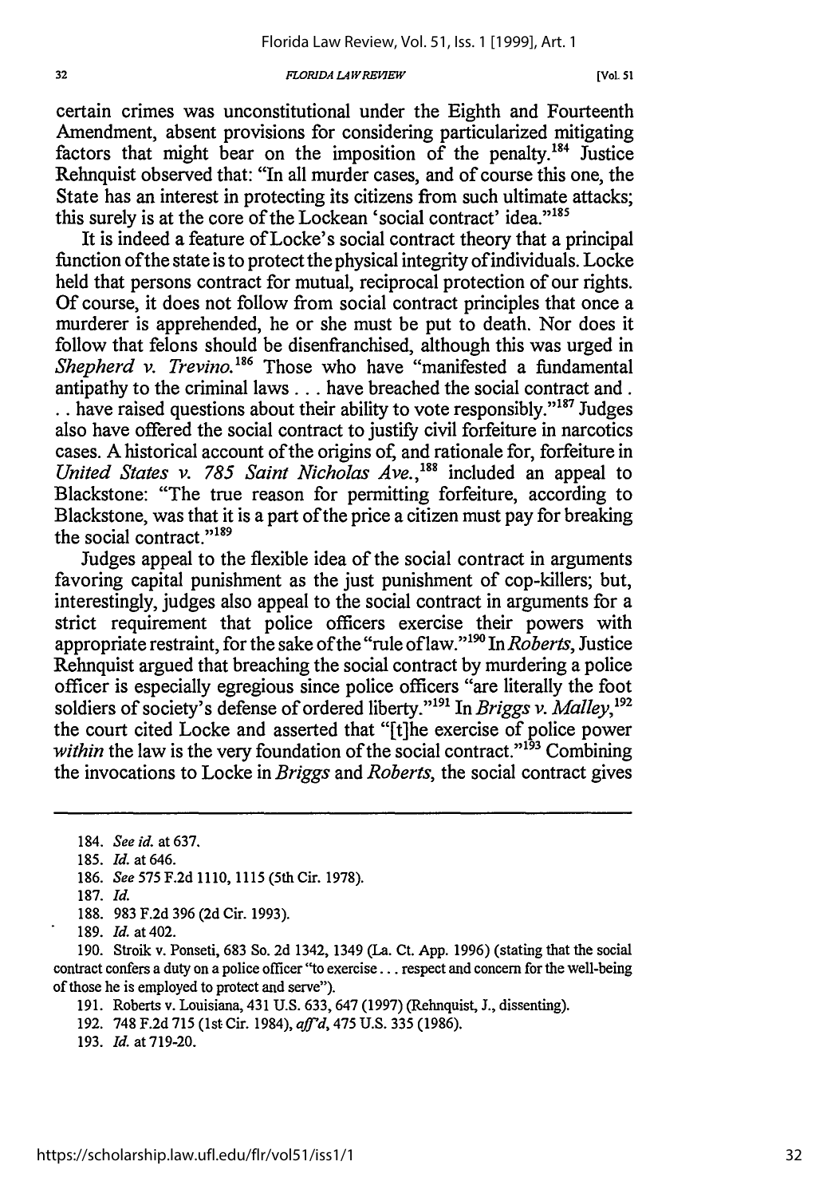certain crimes was unconstitutional under the Eighth and Fourteenth Amendment, absent provisions for considering particularized mitigating factors that might bear on the imposition of the penalty.[184] Justice Rehnquist observed that: "In all murder cases, and of course this one, the State has an interest in protecting its citizens from such ultimate attacks; this surely is at the core of the Lockean 'social contract' idea."[185]

It is indeed a feature of Locke's social contract theory that a principal function of the state is to protect the physical integrity of individuals. Locke held that persons contract for mutual, reciprocal protection of our rights. Of course, it does not follow from social contract principles that once a murderer is apprehended, he or she must be put to death. Nor does it follow that felons should be disenfranchised, although this was urged in *Shepherd v. Trevino*.[186] Those who have "manifested a fundamental antipathy to the criminal laws . . . have breached the social contract and . . . have raised questions about their ability to vote responsibly."[187] Judges also have offered the social contract to justify civil forfeiture in narcotics cases. A historical account of the origins of, and rationale for, forfeiture in *United States v. 785 Saint Nicholas Ave.*,[188] included an appeal to Blackstone: "The true reason for permitting forfeiture, according to Blackstone, was that it is a part of the price a citizen must pay for breaking the social contract."[189]

Judges appeal to the flexible idea of the social contract in arguments favoring capital punishment as the just punishment of cop-killers; but, interestingly, judges also appeal to the social contract in arguments for a strict requirement that police officers exercise their powers with appropriate restraint, for the sake of the "rule of law."[190] In *Roberts*, Justice Rehnquist argued that breaching the social contract by murdering a police officer is especially egregious since police officers "are literally the foot soldiers of society's defense of ordered liberty."[191] In *Briggs v. Malley*,[192] the court cited Locke and asserted that "[t]he exercise of police power *within* the law is the very foundation of the social contract."[193] Combining the invocations to Locke in *Briggs* and *Roberts*, the social contract gives

---

184. *See id.* at 637.

185. *Id.* at 646.

186. *See* 575 F.2d 1110, 1115 (5th Cir. 1978).

187. *Id.*

188. 983 F.2d 396 (2d Cir. 1993).

189. *Id.* at 402.

190. Stroik v. Ponseti, 683 So. 2d 1342, 1349 (La. Ct. App. 1996) (stating that the social contract confers a duty on a police officer "to exercise . . . respect and concern for the well-being of those he is employed to protect and serve").

191. Roberts v. Louisiana, 431 U.S. 633, 647 (1997) (Rehnquist, J., dissenting).

192. 748 F.2d 715 (1st Cir. 1984), *aff'd*, 475 U.S. 335 (1986).

193. *Id.* at 719-20.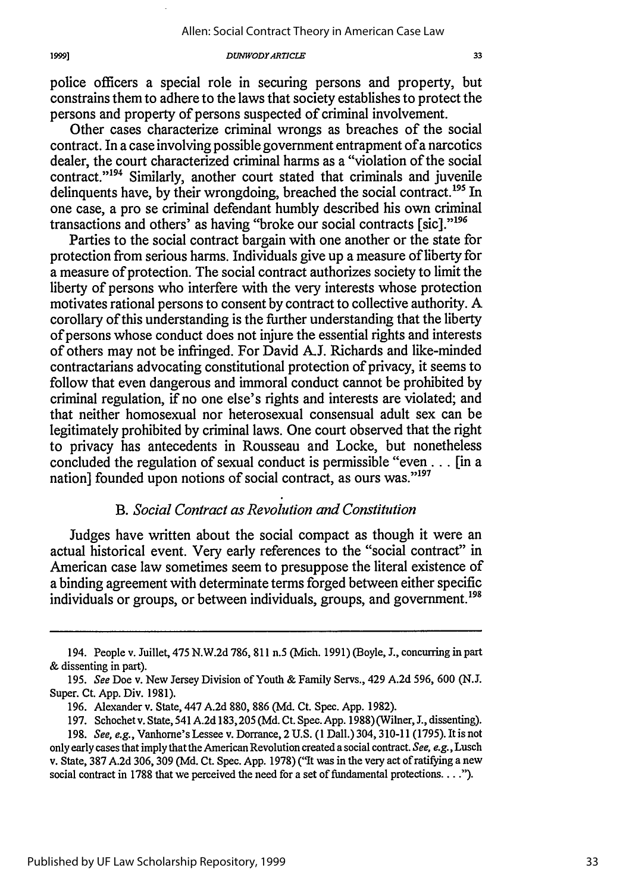police officers a special role in securing persons and property, but constrains them to adhere to the laws that society establishes to protect the persons and property of persons suspected of criminal involvement.

Other cases characterize criminal wrongs as breaches of the social contract. In a case involving possible government entrapment of a narcotics dealer, the court characterized criminal harms as a "violation of the social contract."[194] Similarly, another court stated that criminals and juvenile delinquents have, by their wrongdoing, breached the social contract.[195] In one case, a pro se criminal defendant humbly described his own criminal transactions and others' as having "broke our social contracts [sic]."[196]

Parties to the social contract bargain with one another or the state for protection from serious harms. Individuals give up a measure of liberty for a measure of protection. The social contract authorizes society to limit the liberty of persons who interfere with the very interests whose protection motivates rational persons to consent by contract to collective authority. A corollary of this understanding is the further understanding that the liberty of persons whose conduct does not injure the essential rights and interests of others may not be infringed. For David A.J. Richards and like-minded contractarians advocating constitutional protection of privacy, it seems to follow that even dangerous and immoral conduct cannot be prohibited by criminal regulation, if no one else's rights and interests are violated; and that neither homosexual nor heterosexual consensual adult sex can be legitimately prohibited by criminal laws. One court observed that the right to privacy has antecedents in Rousseau and Locke, but nonetheless concluded the regulation of sexual conduct is permissible "even . . . [in a nation] founded upon notions of social contract, as ours was."[197]

### B. *Social Contract as Revolution and Constitution*

Judges have written about the social compact as though it were an actual historical event. Very early references to the "social contract" in American case law sometimes seem to presuppose the literal existence of a binding agreement with determinate terms forged between either specific individuals or groups, or between individuals, groups, and government.[198]

---

194. People v. Juillet, 475 N.W.2d 786, 811 n.5 (Mich. 1991) (Boyle, J., concurring in part & dissenting in part).

195. *See* Doe v. New Jersey Division of Youth & Family Servs., 429 A.2d 596, 600 (N.J. Super. Ct. App. Div. 1981).

196. Alexander v. State, 447 A.2d 880, 886 (Md. Ct. Spec. App. 1982).

197. Schochet v. State, 541 A.2d 183, 205 (Md. Ct. Spec. App. 1988) (Wilner, J., dissenting).

198. *See, e.g.*, Vanhorne's Lessee v. Dorrance, 2 U.S. (1 Dall.) 304, 310-11 (1795). It is not only early cases that imply that the American Revolution created a social contract. *See, e.g.*, Lusch v. State, 387 A.2d 306, 309 (Md. Ct. Spec. App. 1978) ("It was in the very act of ratifying a new social contract in 1788 that we perceived the need for a set of fundamental protections. . . .").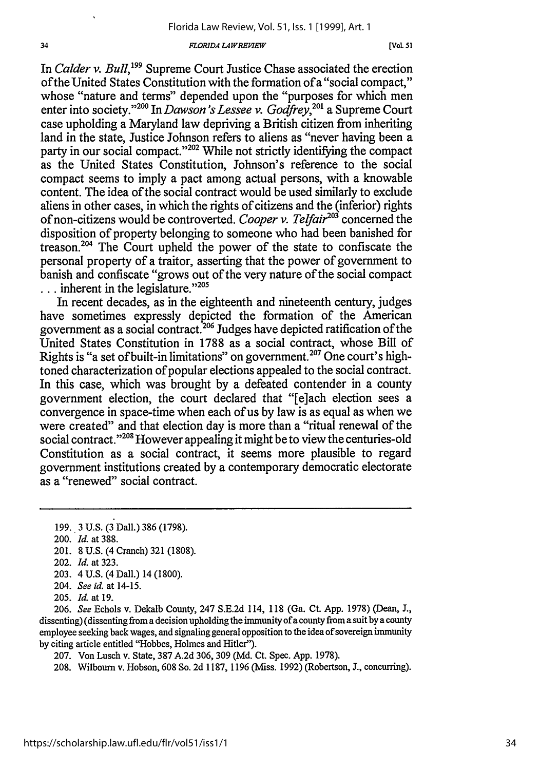In *Calder v. Bull*,[199] Supreme Court Justice Chase associated the erection of the United States Constitution with the formation of a "social compact," whose "nature and terms" depended upon the "purposes for which men enter into society."[200] In *Dawson's Lessee v. Godfrey*,[201] a Supreme Court case upholding a Maryland law depriving a British citizen from inheriting land in the state, Justice Johnson refers to aliens as "never having been a party in our social compact."[202] While not strictly identifying the compact as the United States Constitution, Johnson's reference to the social compact seems to imply a pact among actual persons, with a knowable content. The idea of the social contract would be used similarly to exclude aliens in other cases, in which the rights of citizens and the (inferior) rights of non-citizens would be controverted. *Cooper v. Telfair*[203] concerned the disposition of property belonging to someone who had been banished for treason.[204] The Court upheld the power of the state to confiscate the personal property of a traitor, asserting that the power of government to banish and confiscate "grows out of the very nature of the social compact . . . inherent in the legislature."[205]

In recent decades, as in the eighteenth and nineteenth century, judges have sometimes expressly depicted the formation of the American government as a social contract.[206] Judges have depicted ratification of the United States Constitution in 1788 as a social contract, whose Bill of Rights is "a set of built-in limitations" on government.[207] One court's high-toned characterization of popular elections appealed to the social contract. In this case, which was brought by a defeated contender in a county government election, the court declared that "[e]ach election sees a convergence in space-time when each of us by law is as equal as when we were created" and that election day is more than a "ritual renewal of the social contract."[208] However appealing it might be to view the centuries-old Constitution as a social contract, it seems more plausible to regard government institutions created by a contemporary democratic electorate as a "renewed" social contract.

---

199. 3 U.S. (3 Dall.) 386 (1798).

200. *Id.* at 388.

201. 8 U.S. (4 Cranch) 321 (1808).

202. *Id.* at 323.

203. 4 U.S. (4 Dall.) 14 (1800).

204. *See id.* at 14-15.

205. *Id.* at 19.

206. *See* Echols v. Dekalb County, 247 S.E.2d 114, 118 (Ga. Ct. App. 1978) (Dean, J., dissenting) (dissenting from a decision upholding the immunity of a county from a suit by a county employee seeking back wages, and signaling general opposition to the idea of sovereign immunity by citing article entitled "Hobbes, Holmes and Hitler").

207. Von Lusch v. State, 387 A.2d 306, 309 (Md. Ct. Spec. App. 1978).

208. Wilbourn v. Hobson, 608 So. 2d 1187, 1196 (Miss. 1992) (Robertson, J., concurring).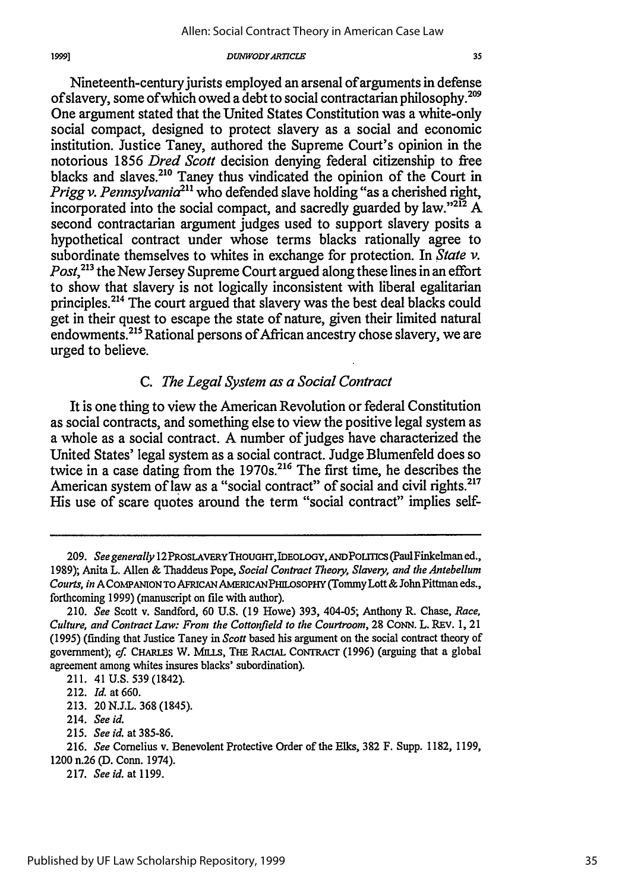Nineteenth-century jurists employed an arsenal of arguments in defense of slavery, some of which owed a debt to social contractarian philosophy.[209] One argument stated that the United States Constitution was a white-only social compact, designed to protect slavery as a social and economic institution. Justice Taney, authored the Supreme Court's opinion in the notorious 1856 *Dred Scott* decision denying federal citizenship to free blacks and slaves.[210] Taney thus vindicated the opinion of the Court in *Prigg v. Pennsylvania*[211] who defended slave holding "as a cherished right, incorporated into the social compact, and sacredly guarded by law."[212] A second contractarian argument judges used to support slavery posits a hypothetical contract under whose terms blacks rationally agree to subordinate themselves to whites in exchange for protection. In *State v. Post*,[213] the New Jersey Supreme Court argued along these lines in an effort to show that slavery is not logically inconsistent with liberal egalitarian principles.[214] The court argued that slavery was the best deal blacks could get in their quest to escape the state of nature, given their limited natural endowments.[215] Rational persons of African ancestry chose slavery, we are urged to believe.

### C. *The Legal System as a Social Contract*

It is one thing to view the American Revolution or federal Constitution as social contracts, and something else to view the positive legal system as a whole as a social contract. A number of judges have characterized the United States' legal system as a social contract. Judge Blumenfeld does so twice in a case dating from the 1970s.[216] The first time, he describes the American system of law as a "social contract" of social and civil rights.[217] His use of scare quotes around the term "social contract" implies self-

---

209. *See generally* 12 PROSLAVERY THOUGHT, IDEOLOGY, AND POLITICS (Paul Finkelman ed., 1989); Anita L. Allen & Thaddeus Pope, *Social Contract Theory, Slavery, and the Antebellum Courts*, *in* A COMPANION TO AFRICAN AMERICAN PHILOSOPHY (Tommy Lott & John Pittman eds., forthcoming 1999) (manuscript on file with author).

210. *See* Scott v. Sandford, 60 U.S. (19 Howe) 393, 404-05; Anthony R. Chase, *Race, Culture, and Contract Law: From the Cottonfield to the Courtroom*, 28 CONN. L. REV. 1, 21 (1995) (finding that Justice Taney in *Scott* based his argument on the social contract theory of government); *cf.* CHARLES W. MILLS, THE RACIAL CONTRACT (1996) (arguing that a global agreement among whites insures blacks' subordination).

211. 41 U.S. 539 (1842).

212. *Id.* at 660.

213. 20 N.J.L. 368 (1845).

214. *See id.*

215. *See id.* at 385-86.

216. *See* Cornelius v. Benevolent Protective Order of the Elks, 382 F. Supp. 1182, 1199, 1200 n.26 (D. Conn. 1974).

217. *See id.* at 1199.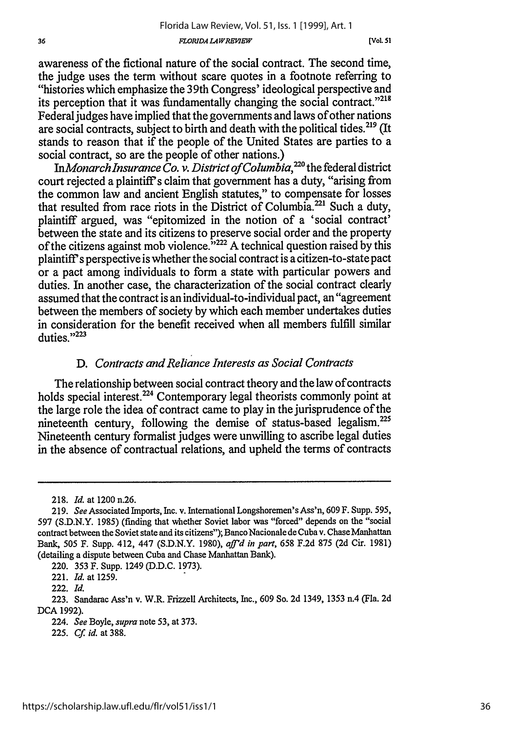awareness of the fictional nature of the social contract. The second time, the judge uses the term without scare quotes in a footnote referring to "histories which emphasize the 39th Congress' ideological perspective and its perception that it was fundamentally changing the social contract."[218] Federal judges have implied that the governments and laws of other nations are social contracts, subject to birth and death with the political tides.[219] (It stands to reason that if the people of the United States are parties to a social contract, so are the people of other nations.)

In *Monarch Insurance Co. v. District of Columbia*,[220] the federal district court rejected a plaintiff's claim that government has a duty, "arising from the common law and ancient English statutes," to compensate for losses that resulted from race riots in the District of Columbia.[221] Such a duty, plaintiff argued, was "epitomized in the notion of a 'social contract' between the state and its citizens to preserve social order and the property of the citizens against mob violence."[222] A technical question raised by this plaintiff's perspective is whether the social contract is a citizen-to-state pact or a pact among individuals to form a state with particular powers and duties. In another case, the characterization of the social contract clearly assumed that the contract is an individual-to-individual pact, an "agreement between the members of society by which each member undertakes duties in consideration for the benefit received when all members fulfill similar duties."[223]

### D. *Contracts and Reliance Interests as Social Contracts*

The relationship between social contract theory and the law of contracts holds special interest.[224] Contemporary legal theorists commonly point at the large role the idea of contract came to play in the jurisprudence of the nineteenth century, following the demise of status-based legalism.[225] Nineteenth century formalist judges were unwilling to ascribe legal duties in the absence of contractual relations, and upheld the terms of contracts

---

218. *Id.* at 1200 n.26.

219. *See* Associated Imports, Inc. v. International Longshoremen's Ass'n, 609 F. Supp. 595, 597 (S.D.N.Y. 1985) (finding that whether Soviet labor was "forced" depends on the "social contract between the Soviet state and its citizens"); Banco Nacionale de Cuba v. Chase Manhattan Bank, 505 F. Supp. 412, 447 (S.D.N.Y. 1980), *aff'd in part*, 658 F.2d 875 (2d Cir. 1981) (detailing a dispute between Cuba and Chase Manhattan Bank).

220. 353 F. Supp. 1249 (D.D.C. 1973).

221. *Id.* at 1259.

222. *Id.*

223. Sandarac Ass'n v. W.R. Frizzell Architects, Inc., 609 So. 2d 1349, 1353 n.4 (Fla. 2d DCA 1992).

224. *See* Boyle, *supra* note 53, at 373.

225. *Cf. id.* at 388.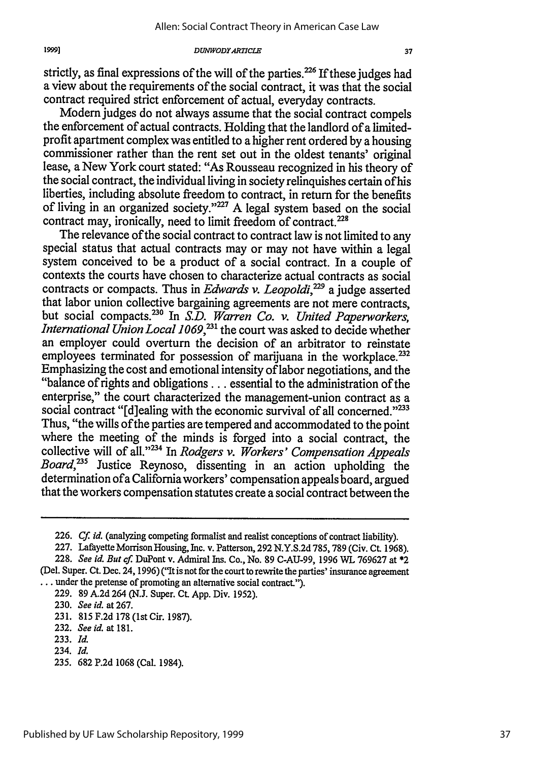strictly, as final expressions of the will of the parties.[226] If these judges had a view about the requirements of the social contract, it was that the social contract required strict enforcement of actual, everyday contracts.

Modern judges do not always assume that the social contract compels the enforcement of actual contracts. Holding that the landlord of a limited-profit apartment complex was entitled to a higher rent ordered by a housing commissioner rather than the rent set out in the oldest tenants' original lease, a New York court stated: "As Rousseau recognized in his theory of the social contract, the individual living in society relinquishes certain of his liberties, including absolute freedom to contract, in return for the benefits of living in an organized society."[227] A legal system based on the social contract may, ironically, need to limit freedom of contract.[228]

The relevance of the social contract to contract law is not limited to any special status that actual contracts may or may not have within a legal system conceived to be a product of a social contract. In a couple of contexts the courts have chosen to characterize actual contracts as social contracts or compacts. Thus in *Edwards v. Leopoldi*,[229] a judge asserted that labor union collective bargaining agreements are not mere contracts, but social compacts.[230] In *S.D. Warren Co. v. United Paperworkers, International Union Local 1069*,[231] the court was asked to decide whether an employer could overturn the decision of an arbitrator to reinstate employees terminated for possession of marijuana in the workplace.[232] Emphasizing the cost and emotional intensity of labor negotiations, and the "balance of rights and obligations . . . essential to the administration of the enterprise," the court characterized the management-union contract as a social contract "[d]ealing with the economic survival of all concerned."[233] Thus, "the wills of the parties are tempered and accommodated to the point where the meeting of the minds is forged into a social contract, the collective will of all."[234] In *Rodgers v. Workers' Compensation Appeals Board*,[235] Justice Reynoso, dissenting in an action upholding the determination of a California workers' compensation appeals board, argued that the workers compensation statutes create a social contract between the

---

226. *Cf. id.* (analyzing competing formalist and realist conceptions of contract liability).

227. Lafayette Morrison Housing, Inc. v. Patterson, 292 N.Y.S.2d 785, 789 (Civ. Ct. 1968).

228. *See id. But cf.* DuPont v. Admiral Ins. Co., No. 89 C-AU-99, 1996 WL 769627 at *2 (Del. Super. Ct. Dec. 24, 1996) ("It is not for the court to rewrite the parties' insurance agreement . . . under the pretense of promoting an alternative social contract.").

229. 89 A.2d 264 (N.J. Super. Ct. App. Div. 1952).

230. *See id.* at 267.

231. 815 F.2d 178 (1st Cir. 1987).

232. *See id.* at 181.

233. *Id.*

234. *Id.*

235. 682 P.2d 1068 (Cal. 1984).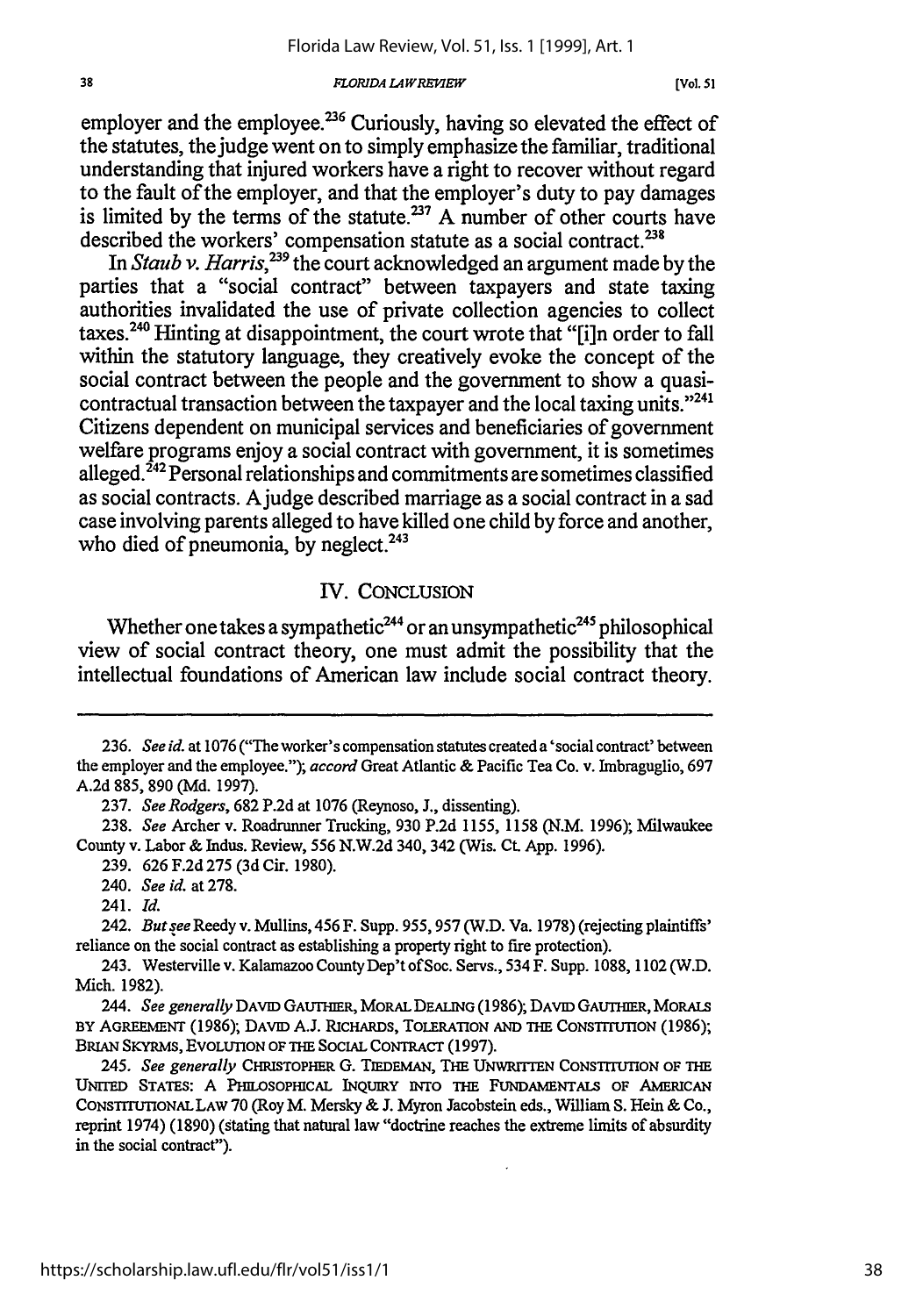employer and the employee.[236] Curiously, having so elevated the effect of the statutes, the judge went on to simply emphasize the familiar, traditional understanding that injured workers have a right to recover without regard to the fault of the employer, and that the employer's duty to pay damages is limited by the terms of the statute.[237] A number of other courts have described the workers' compensation statute as a social contract.[238]

In *Staub v. Harris*,[239] the court acknowledged an argument made by the parties that a "social contract" between taxpayers and state taxing authorities invalidated the use of private collection agencies to collect taxes.[240] Hinting at disappointment, the court wrote that "[i]n order to fall within the statutory language, they creatively evoke the concept of the social contract between the people and the government to show a quasi-contractual transaction between the taxpayer and the local taxing units."[241] Citizens dependent on municipal services and beneficiaries of government welfare programs enjoy a social contract with government, it is sometimes alleged.[242] Personal relationships and commitments are sometimes classified as social contracts. A judge described marriage as a social contract in a sad case involving parents alleged to have killed one child by force and another, who died of pneumonia, by neglect.[243]

## IV. CONCLUSION

Whether one takes a sympathetic[244] or an unsympathetic[245] philosophical view of social contract theory, one must admit the possibility that the intellectual foundations of American law include social contract theory.

---

236. *See id.* at 1076 ("The worker's compensation statutes created a 'social contract' between the employer and the employee."); *accord* Great Atlantic & Pacific Tea Co. v. Imbraguglio, 697 A.2d 885, 890 (Md. 1997).

237. *See Rodgers*, 682 P.2d at 1076 (Reynoso, J., dissenting).

238. *See* Archer v. Roadrunner Trucking, 930 P.2d 1155, 1158 (N.M. 1996); Milwaukee County v. Labor & Indus. Review, 556 N.W.2d 340, 342 (Wis. Ct. App. 1996).

239. 626 F.2d 275 (3d Cir. 1980).

240. *See id.* at 278.

241. *Id.*

242. *But see* Reedy v. Mullins, 456 F. Supp. 955, 957 (W.D. Va. 1978) (rejecting plaintiffs' reliance on the social contract as establishing a property right to fire protection).

243. Westerville v. Kalamazoo County Dep't of Soc. Servs., 534 F. Supp. 1088, 1102 (W.D. Mich. 1982).

244. *See generally* DAVID GAUTHIER, MORAL DEALING (1986); DAVID GAUTHIER, MORALS BY AGREEMENT (1986); DAVID A.J. RICHARDS, TOLERATION AND THE CONSTITUTION (1986); BRIAN SKYRMS, EVOLUTION OF THE SOCIAL CONTRACT (1997).

245. *See generally* CHRISTOPHER G. TIEDEMAN, THE UNWRITTEN CONSTITUTION OF THE UNITED STATES: A PHILOSOPHICAL INQUIRY INTO THE FUNDAMENTALS OF AMERICAN CONSTITUTIONAL LAW 70 (Roy M. Mersky & J. Myron Jacobstein eds., William S. Hein & Co., reprint 1974) (1890) (stating that natural law "doctrine reaches the extreme limits of absurdity in the social contract").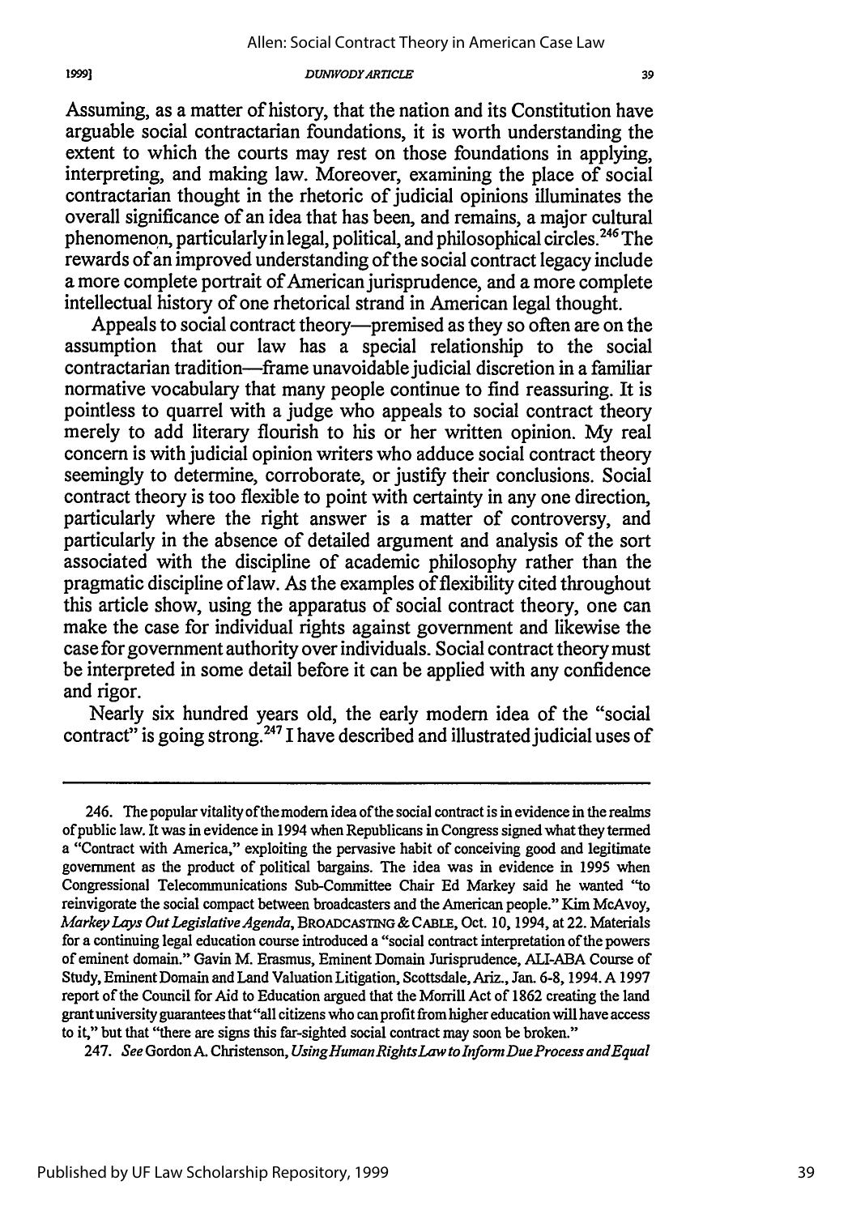Assuming, as a matter of history, that the nation and its Constitution have arguable social contractarian foundations, it is worth understanding the extent to which the courts may rest on those foundations in applying, interpreting, and making law. Moreover, examining the place of social contractarian thought in the rhetoric of judicial opinions illuminates the overall significance of an idea that has been, and remains, a major cultural phenomenon, particularly in legal, political, and philosophical circles.[246] The rewards of an improved understanding of the social contract legacy include a more complete portrait of American jurisprudence, and a more complete intellectual history of one rhetorical strand in American legal thought.

Appeals to social contract theory—premised as they so often are on the assumption that our law has a special relationship to the social contractarian tradition—frame unavoidable judicial discretion in a familiar normative vocabulary that many people continue to find reassuring. It is pointless to quarrel with a judge who appeals to social contract theory merely to add literary flourish to his or her written opinion. My real concern is with judicial opinion writers who adduce social contract theory seemingly to determine, corroborate, or justify their conclusions. Social contract theory is too flexible to point with certainty in any one direction, particularly where the right answer is a matter of controversy, and particularly in the absence of detailed argument and analysis of the sort associated with the discipline of academic philosophy rather than the pragmatic discipline of law. As the examples of flexibility cited throughout this article show, using the apparatus of social contract theory, one can make the case for individual rights against government and likewise the case for government authority over individuals. Social contract theory must be interpreted in some detail before it can be applied with any confidence and rigor.

Nearly six hundred years old, the early modern idea of the "social contract" is going strong.[247] I have described and illustrated judicial uses of

---

246. The popular vitality of the modern idea of the social contract is in evidence in the realms of public law. It was in evidence in 1994 when Republicans in Congress signed what they termed a "Contract with America," exploiting the pervasive habit of conceiving good and legitimate government as the product of political bargains. The idea was in evidence in 1995 when Congressional Telecommunications Sub-Committee Chair Ed Markey said he wanted "to reinvigorate the social compact between broadcasters and the American people." Kim McAvoy, *Markey Lays Out Legislative Agenda*, BROADCASTING & CABLE, Oct. 10, 1994, at 22. Materials for a continuing legal education course introduced a "social contract interpretation of the powers of eminent domain." Gavin M. Erasmus, Eminent Domain Jurisprudence, ALI-ABA Course of Study, Eminent Domain and Land Valuation Litigation, Scottsdale, Ariz., Jan. 6-8, 1994. A 1997 report of the Council for Aid to Education argued that the Morrill Act of 1862 creating the land grant university guarantees that "all citizens who can profit from higher education will have access to it," but that "there are signs this far-sighted social contract may soon be broken."

247. *See* Gordon A. Christenson, *Using Human Rights Law to Inform Due Process and Equal*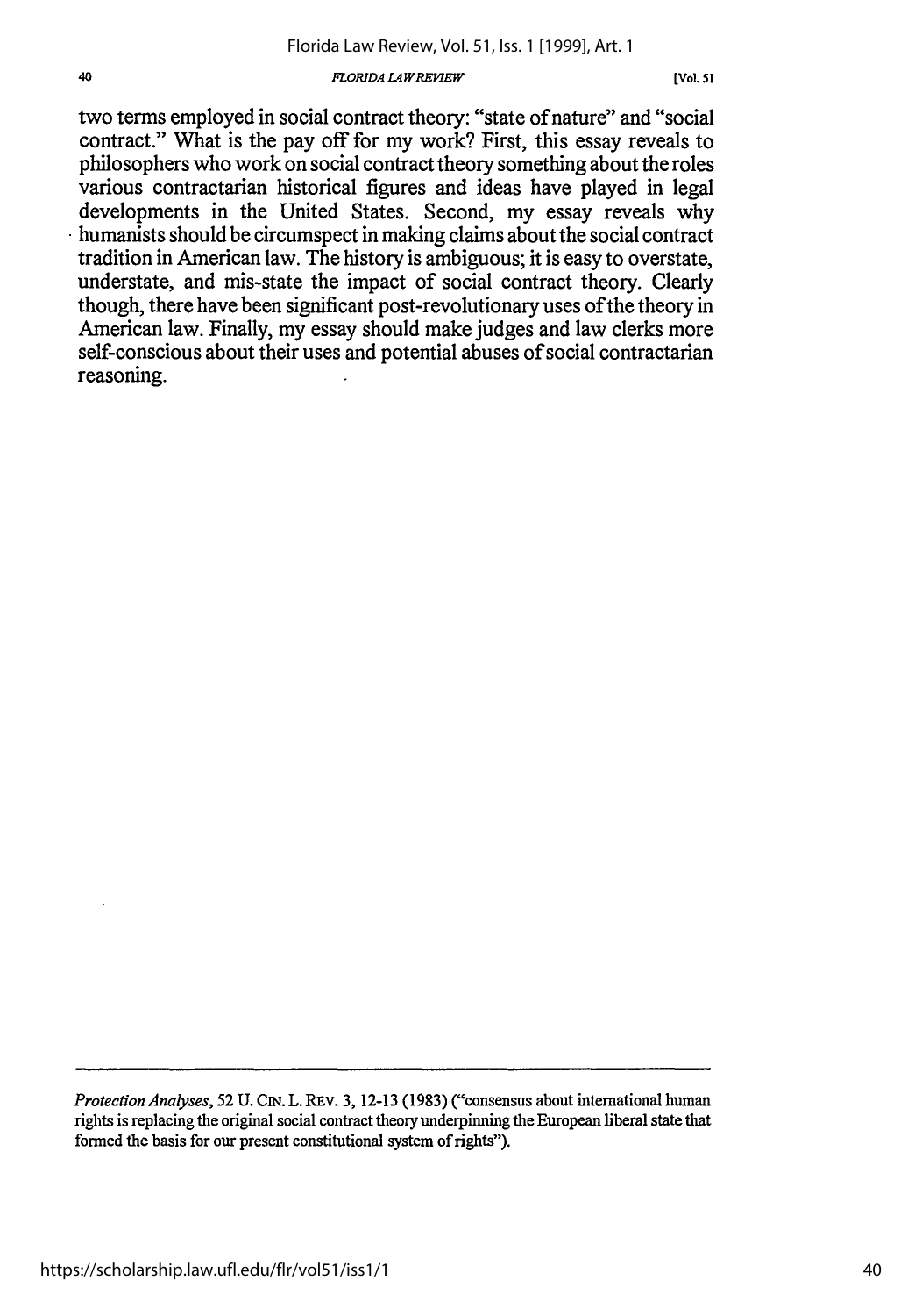two terms employed in social contract theory: "state of nature" and "social contract." What is the pay off for my work? First, this essay reveals to philosophers who work on social contract theory something about the roles various contractarian historical figures and ideas have played in legal developments in the United States. Second, my essay reveals why humanists should be circumspect in making claims about the social contract tradition in American law. The history is ambiguous; it is easy to overstate, understate, and mis-state the impact of social contract theory. Clearly though, there have been significant post-revolutionary uses of the theory in American law. Finally, my essay should make judges and law clerks more self-conscious about their uses and potential abuses of social contractarian reasoning.

---

*Protection Analyses*, 52 U. CIN. L. REV. 3, 12-13 (1983) ("consensus about international human rights is replacing the original social contract theory underpinning the European liberal state that formed the basis for our present constitutional system of rights").